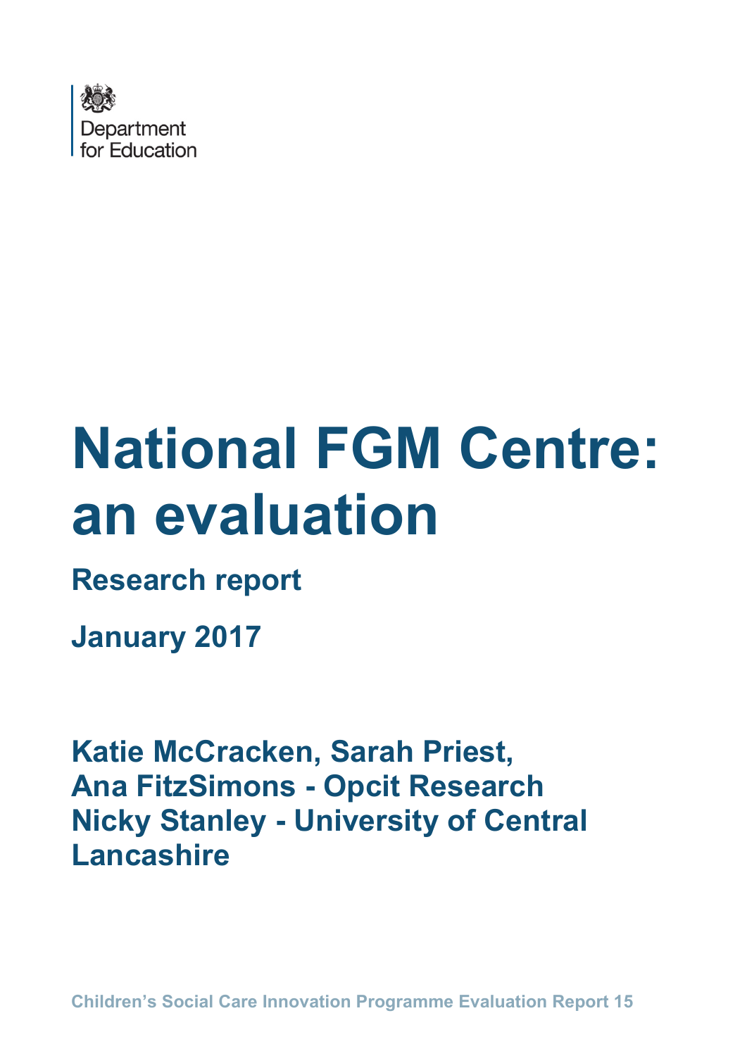Department for Education

# National FGM Centre: an evaluation

## Research report

## January 2017

**Katie McCracken, Sarah Priest, Ana FitzSimons - Opcit Research**
**Nicky Stanley - University of Central Lancashire**

Children's Social Care Innovation Programme Evaluation Report 15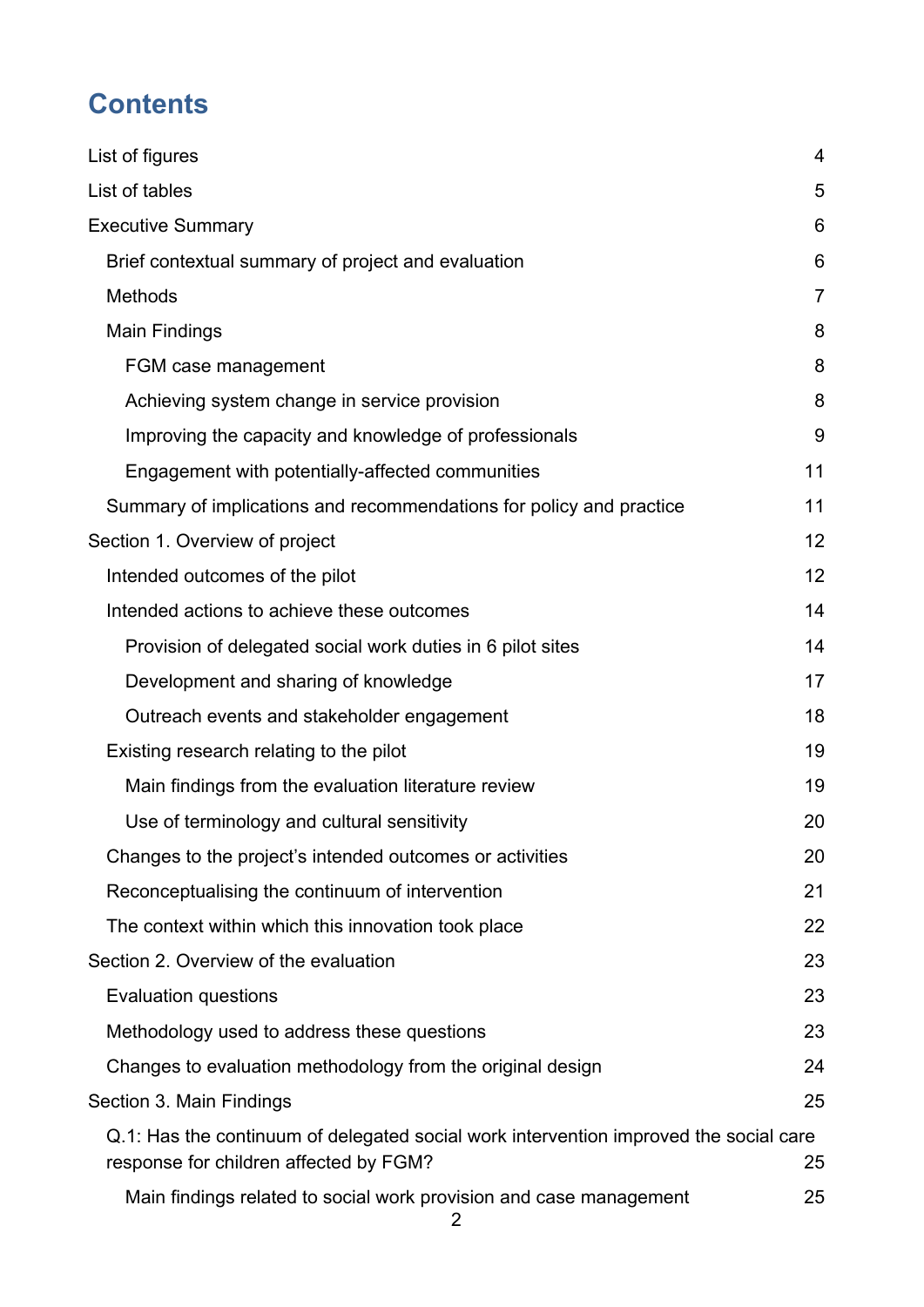# Contents

List of figures 4

List of tables 5

Executive Summary 6

- Brief contextual summary of project and evaluation 6
- Methods 7
- Main Findings 8
  - FGM case management 8
  - Achieving system change in service provision 8
  - Improving the capacity and knowledge of professionals 9
  - Engagement with potentially-affected communities 11
- Summary of implications and recommendations for policy and practice 11

Section 1. Overview of project 12

- Intended outcomes of the pilot 12
- Intended actions to achieve these outcomes 14
  - Provision of delegated social work duties in 6 pilot sites 14
  - Development and sharing of knowledge 17
  - Outreach events and stakeholder engagement 18
- Existing research relating to the pilot 19
  - Main findings from the evaluation literature review 19
  - Use of terminology and cultural sensitivity 20
- Changes to the project's intended outcomes or activities 20
- Reconceptualising the continuum of intervention 21
- The context within which this innovation took place 22

Section 2. Overview of the evaluation 23

- Evaluation questions 23
- Methodology used to address these questions 23
- Changes to evaluation methodology from the original design 24

Section 3. Main Findings 25

- Q.1: Has the continuum of delegated social work intervention improved the social care response for children affected by FGM? 25
  - Main findings related to social work provision and case management 25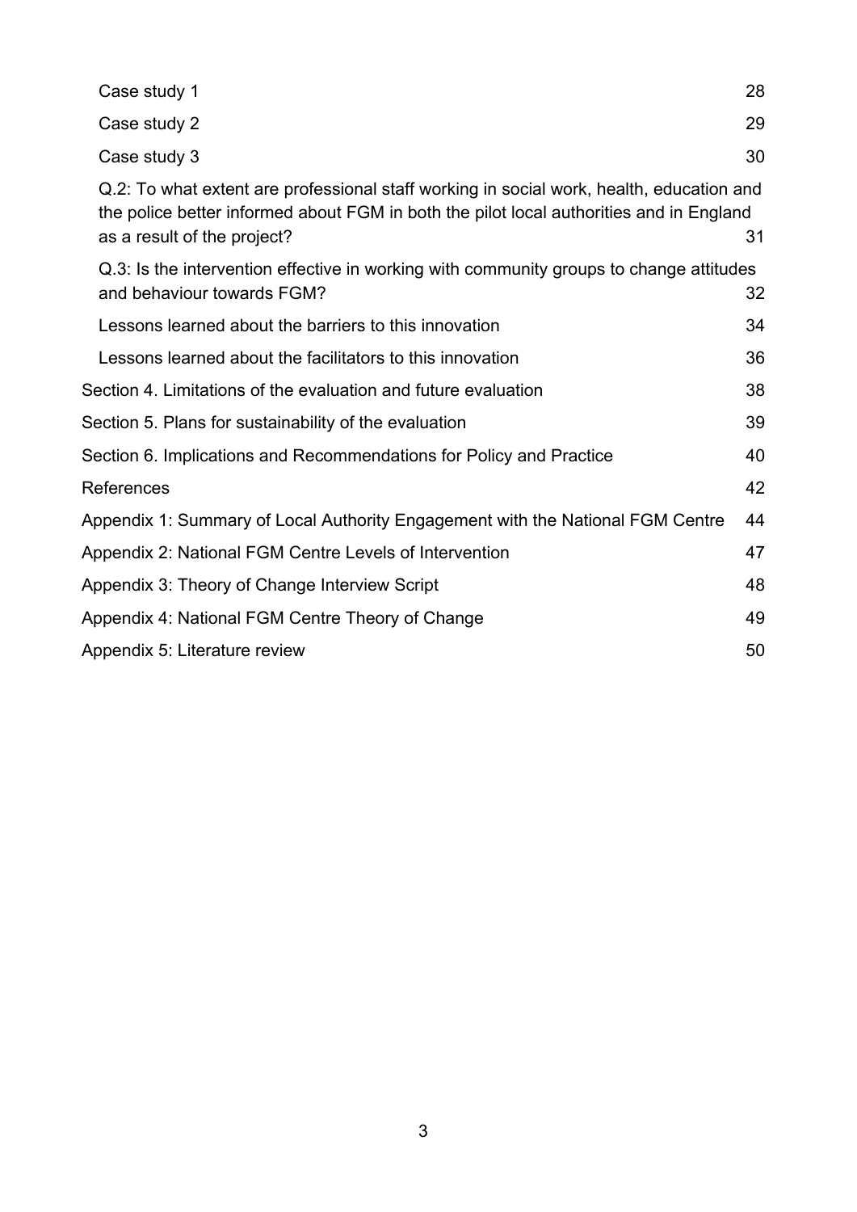| | |
|---|---|
| Case study 1 | 28 |
| Case study 2 | 29 |
| Case study 3 | 30 |
| Q.2: To what extent are professional staff working in social work, health, education and the police better informed about FGM in both the pilot local authorities and in England as a result of the project? | 31 |
| Q.3: Is the intervention effective in working with community groups to change attitudes and behaviour towards FGM? | 32 |
| Lessons learned about the barriers to this innovation | 34 |
| Lessons learned about the facilitators to this innovation | 36 |
| Section 4. Limitations of the evaluation and future evaluation | 38 |
| Section 5. Plans for sustainability of the evaluation | 39 |
| Section 6. Implications and Recommendations for Policy and Practice | 40 |
| References | 42 |
| Appendix 1: Summary of Local Authority Engagement with the National FGM Centre | 44 |
| Appendix 2: National FGM Centre Levels of Intervention | 47 |
| Appendix 3: Theory of Change Interview Script | 48 |
| Appendix 4: National FGM Centre Theory of Change | 49 |
| Appendix 5: Literature review | 50 |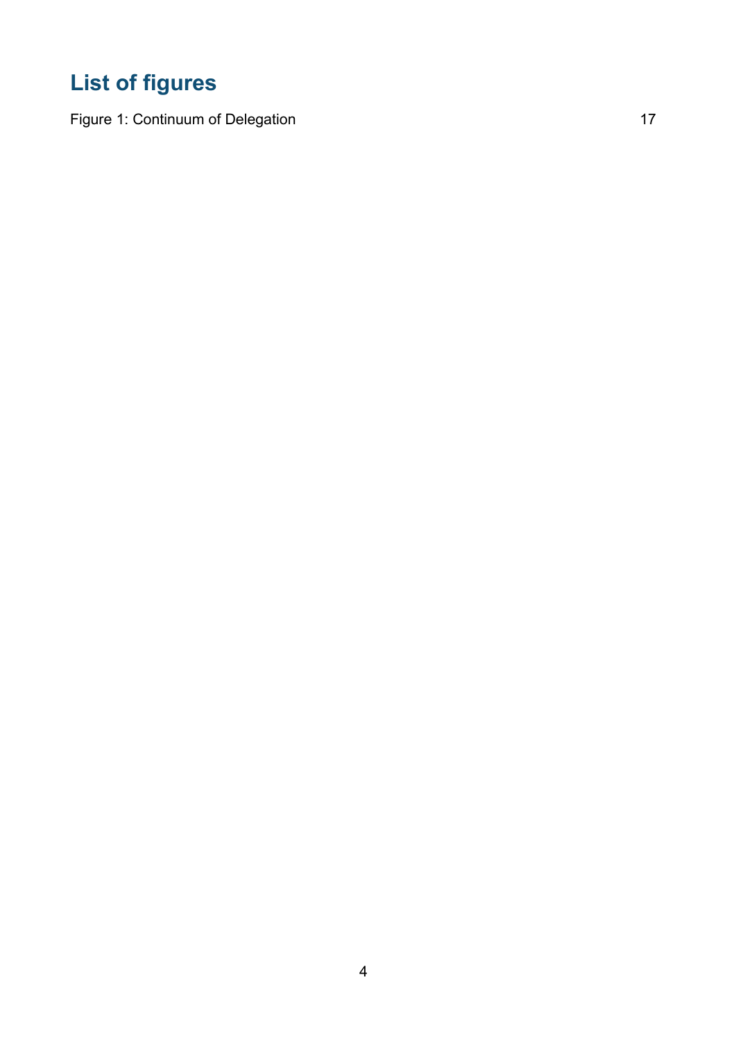# List of figures

Figure 1: Continuum of Delegation 17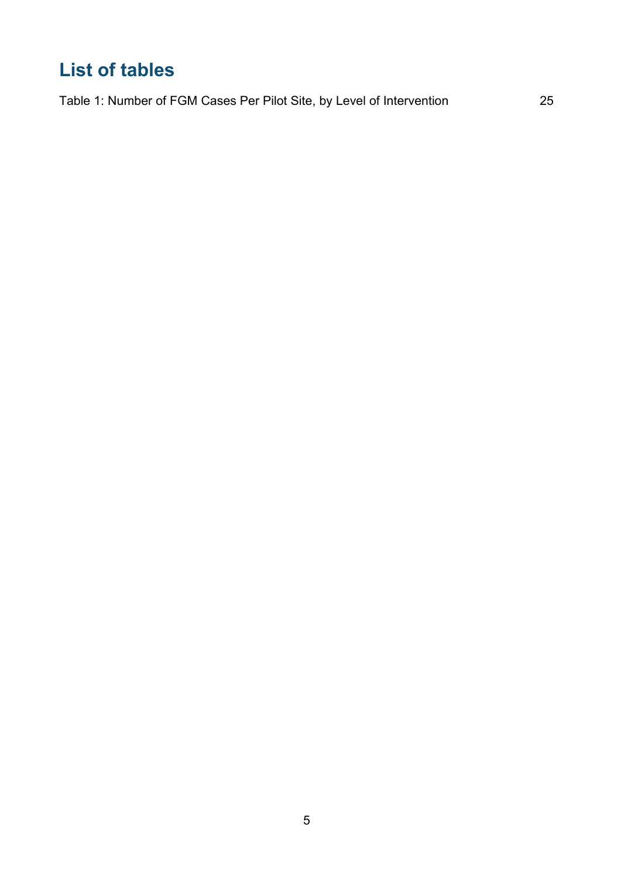## List of tables

Table 1: Number of FGM Cases Per Pilot Site, by Level of Intervention 25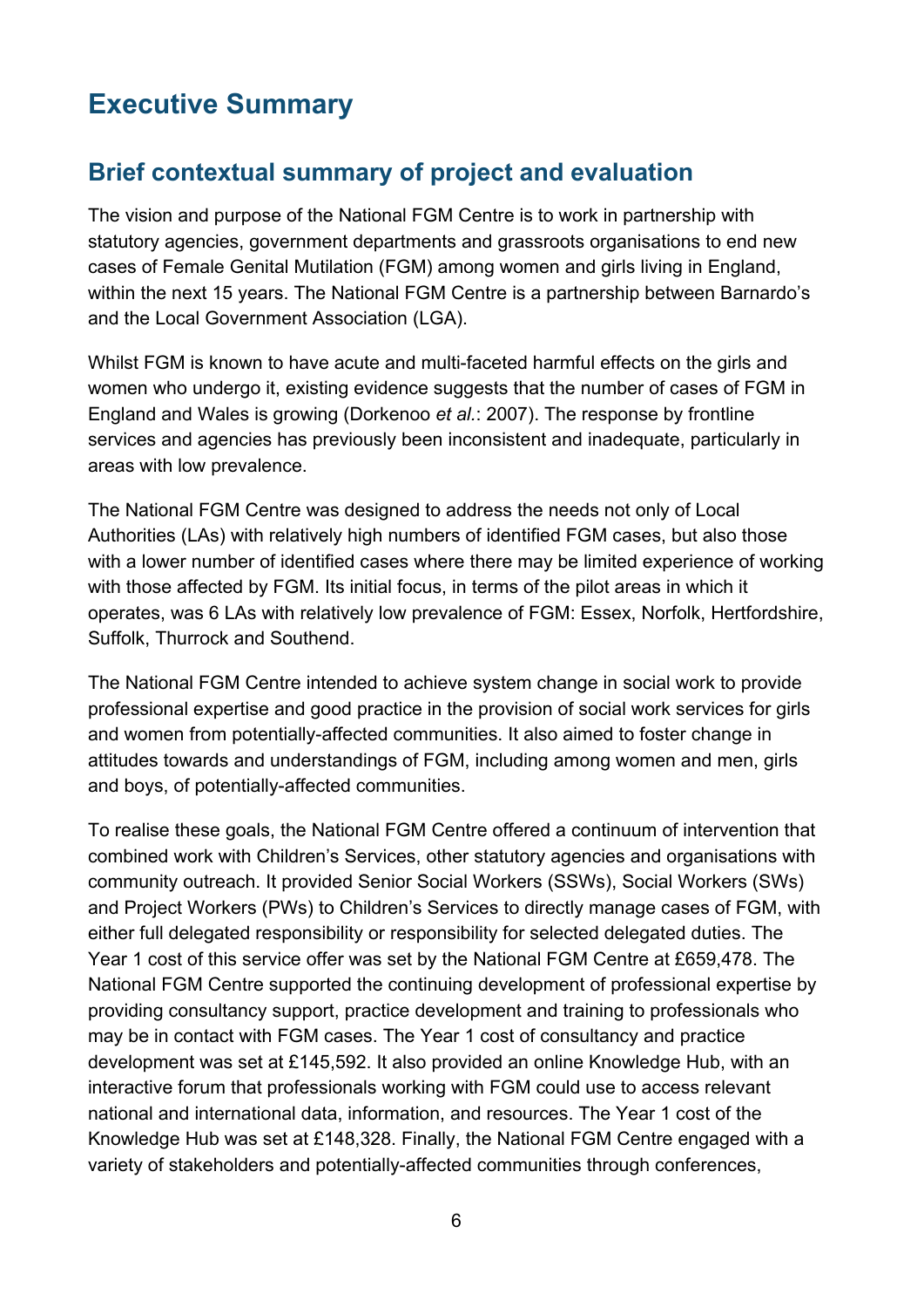# Executive Summary

## Brief contextual summary of project and evaluation

The vision and purpose of the National FGM Centre is to work in partnership with statutory agencies, government departments and grassroots organisations to end new cases of Female Genital Mutilation (FGM) among women and girls living in England, within the next 15 years. The National FGM Centre is a partnership between Barnardo's and the Local Government Association (LGA).

Whilst FGM is known to have acute and multi-faceted harmful effects on the girls and women who undergo it, existing evidence suggests that the number of cases of FGM in England and Wales is growing (Dorkenoo *et al.*: 2007). The response by frontline services and agencies has previously been inconsistent and inadequate, particularly in areas with low prevalence.

The National FGM Centre was designed to address the needs not only of Local Authorities (LAs) with relatively high numbers of identified FGM cases, but also those with a lower number of identified cases where there may be limited experience of working with those affected by FGM. Its initial focus, in terms of the pilot areas in which it operates, was 6 LAs with relatively low prevalence of FGM: Essex, Norfolk, Hertfordshire, Suffolk, Thurrock and Southend.

The National FGM Centre intended to achieve system change in social work to provide professional expertise and good practice in the provision of social work services for girls and women from potentially-affected communities. It also aimed to foster change in attitudes towards and understandings of FGM, including among women and men, girls and boys, of potentially-affected communities.

To realise these goals, the National FGM Centre offered a continuum of intervention that combined work with Children's Services, other statutory agencies and organisations with community outreach. It provided Senior Social Workers (SSWs), Social Workers (SWs) and Project Workers (PWs) to Children's Services to directly manage cases of FGM, with either full delegated responsibility or responsibility for selected delegated duties. The Year 1 cost of this service offer was set by the National FGM Centre at £659,478. The National FGM Centre supported the continuing development of professional expertise by providing consultancy support, practice development and training to professionals who may be in contact with FGM cases. The Year 1 cost of consultancy and practice development was set at £145,592. It also provided an online Knowledge Hub, with an interactive forum that professionals working with FGM could use to access relevant national and international data, information, and resources. The Year 1 cost of the Knowledge Hub was set at £148,328. Finally, the National FGM Centre engaged with a variety of stakeholders and potentially-affected communities through conferences,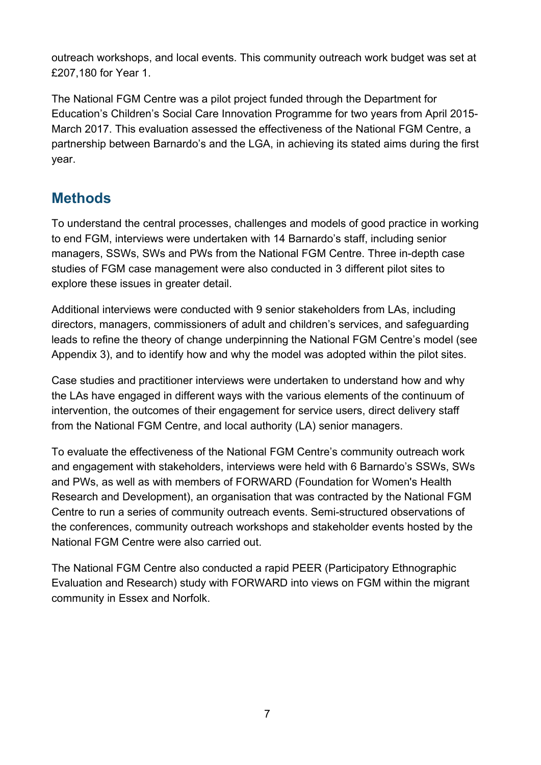outreach workshops, and local events. This community outreach work budget was set at £207,180 for Year 1.

The National FGM Centre was a pilot project funded through the Department for Education's Children's Social Care Innovation Programme for two years from April 2015-March 2017. This evaluation assessed the effectiveness of the National FGM Centre, a partnership between Barnardo's and the LGA, in achieving its stated aims during the first year.

## Methods

To understand the central processes, challenges and models of good practice in working to end FGM, interviews were undertaken with 14 Barnardo's staff, including senior managers, SSWs, SWs and PWs from the National FGM Centre. Three in-depth case studies of FGM case management were also conducted in 3 different pilot sites to explore these issues in greater detail.

Additional interviews were conducted with 9 senior stakeholders from LAs, including directors, managers, commissioners of adult and children's services, and safeguarding leads to refine the theory of change underpinning the National FGM Centre's model (see Appendix 3), and to identify how and why the model was adopted within the pilot sites.

Case studies and practitioner interviews were undertaken to understand how and why the LAs have engaged in different ways with the various elements of the continuum of intervention, the outcomes of their engagement for service users, direct delivery staff from the National FGM Centre, and local authority (LA) senior managers.

To evaluate the effectiveness of the National FGM Centre's community outreach work and engagement with stakeholders, interviews were held with 6 Barnardo's SSWs, SWs and PWs, as well as with members of FORWARD (Foundation for Women's Health Research and Development), an organisation that was contracted by the National FGM Centre to run a series of community outreach events. Semi-structured observations of the conferences, community outreach workshops and stakeholder events hosted by the National FGM Centre were also carried out.

The National FGM Centre also conducted a rapid PEER (Participatory Ethnographic Evaluation and Research) study with FORWARD into views on FGM within the migrant community in Essex and Norfolk.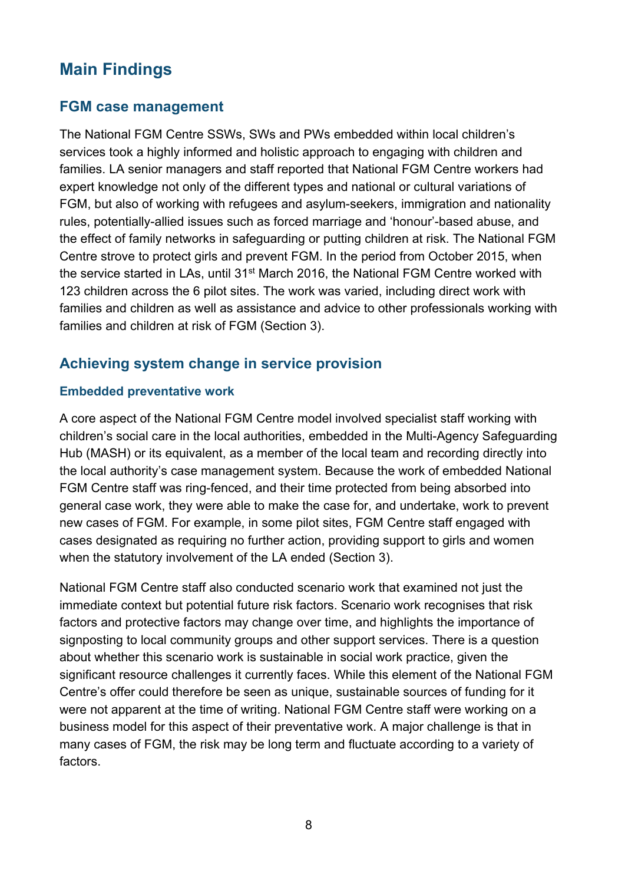## Main Findings

### FGM case management

The National FGM Centre SSWs, SWs and PWs embedded within local children's services took a highly informed and holistic approach to engaging with children and families. LA senior managers and staff reported that National FGM Centre workers had expert knowledge not only of the different types and national or cultural variations of FGM, but also of working with refugees and asylum-seekers, immigration and nationality rules, potentially-allied issues such as forced marriage and 'honour'-based abuse, and the effect of family networks in safeguarding or putting children at risk. The National FGM Centre strove to protect girls and prevent FGM. In the period from October 2015, when the service started in LAs, until 31st March 2016, the National FGM Centre worked with 123 children across the 6 pilot sites. The work was varied, including direct work with families and children as well as assistance and advice to other professionals working with families and children at risk of FGM (Section 3).

### Achieving system change in service provision

#### Embedded preventative work

A core aspect of the National FGM Centre model involved specialist staff working with children's social care in the local authorities, embedded in the Multi-Agency Safeguarding Hub (MASH) or its equivalent, as a member of the local team and recording directly into the local authority's case management system. Because the work of embedded National FGM Centre staff was ring-fenced, and their time protected from being absorbed into general case work, they were able to make the case for, and undertake, work to prevent new cases of FGM. For example, in some pilot sites, FGM Centre staff engaged with cases designated as requiring no further action, providing support to girls and women when the statutory involvement of the LA ended (Section 3).

National FGM Centre staff also conducted scenario work that examined not just the immediate context but potential future risk factors. Scenario work recognises that risk factors and protective factors may change over time, and highlights the importance of signposting to local community groups and other support services. There is a question about whether this scenario work is sustainable in social work practice, given the significant resource challenges it currently faces. While this element of the National FGM Centre's offer could therefore be seen as unique, sustainable sources of funding for it were not apparent at the time of writing. National FGM Centre staff were working on a business model for this aspect of their preventative work. A major challenge is that in many cases of FGM, the risk may be long term and fluctuate according to a variety of factors.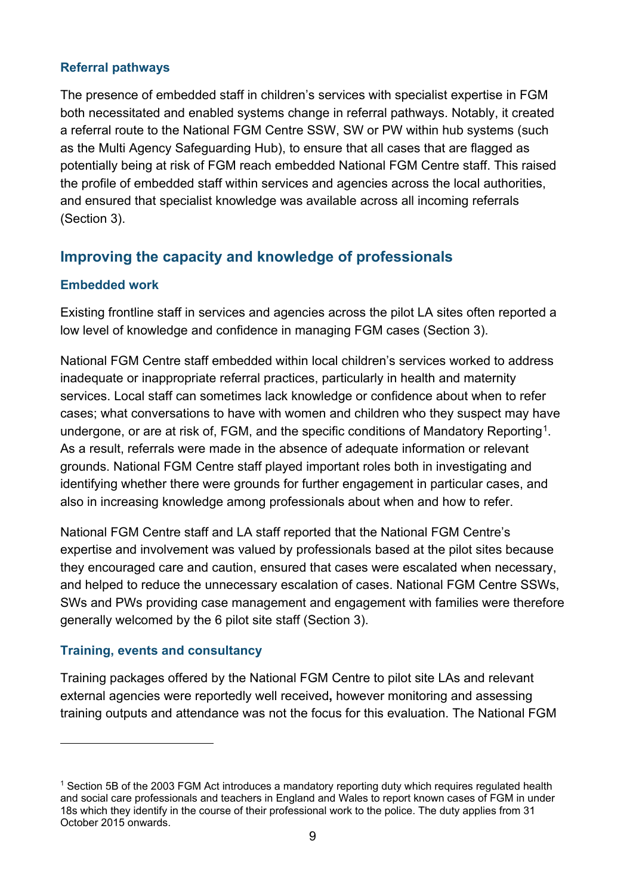### Referral pathways

The presence of embedded staff in children's services with specialist expertise in FGM both necessitated and enabled systems change in referral pathways. Notably, it created a referral route to the National FGM Centre SSW, SW or PW within hub systems (such as the Multi Agency Safeguarding Hub), to ensure that all cases that are flagged as potentially being at risk of FGM reach embedded National FGM Centre staff. This raised the profile of embedded staff within services and agencies across the local authorities, and ensured that specialist knowledge was available across all incoming referrals (Section 3).

## Improving the capacity and knowledge of professionals

### Embedded work

Existing frontline staff in services and agencies across the pilot LA sites often reported a low level of knowledge and confidence in managing FGM cases (Section 3).

National FGM Centre staff embedded within local children's services worked to address inadequate or inappropriate referral practices, particularly in health and maternity services. Local staff can sometimes lack knowledge or confidence about when to refer cases; what conversations to have with women and children who they suspect may have undergone, or are at risk of, FGM, and the specific conditions of Mandatory Reporting[1]. As a result, referrals were made in the absence of adequate information or relevant grounds. National FGM Centre staff played important roles both in investigating and identifying whether there were grounds for further engagement in particular cases, and also in increasing knowledge among professionals about when and how to refer.

National FGM Centre staff and LA staff reported that the National FGM Centre's expertise and involvement was valued by professionals based at the pilot sites because they encouraged care and caution, ensured that cases were escalated when necessary, and helped to reduce the unnecessary escalation of cases. National FGM Centre SSWs, SWs and PWs providing case management and engagement with families were therefore generally welcomed by the 6 pilot site staff (Section 3).

### Training, events and consultancy

Training packages offered by the National FGM Centre to pilot site LAs and relevant external agencies were reportedly well received**,** however monitoring and assessing training outputs and attendance was not the focus for this evaluation. The National FGM

---

[1] Section 5B of the 2003 FGM Act introduces a mandatory reporting duty which requires regulated health and social care professionals and teachers in England and Wales to report known cases of FGM in under 18s which they identify in the course of their professional work to the police. The duty applies from 31 October 2015 onwards.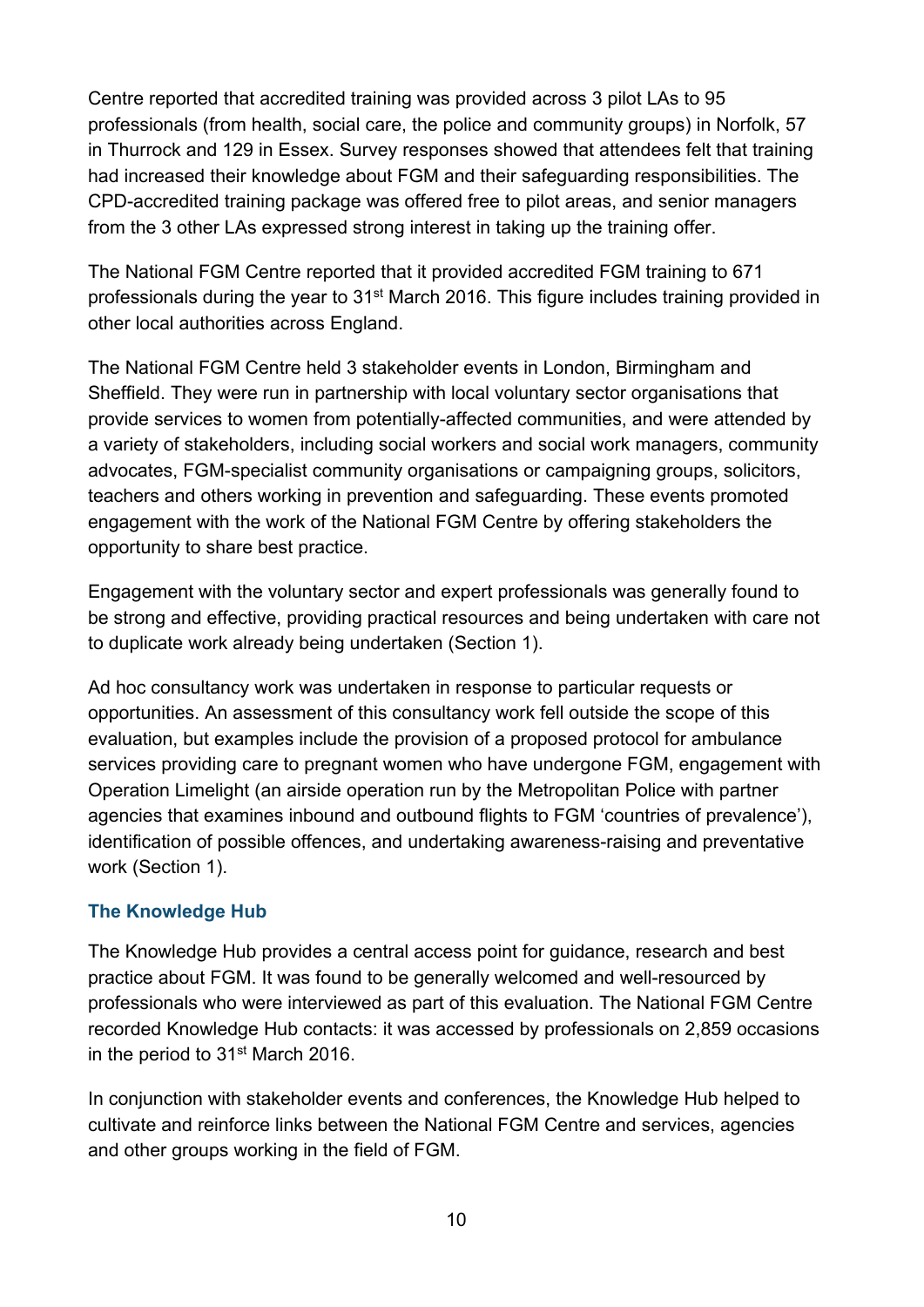Centre reported that accredited training was provided across 3 pilot LAs to 95 professionals (from health, social care, the police and community groups) in Norfolk, 57 in Thurrock and 129 in Essex. Survey responses showed that attendees felt that training had increased their knowledge about FGM and their safeguarding responsibilities. The CPD-accredited training package was offered free to pilot areas, and senior managers from the 3 other LAs expressed strong interest in taking up the training offer.

The National FGM Centre reported that it provided accredited FGM training to 671 professionals during the year to 31st March 2016. This figure includes training provided in other local authorities across England.

The National FGM Centre held 3 stakeholder events in London, Birmingham and Sheffield. They were run in partnership with local voluntary sector organisations that provide services to women from potentially-affected communities, and were attended by a variety of stakeholders, including social workers and social work managers, community advocates, FGM-specialist community organisations or campaigning groups, solicitors, teachers and others working in prevention and safeguarding. These events promoted engagement with the work of the National FGM Centre by offering stakeholders the opportunity to share best practice.

Engagement with the voluntary sector and expert professionals was generally found to be strong and effective, providing practical resources and being undertaken with care not to duplicate work already being undertaken (Section 1).

Ad hoc consultancy work was undertaken in response to particular requests or opportunities. An assessment of this consultancy work fell outside the scope of this evaluation, but examples include the provision of a proposed protocol for ambulance services providing care to pregnant women who have undergone FGM, engagement with Operation Limelight (an airside operation run by the Metropolitan Police with partner agencies that examines inbound and outbound flights to FGM 'countries of prevalence'), identification of possible offences, and undertaking awareness-raising and preventative work (Section 1).

### The Knowledge Hub

The Knowledge Hub provides a central access point for guidance, research and best practice about FGM. It was found to be generally welcomed and well-resourced by professionals who were interviewed as part of this evaluation. The National FGM Centre recorded Knowledge Hub contacts: it was accessed by professionals on 2,859 occasions in the period to 31st March 2016.

In conjunction with stakeholder events and conferences, the Knowledge Hub helped to cultivate and reinforce links between the National FGM Centre and services, agencies and other groups working in the field of FGM.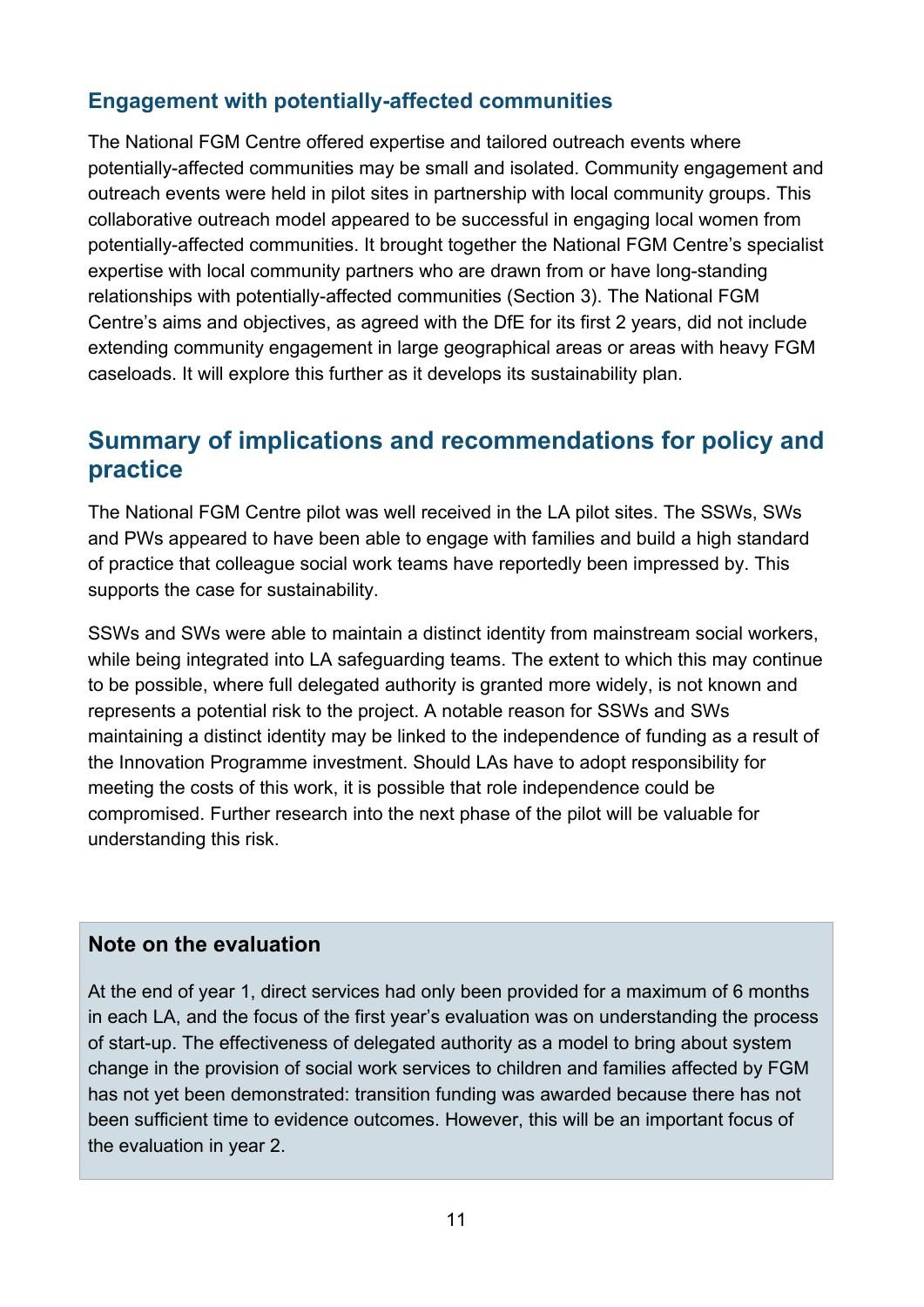### Engagement with potentially-affected communities

The National FGM Centre offered expertise and tailored outreach events where potentially-affected communities may be small and isolated. Community engagement and outreach events were held in pilot sites in partnership with local community groups. This collaborative outreach model appeared to be successful in engaging local women from potentially-affected communities. It brought together the National FGM Centre's specialist expertise with local community partners who are drawn from or have long-standing relationships with potentially-affected communities (Section 3). The National FGM Centre's aims and objectives, as agreed with the DfE for its first 2 years, did not include extending community engagement in large geographical areas or areas with heavy FGM caseloads. It will explore this further as it develops its sustainability plan.

## Summary of implications and recommendations for policy and practice

The National FGM Centre pilot was well received in the LA pilot sites. The SSWs, SWs and PWs appeared to have been able to engage with families and build a high standard of practice that colleague social work teams have reportedly been impressed by. This supports the case for sustainability.

SSWs and SWs were able to maintain a distinct identity from mainstream social workers, while being integrated into LA safeguarding teams. The extent to which this may continue to be possible, where full delegated authority is granted more widely, is not known and represents a potential risk to the project. A notable reason for SSWs and SWs maintaining a distinct identity may be linked to the independence of funding as a result of the Innovation Programme investment. Should LAs have to adopt responsibility for meeting the costs of this work, it is possible that role independence could be compromised. Further research into the next phase of the pilot will be valuable for understanding this risk.

**Note on the evaluation**

At the end of year 1, direct services had only been provided for a maximum of 6 months in each LA, and the focus of the first year's evaluation was on understanding the process of start-up. The effectiveness of delegated authority as a model to bring about system change in the provision of social work services to children and families affected by FGM has not yet been demonstrated: transition funding was awarded because there has not been sufficient time to evidence outcomes. However, this will be an important focus of the evaluation in year 2.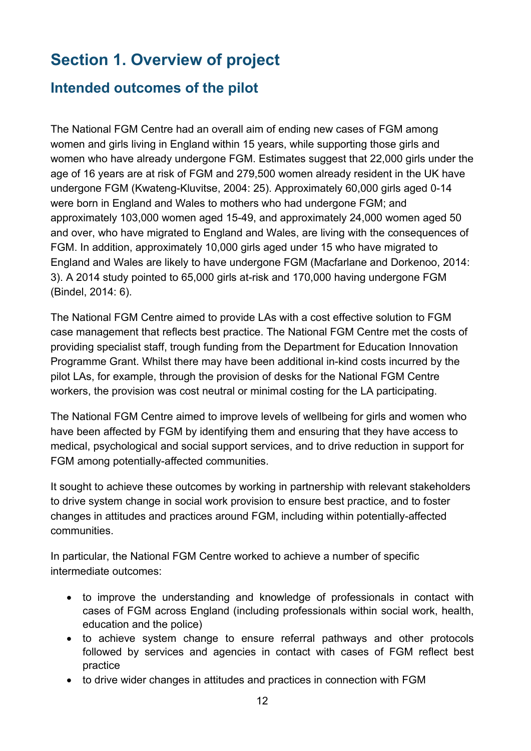# Section 1. Overview of project

## Intended outcomes of the pilot

The National FGM Centre had an overall aim of ending new cases of FGM among women and girls living in England within 15 years, while supporting those girls and women who have already undergone FGM. Estimates suggest that 22,000 girls under the age of 16 years are at risk of FGM and 279,500 women already resident in the UK have undergone FGM (Kwateng-Kluvitse, 2004: 25). Approximately 60,000 girls aged 0-14 were born in England and Wales to mothers who had undergone FGM; and approximately 103,000 women aged 15-49, and approximately 24,000 women aged 50 and over, who have migrated to England and Wales, are living with the consequences of FGM. In addition, approximately 10,000 girls aged under 15 who have migrated to England and Wales are likely to have undergone FGM (Macfarlane and Dorkenoo, 2014: 3). A 2014 study pointed to 65,000 girls at-risk and 170,000 having undergone FGM (Bindel, 2014: 6).

The National FGM Centre aimed to provide LAs with a cost effective solution to FGM case management that reflects best practice. The National FGM Centre met the costs of providing specialist staff, trough funding from the Department for Education Innovation Programme Grant. Whilst there may have been additional in-kind costs incurred by the pilot LAs, for example, through the provision of desks for the National FGM Centre workers, the provision was cost neutral or minimal costing for the LA participating.

The National FGM Centre aimed to improve levels of wellbeing for girls and women who have been affected by FGM by identifying them and ensuring that they have access to medical, psychological and social support services, and to drive reduction in support for FGM among potentially-affected communities.

It sought to achieve these outcomes by working in partnership with relevant stakeholders to drive system change in social work provision to ensure best practice, and to foster changes in attitudes and practices around FGM, including within potentially-affected communities.

In particular, the National FGM Centre worked to achieve a number of specific intermediate outcomes:

- to improve the understanding and knowledge of professionals in contact with cases of FGM across England (including professionals within social work, health, education and the police)
- to achieve system change to ensure referral pathways and other protocols followed by services and agencies in contact with cases of FGM reflect best practice
- to drive wider changes in attitudes and practices in connection with FGM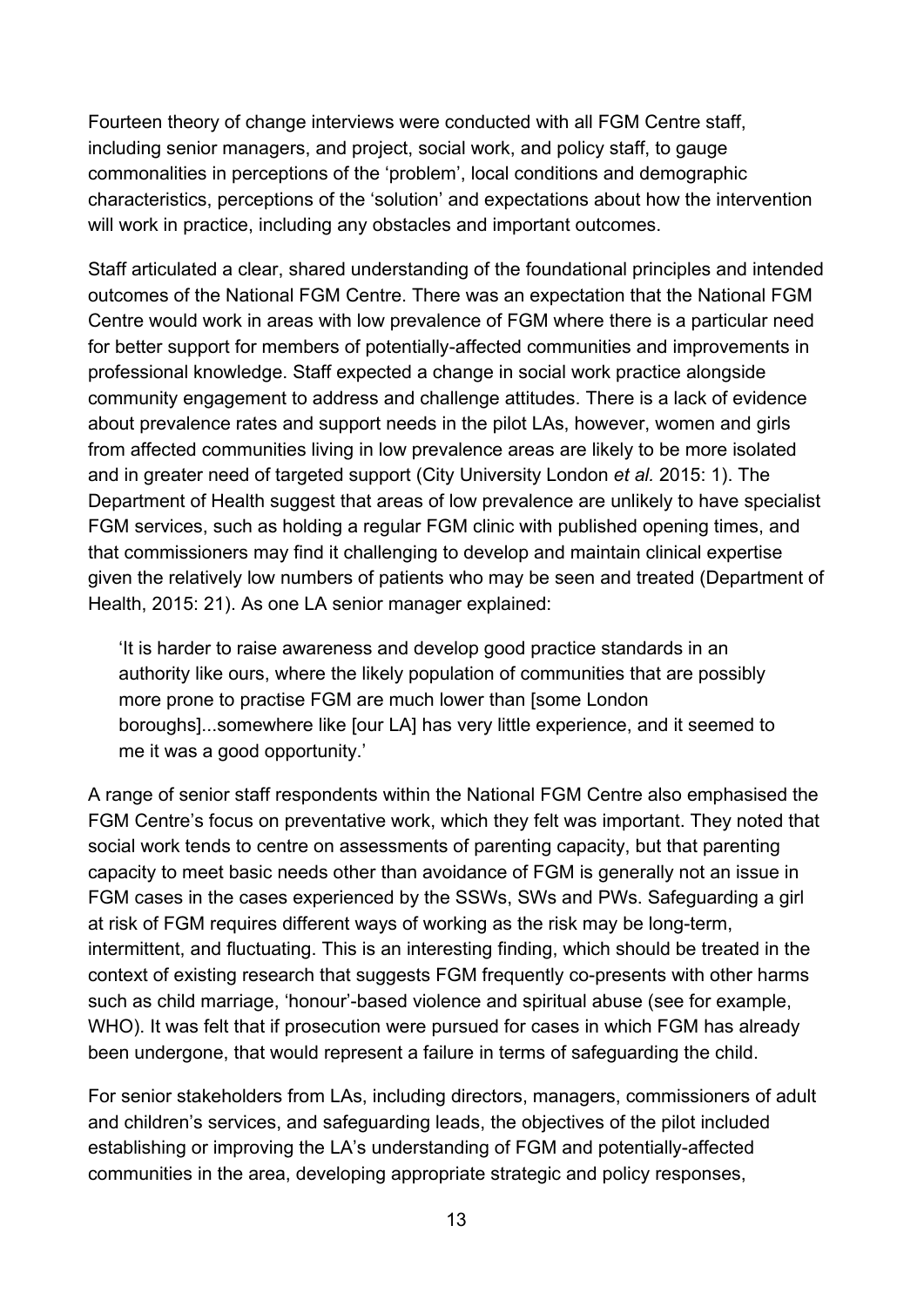Fourteen theory of change interviews were conducted with all FGM Centre staff, including senior managers, and project, social work, and policy staff, to gauge commonalities in perceptions of the 'problem', local conditions and demographic characteristics, perceptions of the 'solution' and expectations about how the intervention will work in practice, including any obstacles and important outcomes.

Staff articulated a clear, shared understanding of the foundational principles and intended outcomes of the National FGM Centre. There was an expectation that the National FGM Centre would work in areas with low prevalence of FGM where there is a particular need for better support for members of potentially-affected communities and improvements in professional knowledge. Staff expected a change in social work practice alongside community engagement to address and challenge attitudes. There is a lack of evidence about prevalence rates and support needs in the pilot LAs, however, women and girls from affected communities living in low prevalence areas are likely to be more isolated and in greater need of targeted support (City University London *et al.* 2015: 1). The Department of Health suggest that areas of low prevalence are unlikely to have specialist FGM services, such as holding a regular FGM clinic with published opening times, and that commissioners may find it challenging to develop and maintain clinical expertise given the relatively low numbers of patients who may be seen and treated (Department of Health, 2015: 21). As one LA senior manager explained:

> 'It is harder to raise awareness and develop good practice standards in an authority like ours, where the likely population of communities that are possibly more prone to practise FGM are much lower than [some London boroughs]...somewhere like [our LA] has very little experience, and it seemed to me it was a good opportunity.'

A range of senior staff respondents within the National FGM Centre also emphasised the FGM Centre's focus on preventative work, which they felt was important. They noted that social work tends to centre on assessments of parenting capacity, but that parenting capacity to meet basic needs other than avoidance of FGM is generally not an issue in FGM cases in the cases experienced by the SSWs, SWs and PWs. Safeguarding a girl at risk of FGM requires different ways of working as the risk may be long-term, intermittent, and fluctuating. This is an interesting finding, which should be treated in the context of existing research that suggests FGM frequently co-presents with other harms such as child marriage, 'honour'-based violence and spiritual abuse (see for example, WHO). It was felt that if prosecution were pursued for cases in which FGM has already been undergone, that would represent a failure in terms of safeguarding the child.

For senior stakeholders from LAs, including directors, managers, commissioners of adult and children's services, and safeguarding leads, the objectives of the pilot included establishing or improving the LA's understanding of FGM and potentially-affected communities in the area, developing appropriate strategic and policy responses,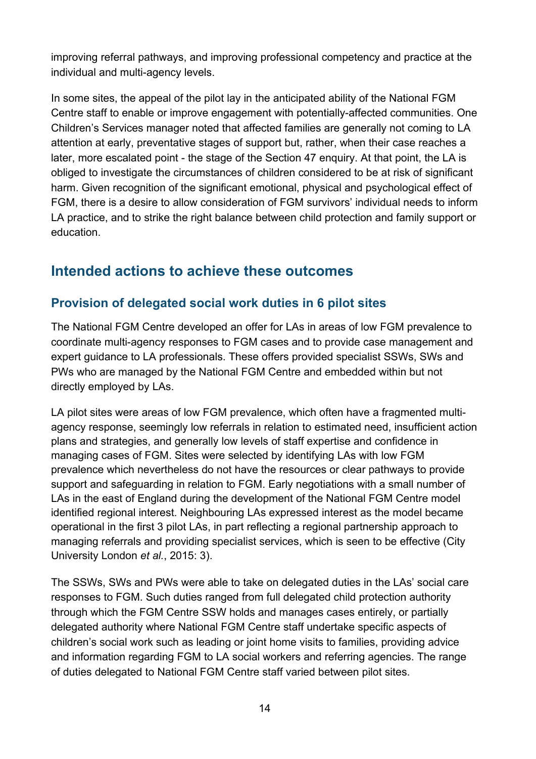improving referral pathways, and improving professional competency and practice at the individual and multi-agency levels.

In some sites, the appeal of the pilot lay in the anticipated ability of the National FGM Centre staff to enable or improve engagement with potentially-affected communities. One Children's Services manager noted that affected families are generally not coming to LA attention at early, preventative stages of support but, rather, when their case reaches a later, more escalated point - the stage of the Section 47 enquiry. At that point, the LA is obliged to investigate the circumstances of children considered to be at risk of significant harm. Given recognition of the significant emotional, physical and psychological effect of FGM, there is a desire to allow consideration of FGM survivors' individual needs to inform LA practice, and to strike the right balance between child protection and family support or education.

## Intended actions to achieve these outcomes

### Provision of delegated social work duties in 6 pilot sites

The National FGM Centre developed an offer for LAs in areas of low FGM prevalence to coordinate multi-agency responses to FGM cases and to provide case management and expert guidance to LA professionals. These offers provided specialist SSWs, SWs and PWs who are managed by the National FGM Centre and embedded within but not directly employed by LAs.

LA pilot sites were areas of low FGM prevalence, which often have a fragmented multi-agency response, seemingly low referrals in relation to estimated need, insufficient action plans and strategies, and generally low levels of staff expertise and confidence in managing cases of FGM. Sites were selected by identifying LAs with low FGM prevalence which nevertheless do not have the resources or clear pathways to provide support and safeguarding in relation to FGM. Early negotiations with a small number of LAs in the east of England during the development of the National FGM Centre model identified regional interest. Neighbouring LAs expressed interest as the model became operational in the first 3 pilot LAs, in part reflecting a regional partnership approach to managing referrals and providing specialist services, which is seen to be effective (City University London *et al.*, 2015: 3).

The SSWs, SWs and PWs were able to take on delegated duties in the LAs' social care responses to FGM. Such duties ranged from full delegated child protection authority through which the FGM Centre SSW holds and manages cases entirely, or partially delegated authority where National FGM Centre staff undertake specific aspects of children's social work such as leading or joint home visits to families, providing advice and information regarding FGM to LA social workers and referring agencies. The range of duties delegated to National FGM Centre staff varied between pilot sites.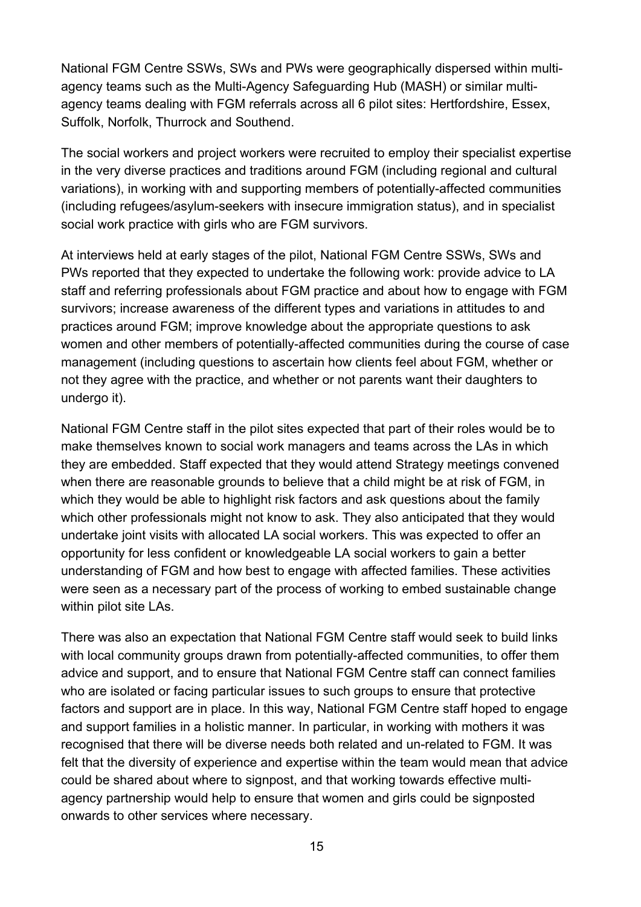National FGM Centre SSWs, SWs and PWs were geographically dispersed within multi-agency teams such as the Multi-Agency Safeguarding Hub (MASH) or similar multi-agency teams dealing with FGM referrals across all 6 pilot sites: Hertfordshire, Essex, Suffolk, Norfolk, Thurrock and Southend.

The social workers and project workers were recruited to employ their specialist expertise in the very diverse practices and traditions around FGM (including regional and cultural variations), in working with and supporting members of potentially-affected communities (including refugees/asylum-seekers with insecure immigration status), and in specialist social work practice with girls who are FGM survivors.

At interviews held at early stages of the pilot, National FGM Centre SSWs, SWs and PWs reported that they expected to undertake the following work: provide advice to LA staff and referring professionals about FGM practice and about how to engage with FGM survivors; increase awareness of the different types and variations in attitudes to and practices around FGM; improve knowledge about the appropriate questions to ask women and other members of potentially-affected communities during the course of case management (including questions to ascertain how clients feel about FGM, whether or not they agree with the practice, and whether or not parents want their daughters to undergo it).

National FGM Centre staff in the pilot sites expected that part of their roles would be to make themselves known to social work managers and teams across the LAs in which they are embedded. Staff expected that they would attend Strategy meetings convened when there are reasonable grounds to believe that a child might be at risk of FGM, in which they would be able to highlight risk factors and ask questions about the family which other professionals might not know to ask. They also anticipated that they would undertake joint visits with allocated LA social workers. This was expected to offer an opportunity for less confident or knowledgeable LA social workers to gain a better understanding of FGM and how best to engage with affected families. These activities were seen as a necessary part of the process of working to embed sustainable change within pilot site LAs.

There was also an expectation that National FGM Centre staff would seek to build links with local community groups drawn from potentially-affected communities, to offer them advice and support, and to ensure that National FGM Centre staff can connect families who are isolated or facing particular issues to such groups to ensure that protective factors and support are in place. In this way, National FGM Centre staff hoped to engage and support families in a holistic manner. In particular, in working with mothers it was recognised that there will be diverse needs both related and un-related to FGM. It was felt that the diversity of experience and expertise within the team would mean that advice could be shared about where to signpost, and that working towards effective multi-agency partnership would help to ensure that women and girls could be signposted onwards to other services where necessary.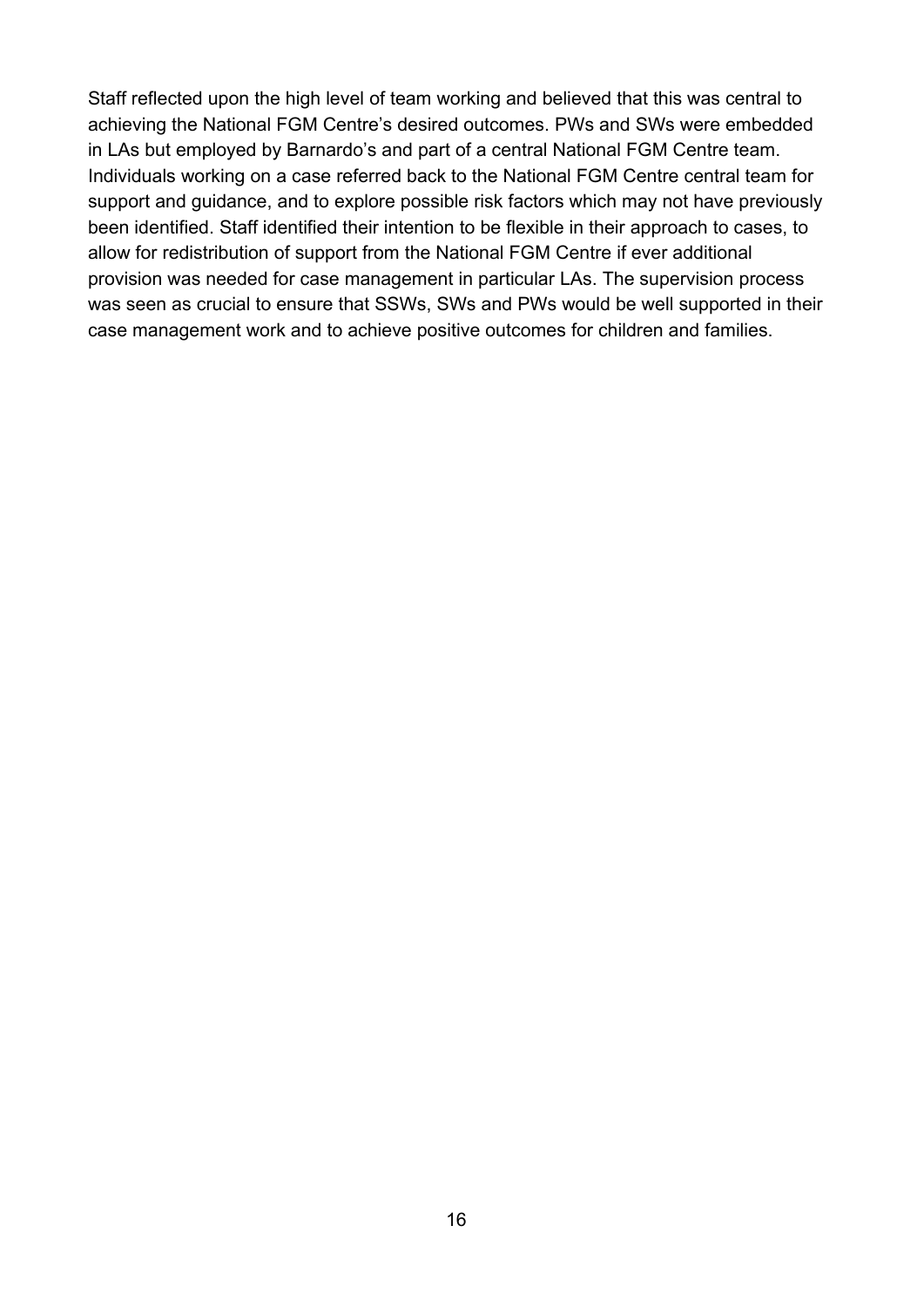Staff reflected upon the high level of team working and believed that this was central to achieving the National FGM Centre's desired outcomes. PWs and SWs were embedded in LAs but employed by Barnardo's and part of a central National FGM Centre team. Individuals working on a case referred back to the National FGM Centre central team for support and guidance, and to explore possible risk factors which may not have previously been identified. Staff identified their intention to be flexible in their approach to cases, to allow for redistribution of support from the National FGM Centre if ever additional provision was needed for case management in particular LAs. The supervision process was seen as crucial to ensure that SSWs, SWs and PWs would be well supported in their case management work and to achieve positive outcomes for children and families.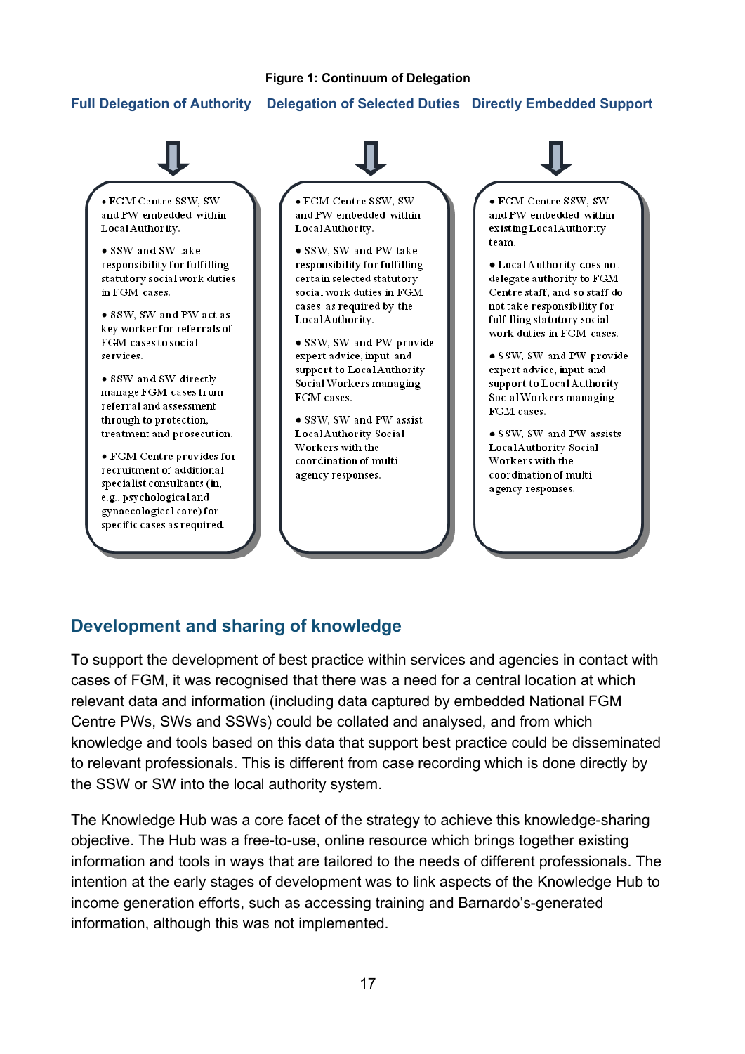**Figure 1: Continuum of Delegation**

### Full Delegation of Authority

- FGM Centre SSW, SW and PW embedded within Local Authority.
- SSW and SW take responsibility for fulfilling statutory social work duties in FGM cases.
- SSW, SW and PW act as key worker for referrals of FGM cases to social services.
- SSW and SW directly manage FGM cases from referral and assessment through to protection, treatment and prosecution.
- FGM Centre provides for recruitment of additional specialist consultants (in, e.g., psychological and gynaecological care) for specific cases as required.

### Delegation of Selected Duties

- FGM Centre SSW, SW and PW embedded within Local Authority.
- SSW, SW and PW take responsibility for fulfilling certain selected statutory social work duties in FGM cases, as required by the Local Authority.
- SSW, SW and PW provide expert advice, input and support to Local Authority Social Workers managing FGM cases.
- SSW, SW and PW assist Local Authority Social Workers with the coordination of multi-agency responses.

### Directly Embedded Support

- FGM Centre SSW, SW and PW embedded within existing Local Authority team.
- Local Authority does not delegate authority to FGM Centre staff, and so staff do not take responsibility for fulfilling statutory social work duties in FGM cases.
- SSW, SW and PW provide expert advice, input and support to Local Authority Social Workers managing FGM cases.
- SSW, SW and PW assists Local Authority Social Workers with the coordination of multi-agency responses.

## Development and sharing of knowledge

To support the development of best practice within services and agencies in contact with cases of FGM, it was recognised that there was a need for a central location at which relevant data and information (including data captured by embedded National FGM Centre PWs, SWs and SSWs) could be collated and analysed, and from which knowledge and tools based on this data that support best practice could be disseminated to relevant professionals. This is different from case recording which is done directly by the SSW or SW into the local authority system.

The Knowledge Hub was a core facet of the strategy to achieve this knowledge-sharing objective. The Hub was a free-to-use, online resource which brings together existing information and tools in ways that are tailored to the needs of different professionals. The intention at the early stages of development was to link aspects of the Knowledge Hub to income generation efforts, such as accessing training and Barnardo's-generated information, although this was not implemented.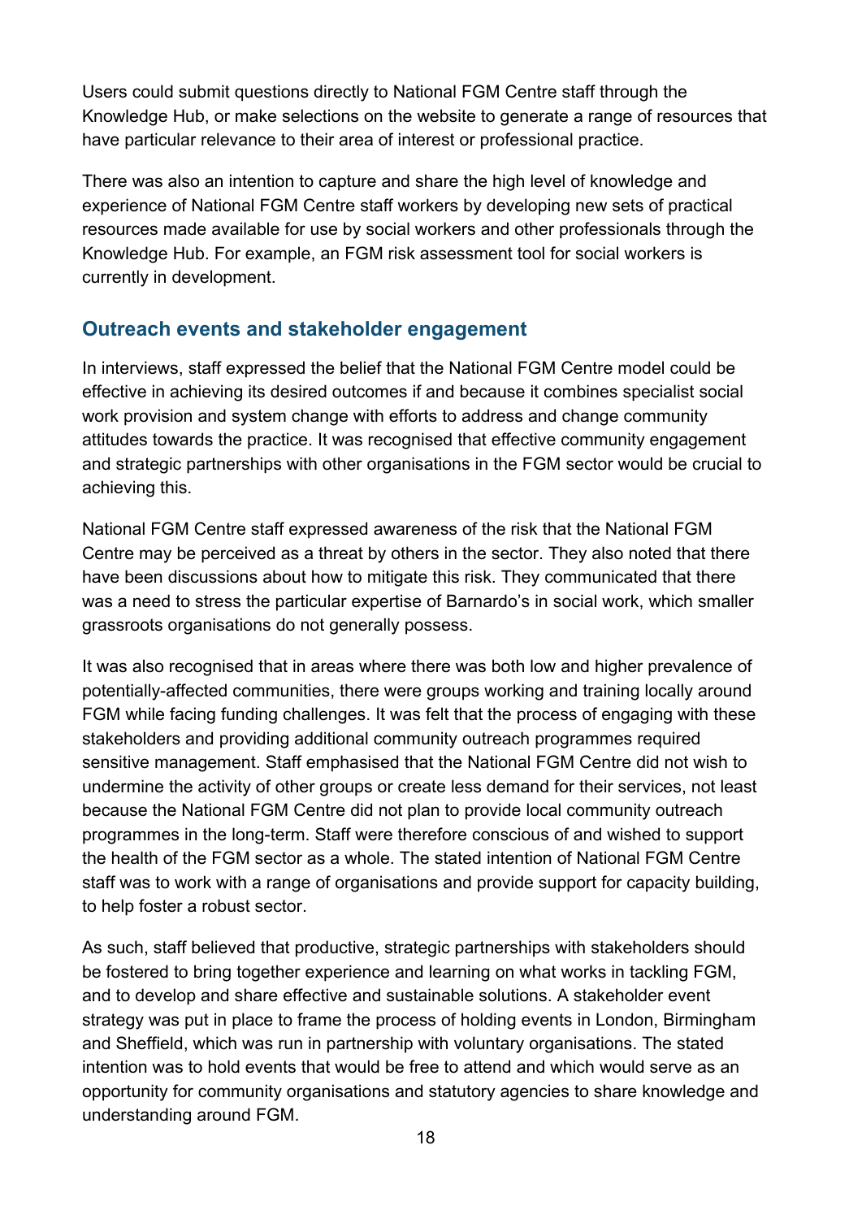Users could submit questions directly to National FGM Centre staff through the Knowledge Hub, or make selections on the website to generate a range of resources that have particular relevance to their area of interest or professional practice.

There was also an intention to capture and share the high level of knowledge and experience of National FGM Centre staff workers by developing new sets of practical resources made available for use by social workers and other professionals through the Knowledge Hub. For example, an FGM risk assessment tool for social workers is currently in development.

### Outreach events and stakeholder engagement

In interviews, staff expressed the belief that the National FGM Centre model could be effective in achieving its desired outcomes if and because it combines specialist social work provision and system change with efforts to address and change community attitudes towards the practice. It was recognised that effective community engagement and strategic partnerships with other organisations in the FGM sector would be crucial to achieving this.

National FGM Centre staff expressed awareness of the risk that the National FGM Centre may be perceived as a threat by others in the sector. They also noted that there have been discussions about how to mitigate this risk. They communicated that there was a need to stress the particular expertise of Barnardo's in social work, which smaller grassroots organisations do not generally possess.

It was also recognised that in areas where there was both low and higher prevalence of potentially-affected communities, there were groups working and training locally around FGM while facing funding challenges. It was felt that the process of engaging with these stakeholders and providing additional community outreach programmes required sensitive management. Staff emphasised that the National FGM Centre did not wish to undermine the activity of other groups or create less demand for their services, not least because the National FGM Centre did not plan to provide local community outreach programmes in the long-term. Staff were therefore conscious of and wished to support the health of the FGM sector as a whole. The stated intention of National FGM Centre staff was to work with a range of organisations and provide support for capacity building, to help foster a robust sector.

As such, staff believed that productive, strategic partnerships with stakeholders should be fostered to bring together experience and learning on what works in tackling FGM, and to develop and share effective and sustainable solutions. A stakeholder event strategy was put in place to frame the process of holding events in London, Birmingham and Sheffield, which was run in partnership with voluntary organisations. The stated intention was to hold events that would be free to attend and which would serve as an opportunity for community organisations and statutory agencies to share knowledge and understanding around FGM.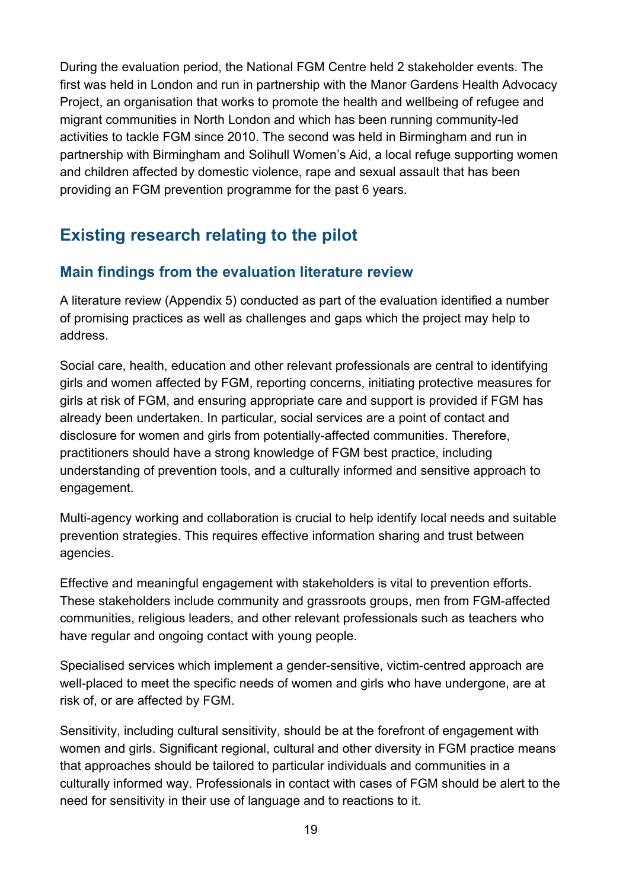During the evaluation period, the National FGM Centre held 2 stakeholder events. The first was held in London and run in partnership with the Manor Gardens Health Advocacy Project, an organisation that works to promote the health and wellbeing of refugee and migrant communities in North London and which has been running community-led activities to tackle FGM since 2010. The second was held in Birmingham and run in partnership with Birmingham and Solihull Women's Aid, a local refuge supporting women and children affected by domestic violence, rape and sexual assault that has been providing an FGM prevention programme for the past 6 years.

## Existing research relating to the pilot

### Main findings from the evaluation literature review

A literature review (Appendix 5) conducted as part of the evaluation identified a number of promising practices as well as challenges and gaps which the project may help to address.

Social care, health, education and other relevant professionals are central to identifying girls and women affected by FGM, reporting concerns, initiating protective measures for girls at risk of FGM, and ensuring appropriate care and support is provided if FGM has already been undertaken. In particular, social services are a point of contact and disclosure for women and girls from potentially-affected communities. Therefore, practitioners should have a strong knowledge of FGM best practice, including understanding of prevention tools, and a culturally informed and sensitive approach to engagement.

Multi-agency working and collaboration is crucial to help identify local needs and suitable prevention strategies. This requires effective information sharing and trust between agencies.

Effective and meaningful engagement with stakeholders is vital to prevention efforts. These stakeholders include community and grassroots groups, men from FGM-affected communities, religious leaders, and other relevant professionals such as teachers who have regular and ongoing contact with young people.

Specialised services which implement a gender-sensitive, victim-centred approach are well-placed to meet the specific needs of women and girls who have undergone, are at risk of, or are affected by FGM.

Sensitivity, including cultural sensitivity, should be at the forefront of engagement with women and girls. Significant regional, cultural and other diversity in FGM practice means that approaches should be tailored to particular individuals and communities in a culturally informed way. Professionals in contact with cases of FGM should be alert to the need for sensitivity in their use of language and to reactions to it.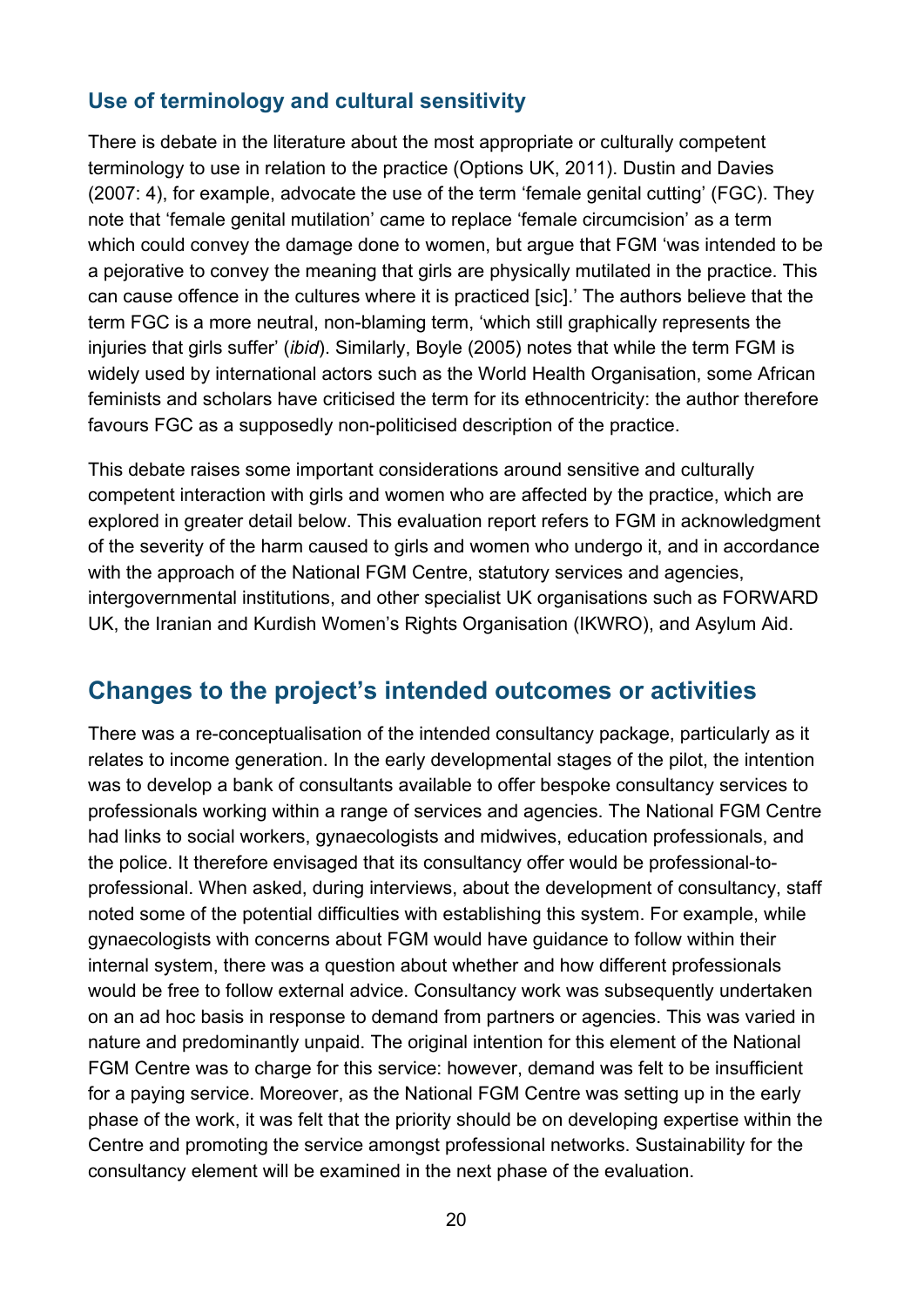### Use of terminology and cultural sensitivity

There is debate in the literature about the most appropriate or culturally competent terminology to use in relation to the practice (Options UK, 2011). Dustin and Davies (2007: 4), for example, advocate the use of the term 'female genital cutting' (FGC). They note that 'female genital mutilation' came to replace 'female circumcision' as a term which could convey the damage done to women, but argue that FGM 'was intended to be a pejorative to convey the meaning that girls are physically mutilated in the practice. This can cause offence in the cultures where it is practiced [sic].' The authors believe that the term FGC is a more neutral, non-blaming term, 'which still graphically represents the injuries that girls suffer' (*ibid*). Similarly, Boyle (2005) notes that while the term FGM is widely used by international actors such as the World Health Organisation, some African feminists and scholars have criticised the term for its ethnocentricity: the author therefore favours FGC as a supposedly non-politicised description of the practice.

This debate raises some important considerations around sensitive and culturally competent interaction with girls and women who are affected by the practice, which are explored in greater detail below. This evaluation report refers to FGM in acknowledgment of the severity of the harm caused to girls and women who undergo it, and in accordance with the approach of the National FGM Centre, statutory services and agencies, intergovernmental institutions, and other specialist UK organisations such as FORWARD UK, the Iranian and Kurdish Women's Rights Organisation (IKWRO), and Asylum Aid.

## Changes to the project's intended outcomes or activities

There was a re-conceptualisation of the intended consultancy package, particularly as it relates to income generation. In the early developmental stages of the pilot, the intention was to develop a bank of consultants available to offer bespoke consultancy services to professionals working within a range of services and agencies. The National FGM Centre had links to social workers, gynaecologists and midwives, education professionals, and the police. It therefore envisaged that its consultancy offer would be professional-to-professional. When asked, during interviews, about the development of consultancy, staff noted some of the potential difficulties with establishing this system. For example, while gynaecologists with concerns about FGM would have guidance to follow within their internal system, there was a question about whether and how different professionals would be free to follow external advice. Consultancy work was subsequently undertaken on an ad hoc basis in response to demand from partners or agencies. This was varied in nature and predominantly unpaid. The original intention for this element of the National FGM Centre was to charge for this service: however, demand was felt to be insufficient for a paying service. Moreover, as the National FGM Centre was setting up in the early phase of the work, it was felt that the priority should be on developing expertise within the Centre and promoting the service amongst professional networks. Sustainability for the consultancy element will be examined in the next phase of the evaluation.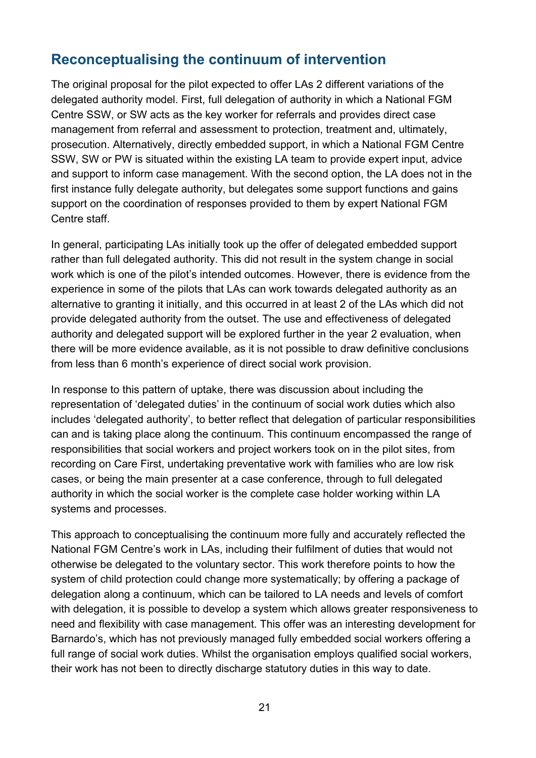## Reconceptualising the continuum of intervention

The original proposal for the pilot expected to offer LAs 2 different variations of the delegated authority model. First, full delegation of authority in which a National FGM Centre SSW, or SW acts as the key worker for referrals and provides direct case management from referral and assessment to protection, treatment and, ultimately, prosecution. Alternatively, directly embedded support, in which a National FGM Centre SSW, SW or PW is situated within the existing LA team to provide expert input, advice and support to inform case management. With the second option, the LA does not in the first instance fully delegate authority, but delegates some support functions and gains support on the coordination of responses provided to them by expert National FGM Centre staff.

In general, participating LAs initially took up the offer of delegated embedded support rather than full delegated authority. This did not result in the system change in social work which is one of the pilot's intended outcomes. However, there is evidence from the experience in some of the pilots that LAs can work towards delegated authority as an alternative to granting it initially, and this occurred in at least 2 of the LAs which did not provide delegated authority from the outset. The use and effectiveness of delegated authority and delegated support will be explored further in the year 2 evaluation, when there will be more evidence available, as it is not possible to draw definitive conclusions from less than 6 month's experience of direct social work provision.

In response to this pattern of uptake, there was discussion about including the representation of 'delegated duties' in the continuum of social work duties which also includes 'delegated authority', to better reflect that delegation of particular responsibilities can and is taking place along the continuum. This continuum encompassed the range of responsibilities that social workers and project workers took on in the pilot sites, from recording on Care First, undertaking preventative work with families who are low risk cases, or being the main presenter at a case conference, through to full delegated authority in which the social worker is the complete case holder working within LA systems and processes.

This approach to conceptualising the continuum more fully and accurately reflected the National FGM Centre's work in LAs, including their fulfilment of duties that would not otherwise be delegated to the voluntary sector. This work therefore points to how the system of child protection could change more systematically; by offering a package of delegation along a continuum, which can be tailored to LA needs and levels of comfort with delegation, it is possible to develop a system which allows greater responsiveness to need and flexibility with case management. This offer was an interesting development for Barnardo's, which has not previously managed fully embedded social workers offering a full range of social work duties. Whilst the organisation employs qualified social workers, their work has not been to directly discharge statutory duties in this way to date.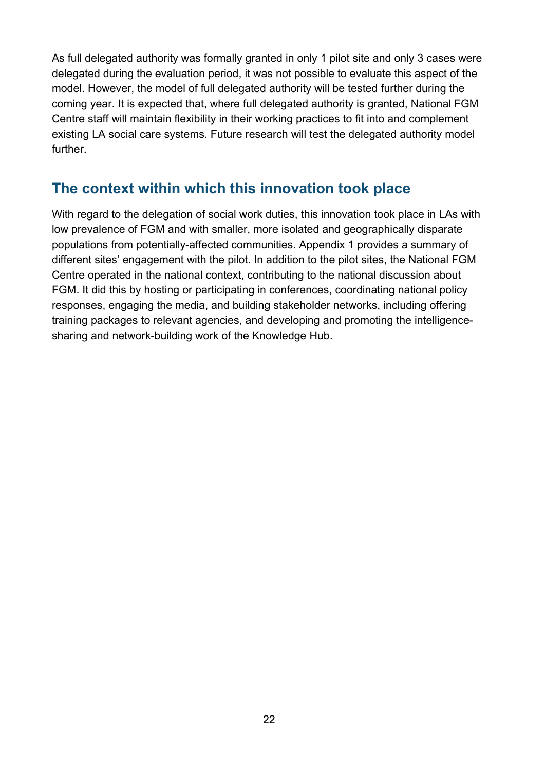As full delegated authority was formally granted in only 1 pilot site and only 3 cases were delegated during the evaluation period, it was not possible to evaluate this aspect of the model. However, the model of full delegated authority will be tested further during the coming year. It is expected that, where full delegated authority is granted, National FGM Centre staff will maintain flexibility in their working practices to fit into and complement existing LA social care systems. Future research will test the delegated authority model further.

## The context within which this innovation took place

With regard to the delegation of social work duties, this innovation took place in LAs with low prevalence of FGM and with smaller, more isolated and geographically disparate populations from potentially-affected communities. Appendix 1 provides a summary of different sites' engagement with the pilot. In addition to the pilot sites, the National FGM Centre operated in the national context, contributing to the national discussion about FGM. It did this by hosting or participating in conferences, coordinating national policy responses, engaging the media, and building stakeholder networks, including offering training packages to relevant agencies, and developing and promoting the intelligence-sharing and network-building work of the Knowledge Hub.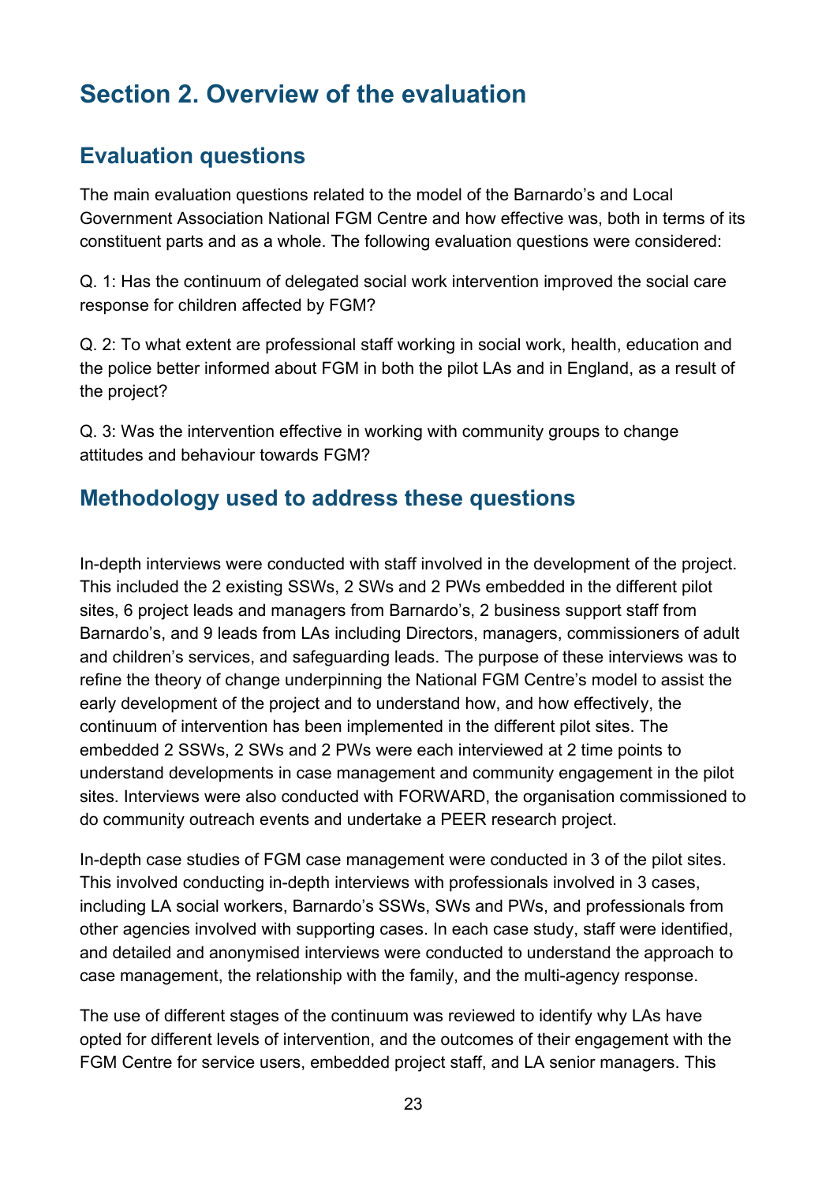# Section 2. Overview of the evaluation

## Evaluation questions

The main evaluation questions related to the model of the Barnardo's and Local Government Association National FGM Centre and how effective was, both in terms of its constituent parts and as a whole. The following evaluation questions were considered:

Q. 1: Has the continuum of delegated social work intervention improved the social care response for children affected by FGM?

Q. 2: To what extent are professional staff working in social work, health, education and the police better informed about FGM in both the pilot LAs and in England, as a result of the project?

Q. 3: Was the intervention effective in working with community groups to change attitudes and behaviour towards FGM?

## Methodology used to address these questions

In-depth interviews were conducted with staff involved in the development of the project. This included the 2 existing SSWs, 2 SWs and 2 PWs embedded in the different pilot sites, 6 project leads and managers from Barnardo's, 2 business support staff from Barnardo's, and 9 leads from LAs including Directors, managers, commissioners of adult and children's services, and safeguarding leads. The purpose of these interviews was to refine the theory of change underpinning the National FGM Centre's model to assist the early development of the project and to understand how, and how effectively, the continuum of intervention has been implemented in the different pilot sites. The embedded 2 SSWs, 2 SWs and 2 PWs were each interviewed at 2 time points to understand developments in case management and community engagement in the pilot sites. Interviews were also conducted with FORWARD, the organisation commissioned to do community outreach events and undertake a PEER research project.

In-depth case studies of FGM case management were conducted in 3 of the pilot sites. This involved conducting in-depth interviews with professionals involved in 3 cases, including LA social workers, Barnardo's SSWs, SWs and PWs, and professionals from other agencies involved with supporting cases. In each case study, staff were identified, and detailed and anonymised interviews were conducted to understand the approach to case management, the relationship with the family, and the multi-agency response.

The use of different stages of the continuum was reviewed to identify why LAs have opted for different levels of intervention, and the outcomes of their engagement with the FGM Centre for service users, embedded project staff, and LA senior managers. This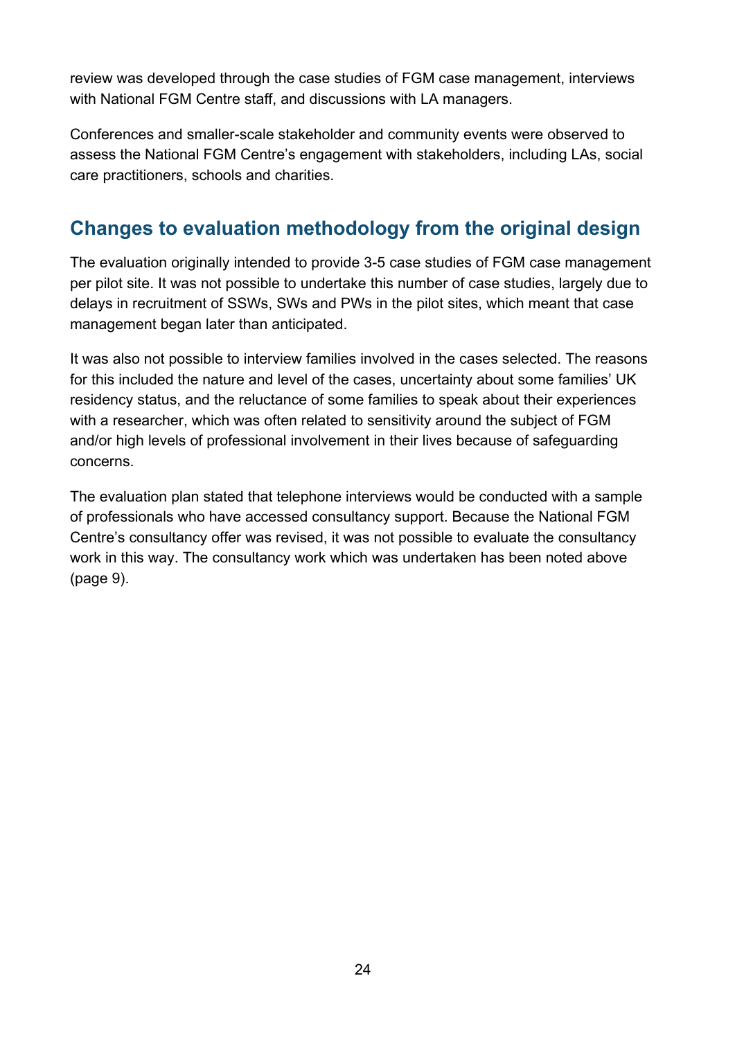review was developed through the case studies of FGM case management, interviews with National FGM Centre staff, and discussions with LA managers.

Conferences and smaller-scale stakeholder and community events were observed to assess the National FGM Centre's engagement with stakeholders, including LAs, social care practitioners, schools and charities.

## Changes to evaluation methodology from the original design

The evaluation originally intended to provide 3-5 case studies of FGM case management per pilot site. It was not possible to undertake this number of case studies, largely due to delays in recruitment of SSWs, SWs and PWs in the pilot sites, which meant that case management began later than anticipated.

It was also not possible to interview families involved in the cases selected. The reasons for this included the nature and level of the cases, uncertainty about some families' UK residency status, and the reluctance of some families to speak about their experiences with a researcher, which was often related to sensitivity around the subject of FGM and/or high levels of professional involvement in their lives because of safeguarding concerns.

The evaluation plan stated that telephone interviews would be conducted with a sample of professionals who have accessed consultancy support. Because the National FGM Centre's consultancy offer was revised, it was not possible to evaluate the consultancy work in this way. The consultancy work which was undertaken has been noted above (page 9).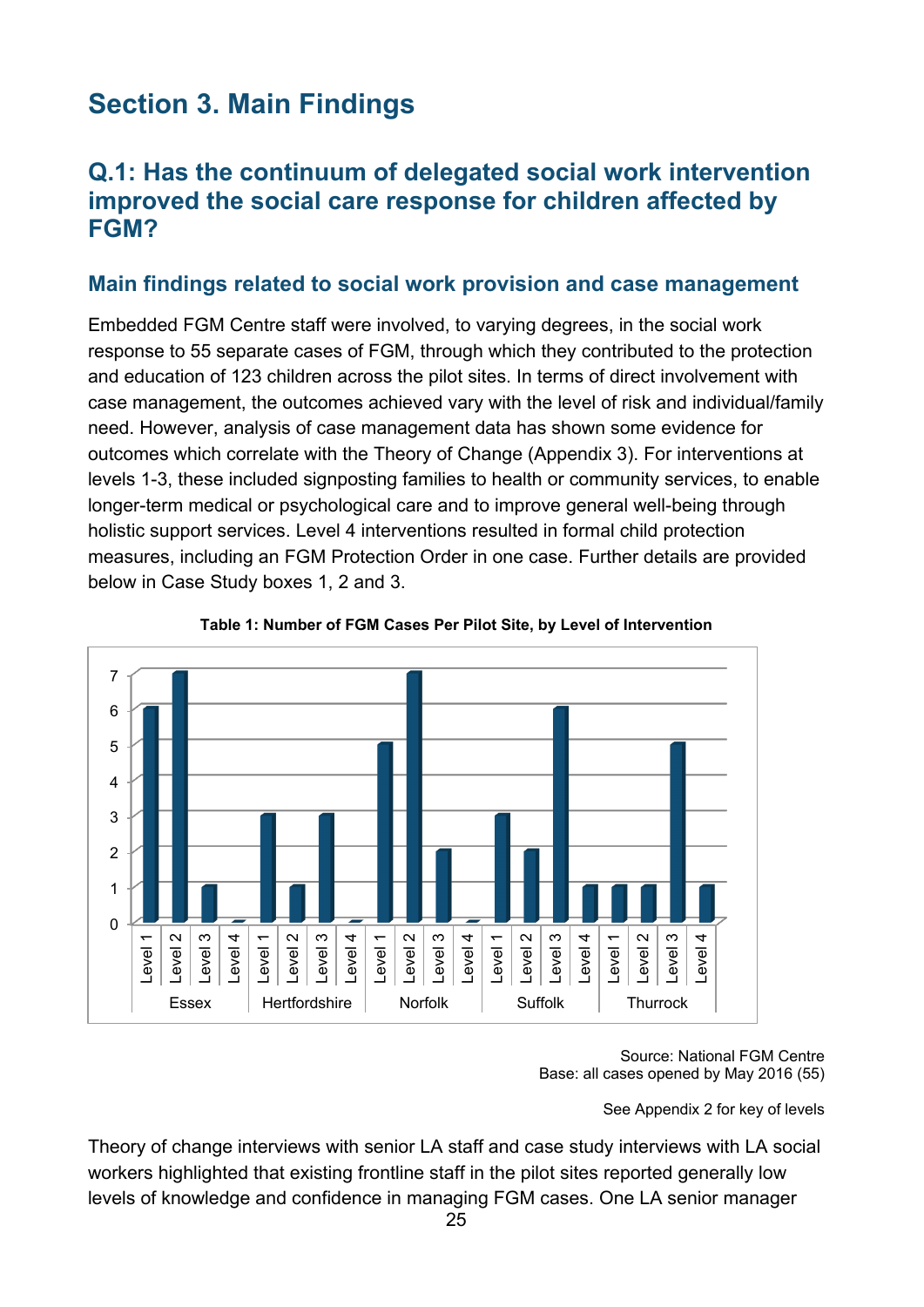# Section 3. Main Findings

## Q.1: Has the continuum of delegated social work intervention improved the social care response for children affected by FGM?

### Main findings related to social work provision and case management

Embedded FGM Centre staff were involved, to varying degrees, in the social work response to 55 separate cases of FGM, through which they contributed to the protection and education of 123 children across the pilot sites. In terms of direct involvement with case management, the outcomes achieved vary with the level of risk and individual/family need. However, analysis of case management data has shown some evidence for outcomes which correlate with the Theory of Change (Appendix 3). For interventions at levels 1-3, these included signposting families to health or community services, to enable longer-term medical or psychological care and to improve general well-being through holistic support services. Level 4 interventions resulted in formal child protection measures, including an FGM Protection Order in one case. Further details are provided below in Case Study boxes 1, 2 and 3.

**Table 1: Number of FGM Cases Per Pilot Site, by Level of Intervention**

| Pilot Site | Level 1 | Level 2 | Level 3 | Level 4 |
|---|---|---|---|---|
| Essex | 6 | 7 | 1 | 0 |
| Hertfordshire | 3 | 1 | 3 | 0 |
| Norfolk | 5 | 7 | 2 | 0 |
| Suffolk | 3 | 2 | 6 | 1 |
| Thurrock | 1 | 1 | 5 | 1 |

Source: National FGM Centre
Base: all cases opened by May 2016 (55)

See Appendix 2 for key of levels

Theory of change interviews with senior LA staff and case study interviews with LA social workers highlighted that existing frontline staff in the pilot sites reported generally low levels of knowledge and confidence in managing FGM cases. One LA senior manager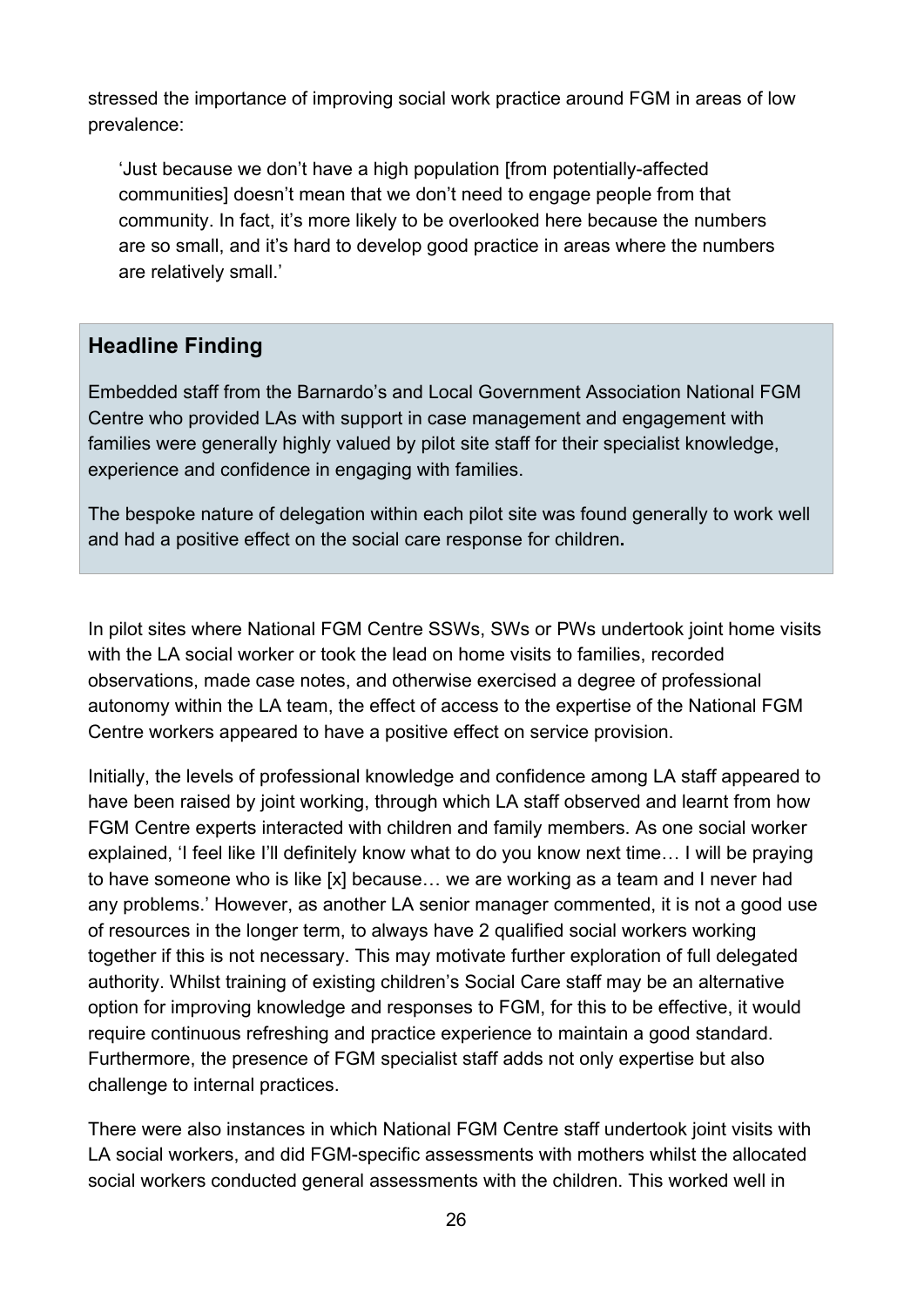stressed the importance of improving social work practice around FGM in areas of low prevalence:

> 'Just because we don't have a high population [from potentially-affected communities] doesn't mean that we don't need to engage people from that community. In fact, it's more likely to be overlooked here because the numbers are so small, and it's hard to develop good practice in areas where the numbers are relatively small.'

> **Headline Finding**
>
> Embedded staff from the Barnardo's and Local Government Association National FGM Centre who provided LAs with support in case management and engagement with families were generally highly valued by pilot site staff for their specialist knowledge, experience and confidence in engaging with families.
>
> The bespoke nature of delegation within each pilot site was found generally to work well and had a positive effect on the social care response for children**.**

In pilot sites where National FGM Centre SSWs, SWs or PWs undertook joint home visits with the LA social worker or took the lead on home visits to families, recorded observations, made case notes, and otherwise exercised a degree of professional autonomy within the LA team, the effect of access to the expertise of the National FGM Centre workers appeared to have a positive effect on service provision.

Initially, the levels of professional knowledge and confidence among LA staff appeared to have been raised by joint working, through which LA staff observed and learnt from how FGM Centre experts interacted with children and family members. As one social worker explained, 'I feel like I'll definitely know what to do you know next time… I will be praying to have someone who is like [x] because… we are working as a team and I never had any problems.' However, as another LA senior manager commented, it is not a good use of resources in the longer term, to always have 2 qualified social workers working together if this is not necessary. This may motivate further exploration of full delegated authority. Whilst training of existing children's Social Care staff may be an alternative option for improving knowledge and responses to FGM, for this to be effective, it would require continuous refreshing and practice experience to maintain a good standard. Furthermore, the presence of FGM specialist staff adds not only expertise but also challenge to internal practices.

There were also instances in which National FGM Centre staff undertook joint visits with LA social workers, and did FGM-specific assessments with mothers whilst the allocated social workers conducted general assessments with the children. This worked well in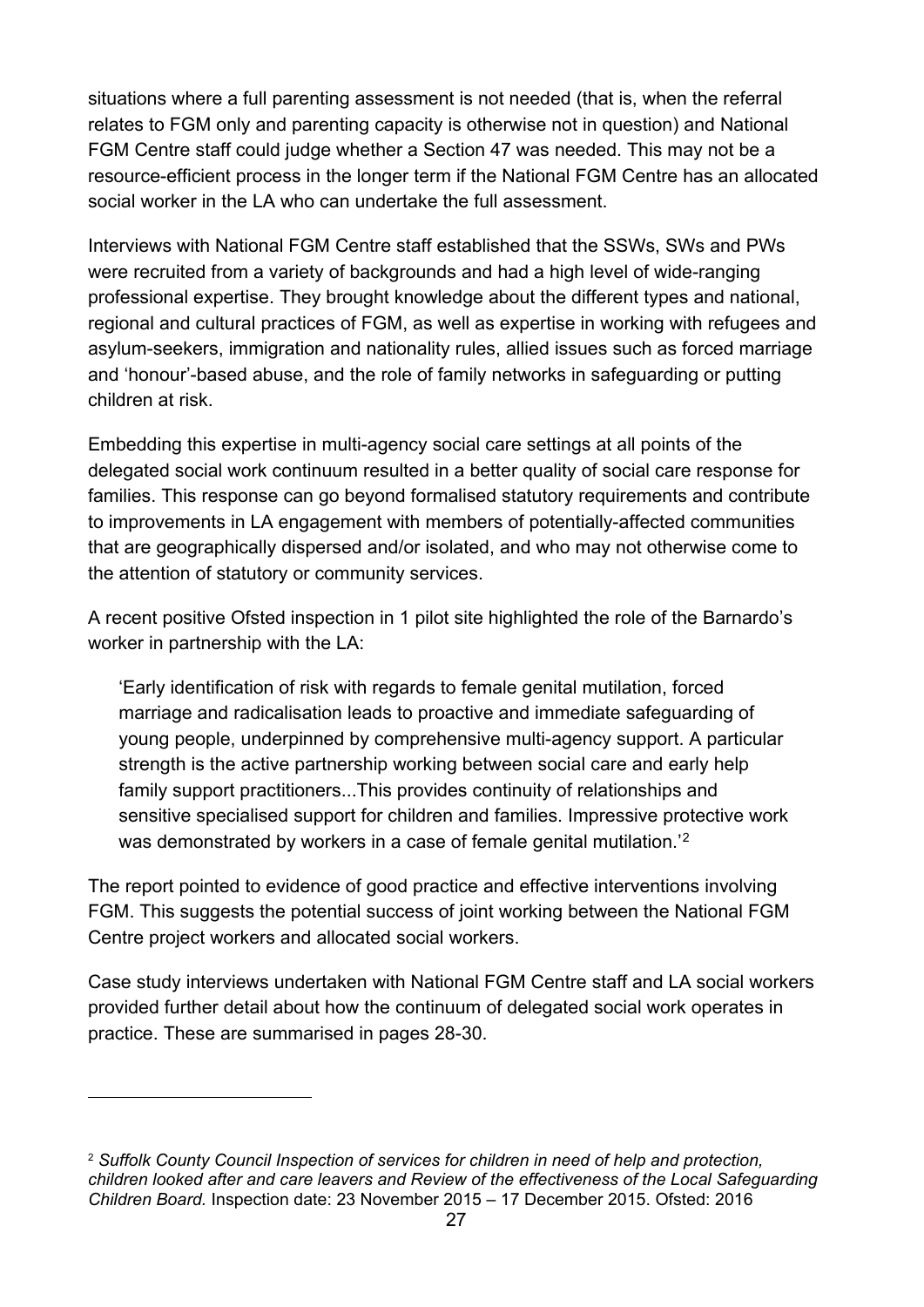situations where a full parenting assessment is not needed (that is, when the referral relates to FGM only and parenting capacity is otherwise not in question) and National FGM Centre staff could judge whether a Section 47 was needed. This may not be a resource-efficient process in the longer term if the National FGM Centre has an allocated social worker in the LA who can undertake the full assessment.

Interviews with National FGM Centre staff established that the SSWs, SWs and PWs were recruited from a variety of backgrounds and had a high level of wide-ranging professional expertise. They brought knowledge about the different types and national, regional and cultural practices of FGM, as well as expertise in working with refugees and asylum-seekers, immigration and nationality rules, allied issues such as forced marriage and 'honour'-based abuse, and the role of family networks in safeguarding or putting children at risk.

Embedding this expertise in multi-agency social care settings at all points of the delegated social work continuum resulted in a better quality of social care response for families. This response can go beyond formalised statutory requirements and contribute to improvements in LA engagement with members of potentially-affected communities that are geographically dispersed and/or isolated, and who may not otherwise come to the attention of statutory or community services.

A recent positive Ofsted inspection in 1 pilot site highlighted the role of the Barnardo's worker in partnership with the LA:

> 'Early identification of risk with regards to female genital mutilation, forced marriage and radicalisation leads to proactive and immediate safeguarding of young people, underpinned by comprehensive multi-agency support. A particular strength is the active partnership working between social care and early help family support practitioners...This provides continuity of relationships and sensitive specialised support for children and families. Impressive protective work was demonstrated by workers in a case of female genital mutilation.'[2]

The report pointed to evidence of good practice and effective interventions involving FGM. This suggests the potential success of joint working between the National FGM Centre project workers and allocated social workers.

Case study interviews undertaken with National FGM Centre staff and LA social workers provided further detail about how the continuum of delegated social work operates in practice. These are summarised in pages 28-30.

---

[2] *Suffolk County Council Inspection of services for children in need of help and protection, children looked after and care leavers and Review of the effectiveness of the Local Safeguarding Children Board.* Inspection date: 23 November 2015 – 17 December 2015. Ofsted: 2016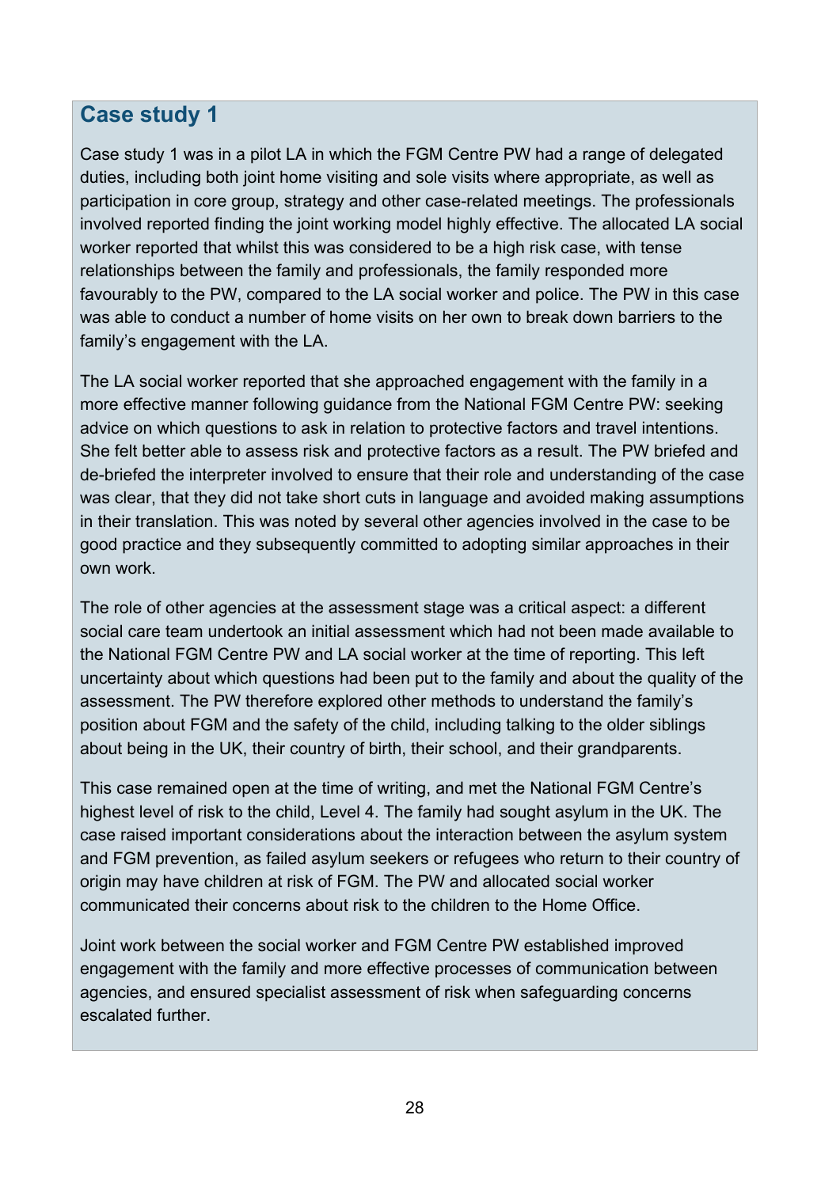## Case study 1

Case study 1 was in a pilot LA in which the FGM Centre PW had a range of delegated duties, including both joint home visiting and sole visits where appropriate, as well as participation in core group, strategy and other case-related meetings. The professionals involved reported finding the joint working model highly effective. The allocated LA social worker reported that whilst this was considered to be a high risk case, with tense relationships between the family and professionals, the family responded more favourably to the PW, compared to the LA social worker and police. The PW in this case was able to conduct a number of home visits on her own to break down barriers to the family's engagement with the LA.

The LA social worker reported that she approached engagement with the family in a more effective manner following guidance from the National FGM Centre PW: seeking advice on which questions to ask in relation to protective factors and travel intentions. She felt better able to assess risk and protective factors as a result. The PW briefed and de-briefed the interpreter involved to ensure that their role and understanding of the case was clear, that they did not take short cuts in language and avoided making assumptions in their translation. This was noted by several other agencies involved in the case to be good practice and they subsequently committed to adopting similar approaches in their own work.

The role of other agencies at the assessment stage was a critical aspect: a different social care team undertook an initial assessment which had not been made available to the National FGM Centre PW and LA social worker at the time of reporting. This left uncertainty about which questions had been put to the family and about the quality of the assessment. The PW therefore explored other methods to understand the family's position about FGM and the safety of the child, including talking to the older siblings about being in the UK, their country of birth, their school, and their grandparents.

This case remained open at the time of writing, and met the National FGM Centre's highest level of risk to the child, Level 4. The family had sought asylum in the UK. The case raised important considerations about the interaction between the asylum system and FGM prevention, as failed asylum seekers or refugees who return to their country of origin may have children at risk of FGM. The PW and allocated social worker communicated their concerns about risk to the children to the Home Office.

Joint work between the social worker and FGM Centre PW established improved engagement with the family and more effective processes of communication between agencies, and ensured specialist assessment of risk when safeguarding concerns escalated further.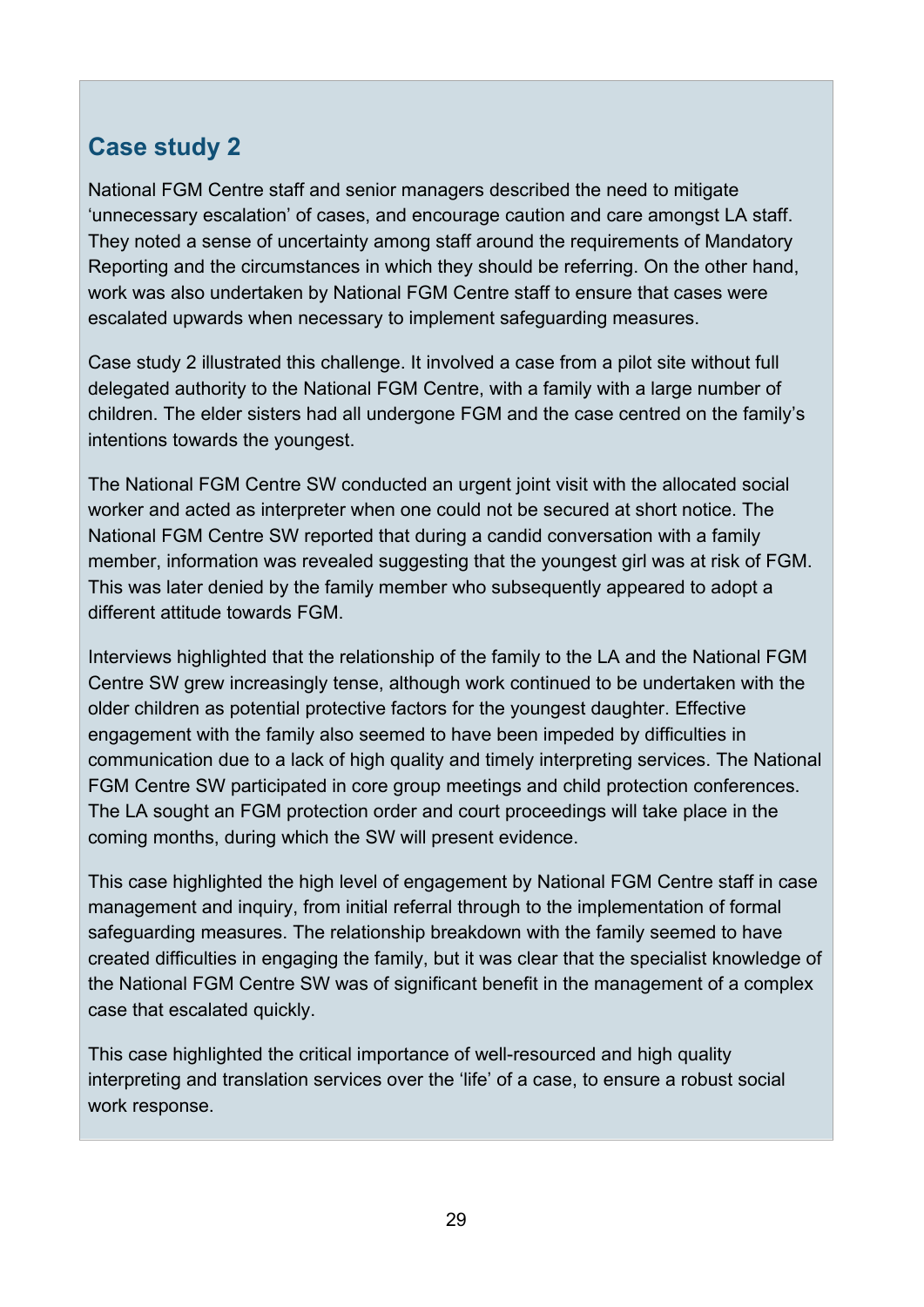## Case study 2

National FGM Centre staff and senior managers described the need to mitigate ‘unnecessary escalation’ of cases, and encourage caution and care amongst LA staff. They noted a sense of uncertainty among staff around the requirements of Mandatory Reporting and the circumstances in which they should be referring. On the other hand, work was also undertaken by National FGM Centre staff to ensure that cases were escalated upwards when necessary to implement safeguarding measures.

Case study 2 illustrated this challenge. It involved a case from a pilot site without full delegated authority to the National FGM Centre, with a family with a large number of children. The elder sisters had all undergone FGM and the case centred on the family’s intentions towards the youngest.

The National FGM Centre SW conducted an urgent joint visit with the allocated social worker and acted as interpreter when one could not be secured at short notice. The National FGM Centre SW reported that during a candid conversation with a family member, information was revealed suggesting that the youngest girl was at risk of FGM. This was later denied by the family member who subsequently appeared to adopt a different attitude towards FGM.

Interviews highlighted that the relationship of the family to the LA and the National FGM Centre SW grew increasingly tense, although work continued to be undertaken with the older children as potential protective factors for the youngest daughter. Effective engagement with the family also seemed to have been impeded by difficulties in communication due to a lack of high quality and timely interpreting services. The National FGM Centre SW participated in core group meetings and child protection conferences. The LA sought an FGM protection order and court proceedings will take place in the coming months, during which the SW will present evidence.

This case highlighted the high level of engagement by National FGM Centre staff in case management and inquiry, from initial referral through to the implementation of formal safeguarding measures. The relationship breakdown with the family seemed to have created difficulties in engaging the family, but it was clear that the specialist knowledge of the National FGM Centre SW was of significant benefit in the management of a complex case that escalated quickly.

This case highlighted the critical importance of well-resourced and high quality interpreting and translation services over the ‘life’ of a case, to ensure a robust social work response.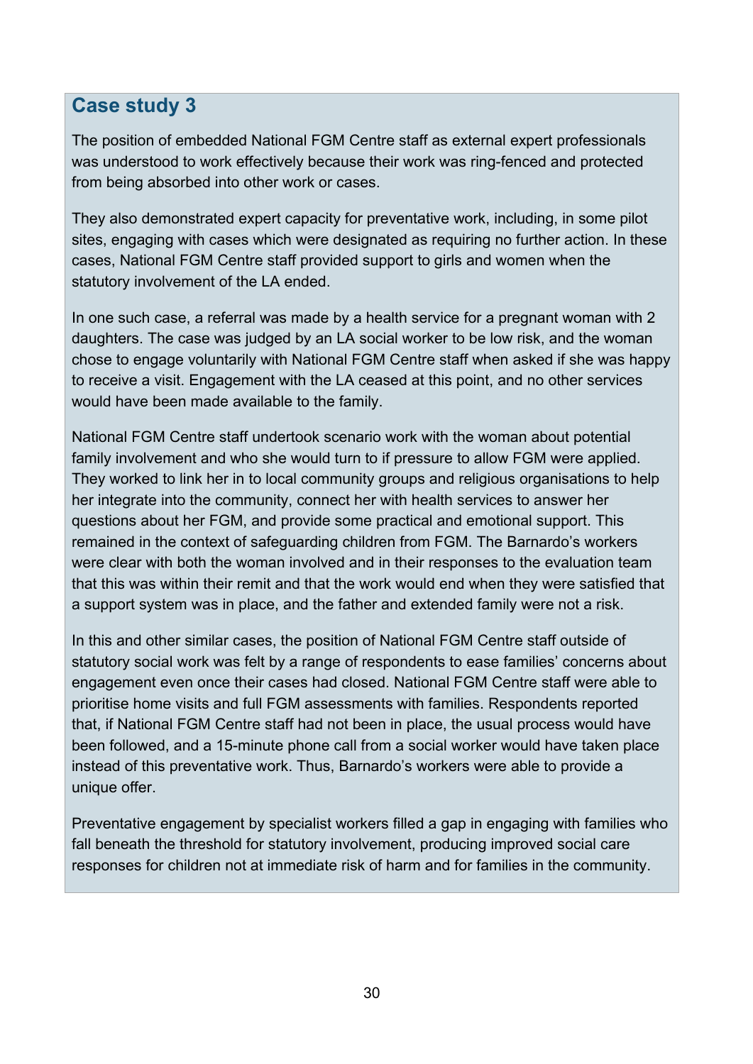## Case study 3

The position of embedded National FGM Centre staff as external expert professionals was understood to work effectively because their work was ring-fenced and protected from being absorbed into other work or cases.

They also demonstrated expert capacity for preventative work, including, in some pilot sites, engaging with cases which were designated as requiring no further action. In these cases, National FGM Centre staff provided support to girls and women when the statutory involvement of the LA ended.

In one such case, a referral was made by a health service for a pregnant woman with 2 daughters. The case was judged by an LA social worker to be low risk, and the woman chose to engage voluntarily with National FGM Centre staff when asked if she was happy to receive a visit. Engagement with the LA ceased at this point, and no other services would have been made available to the family.

National FGM Centre staff undertook scenario work with the woman about potential family involvement and who she would turn to if pressure to allow FGM were applied. They worked to link her in to local community groups and religious organisations to help her integrate into the community, connect her with health services to answer her questions about her FGM, and provide some practical and emotional support. This remained in the context of safeguarding children from FGM. The Barnardo's workers were clear with both the woman involved and in their responses to the evaluation team that this was within their remit and that the work would end when they were satisfied that a support system was in place, and the father and extended family were not a risk.

In this and other similar cases, the position of National FGM Centre staff outside of statutory social work was felt by a range of respondents to ease families' concerns about engagement even once their cases had closed. National FGM Centre staff were able to prioritise home visits and full FGM assessments with families. Respondents reported that, if National FGM Centre staff had not been in place, the usual process would have been followed, and a 15-minute phone call from a social worker would have taken place instead of this preventative work. Thus, Barnardo's workers were able to provide a unique offer.

Preventative engagement by specialist workers filled a gap in engaging with families who fall beneath the threshold for statutory involvement, producing improved social care responses for children not at immediate risk of harm and for families in the community.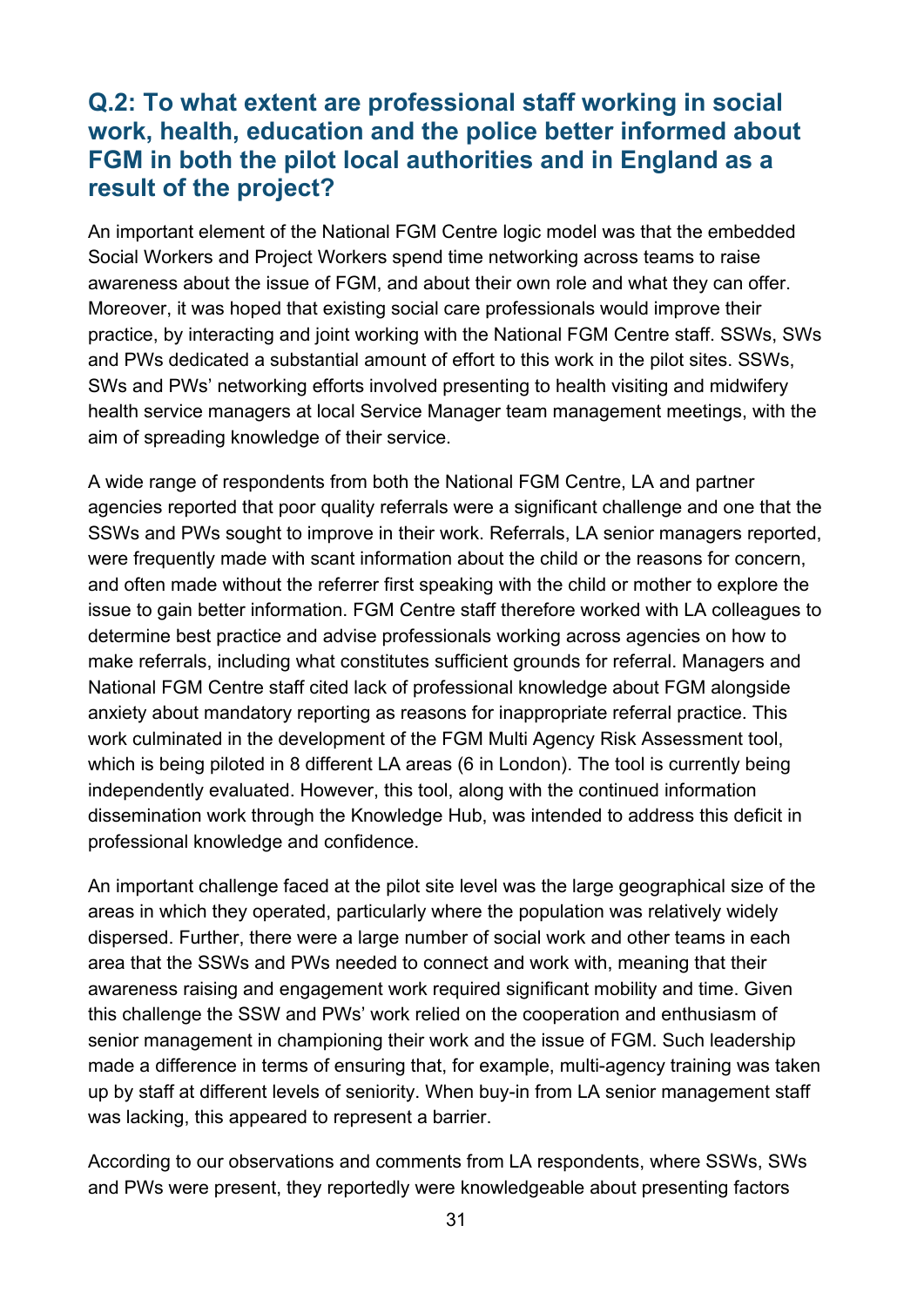## Q.2: To what extent are professional staff working in social work, health, education and the police better informed about FGM in both the pilot local authorities and in England as a result of the project?

An important element of the National FGM Centre logic model was that the embedded Social Workers and Project Workers spend time networking across teams to raise awareness about the issue of FGM, and about their own role and what they can offer. Moreover, it was hoped that existing social care professionals would improve their practice, by interacting and joint working with the National FGM Centre staff. SSWs, SWs and PWs dedicated a substantial amount of effort to this work in the pilot sites. SSWs, SWs and PWs' networking efforts involved presenting to health visiting and midwifery health service managers at local Service Manager team management meetings, with the aim of spreading knowledge of their service.

A wide range of respondents from both the National FGM Centre, LA and partner agencies reported that poor quality referrals were a significant challenge and one that the SSWs and PWs sought to improve in their work. Referrals, LA senior managers reported, were frequently made with scant information about the child or the reasons for concern, and often made without the referrer first speaking with the child or mother to explore the issue to gain better information. FGM Centre staff therefore worked with LA colleagues to determine best practice and advise professionals working across agencies on how to make referrals, including what constitutes sufficient grounds for referral. Managers and National FGM Centre staff cited lack of professional knowledge about FGM alongside anxiety about mandatory reporting as reasons for inappropriate referral practice. This work culminated in the development of the FGM Multi Agency Risk Assessment tool, which is being piloted in 8 different LA areas (6 in London). The tool is currently being independently evaluated. However, this tool, along with the continued information dissemination work through the Knowledge Hub, was intended to address this deficit in professional knowledge and confidence.

An important challenge faced at the pilot site level was the large geographical size of the areas in which they operated, particularly where the population was relatively widely dispersed. Further, there were a large number of social work and other teams in each area that the SSWs and PWs needed to connect and work with, meaning that their awareness raising and engagement work required significant mobility and time. Given this challenge the SSW and PWs' work relied on the cooperation and enthusiasm of senior management in championing their work and the issue of FGM. Such leadership made a difference in terms of ensuring that, for example, multi-agency training was taken up by staff at different levels of seniority. When buy-in from LA senior management staff was lacking, this appeared to represent a barrier.

According to our observations and comments from LA respondents, where SSWs, SWs and PWs were present, they reportedly were knowledgeable about presenting factors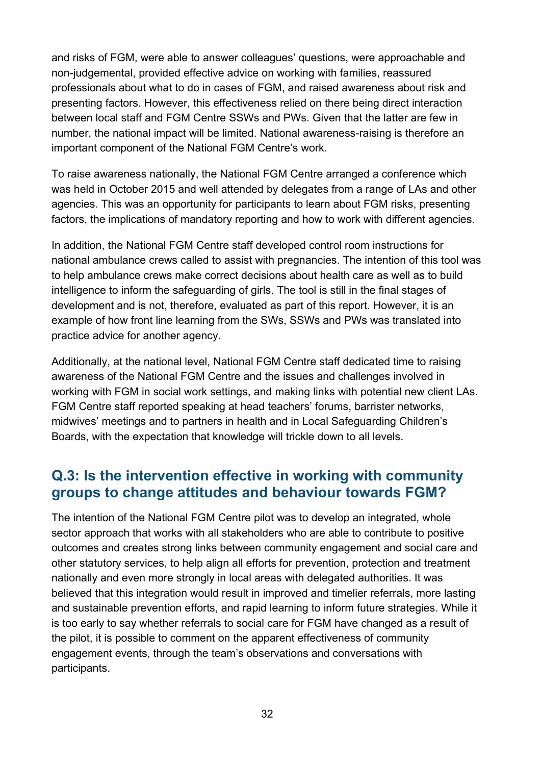and risks of FGM, were able to answer colleagues' questions, were approachable and non-judgemental, provided effective advice on working with families, reassured professionals about what to do in cases of FGM, and raised awareness about risk and presenting factors. However, this effectiveness relied on there being direct interaction between local staff and FGM Centre SSWs and PWs. Given that the latter are few in number, the national impact will be limited. National awareness-raising is therefore an important component of the National FGM Centre's work.

To raise awareness nationally, the National FGM Centre arranged a conference which was held in October 2015 and well attended by delegates from a range of LAs and other agencies. This was an opportunity for participants to learn about FGM risks, presenting factors, the implications of mandatory reporting and how to work with different agencies.

In addition, the National FGM Centre staff developed control room instructions for national ambulance crews called to assist with pregnancies. The intention of this tool was to help ambulance crews make correct decisions about health care as well as to build intelligence to inform the safeguarding of girls. The tool is still in the final stages of development and is not, therefore, evaluated as part of this report. However, it is an example of how front line learning from the SWs, SSWs and PWs was translated into practice advice for another agency.

Additionally, at the national level, National FGM Centre staff dedicated time to raising awareness of the National FGM Centre and the issues and challenges involved in working with FGM in social work settings, and making links with potential new client LAs. FGM Centre staff reported speaking at head teachers' forums, barrister networks, midwives' meetings and to partners in health and in Local Safeguarding Children's Boards, with the expectation that knowledge will trickle down to all levels.

## Q.3: Is the intervention effective in working with community groups to change attitudes and behaviour towards FGM?

The intention of the National FGM Centre pilot was to develop an integrated, whole sector approach that works with all stakeholders who are able to contribute to positive outcomes and creates strong links between community engagement and social care and other statutory services, to help align all efforts for prevention, protection and treatment nationally and even more strongly in local areas with delegated authorities. It was believed that this integration would result in improved and timelier referrals, more lasting and sustainable prevention efforts, and rapid learning to inform future strategies. While it is too early to say whether referrals to social care for FGM have changed as a result of the pilot, it is possible to comment on the apparent effectiveness of community engagement events, through the team's observations and conversations with participants.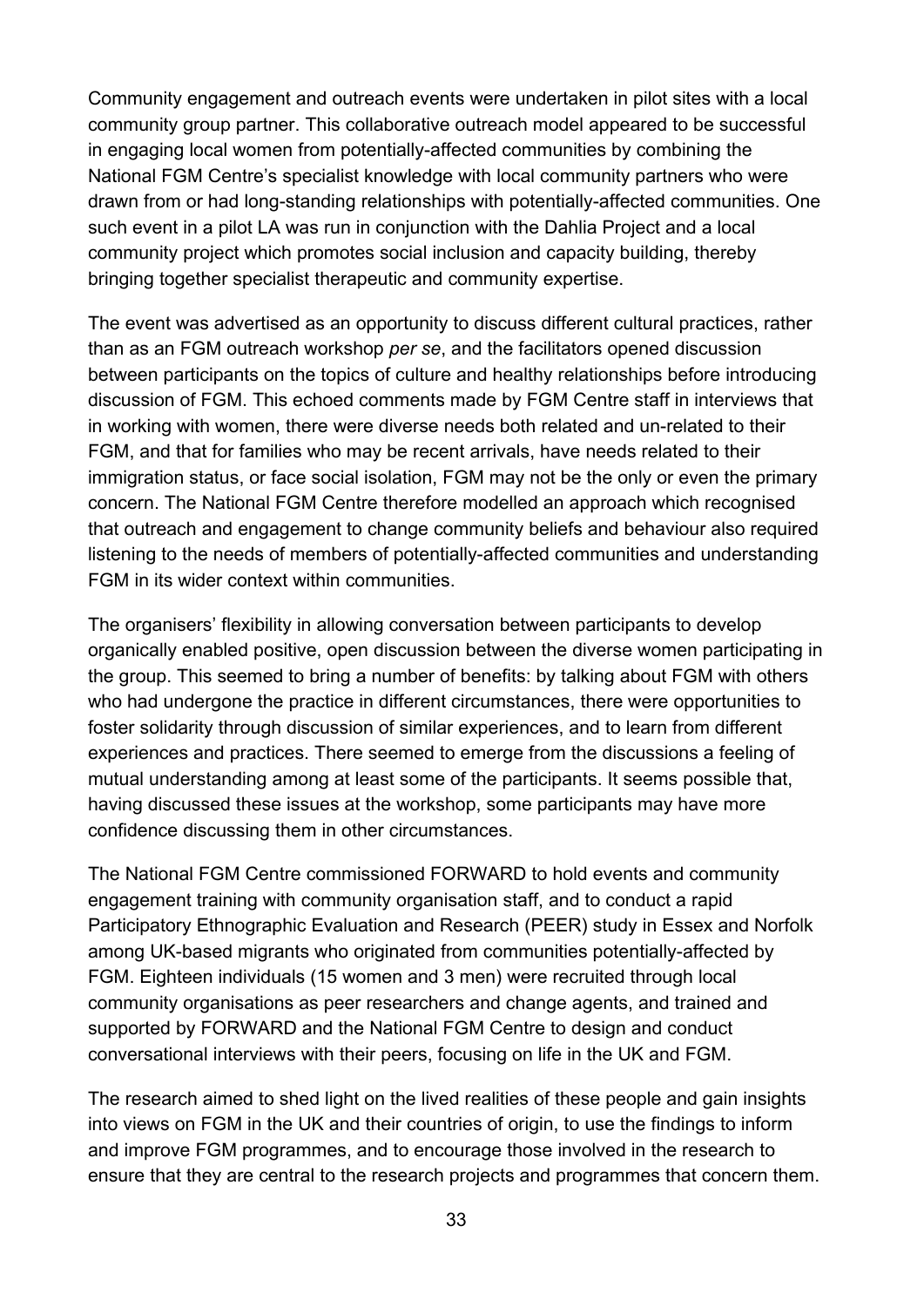Community engagement and outreach events were undertaken in pilot sites with a local community group partner. This collaborative outreach model appeared to be successful in engaging local women from potentially-affected communities by combining the National FGM Centre's specialist knowledge with local community partners who were drawn from or had long-standing relationships with potentially-affected communities. One such event in a pilot LA was run in conjunction with the Dahlia Project and a local community project which promotes social inclusion and capacity building, thereby bringing together specialist therapeutic and community expertise.

The event was advertised as an opportunity to discuss different cultural practices, rather than as an FGM outreach workshop *per se*, and the facilitators opened discussion between participants on the topics of culture and healthy relationships before introducing discussion of FGM. This echoed comments made by FGM Centre staff in interviews that in working with women, there were diverse needs both related and un-related to their FGM, and that for families who may be recent arrivals, have needs related to their immigration status, or face social isolation, FGM may not be the only or even the primary concern. The National FGM Centre therefore modelled an approach which recognised that outreach and engagement to change community beliefs and behaviour also required listening to the needs of members of potentially-affected communities and understanding FGM in its wider context within communities.

The organisers' flexibility in allowing conversation between participants to develop organically enabled positive, open discussion between the diverse women participating in the group. This seemed to bring a number of benefits: by talking about FGM with others who had undergone the practice in different circumstances, there were opportunities to foster solidarity through discussion of similar experiences, and to learn from different experiences and practices. There seemed to emerge from the discussions a feeling of mutual understanding among at least some of the participants. It seems possible that, having discussed these issues at the workshop, some participants may have more confidence discussing them in other circumstances.

The National FGM Centre commissioned FORWARD to hold events and community engagement training with community organisation staff, and to conduct a rapid Participatory Ethnographic Evaluation and Research (PEER) study in Essex and Norfolk among UK-based migrants who originated from communities potentially-affected by FGM. Eighteen individuals (15 women and 3 men) were recruited through local community organisations as peer researchers and change agents, and trained and supported by FORWARD and the National FGM Centre to design and conduct conversational interviews with their peers, focusing on life in the UK and FGM.

The research aimed to shed light on the lived realities of these people and gain insights into views on FGM in the UK and their countries of origin, to use the findings to inform and improve FGM programmes, and to encourage those involved in the research to ensure that they are central to the research projects and programmes that concern them.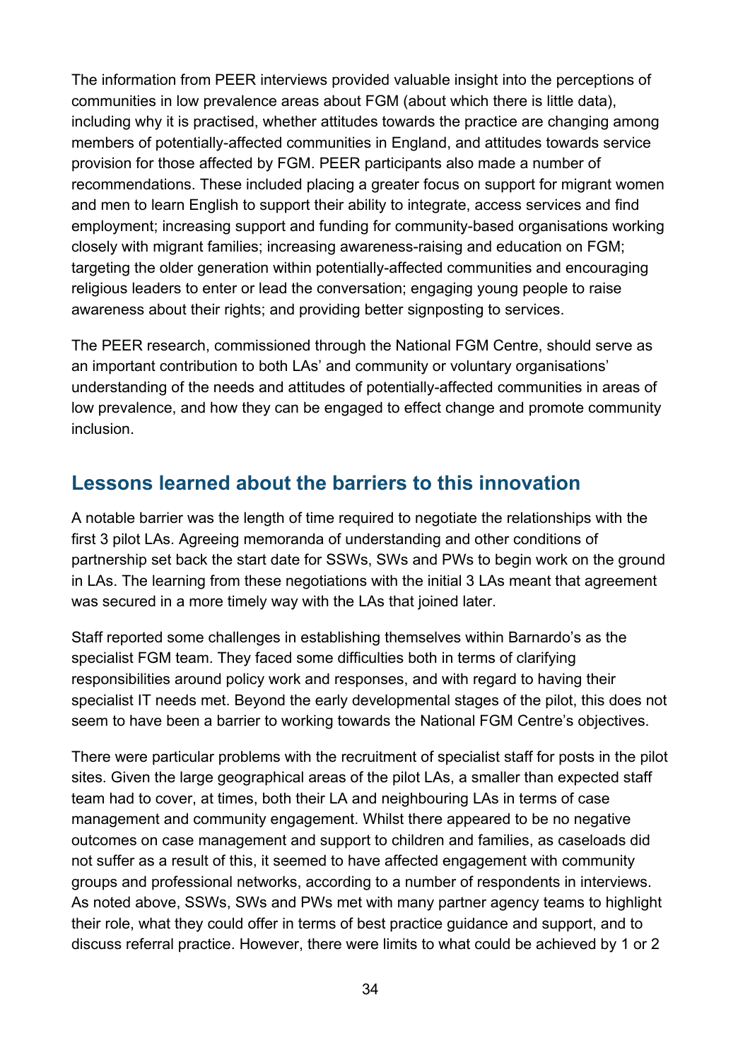The information from PEER interviews provided valuable insight into the perceptions of communities in low prevalence areas about FGM (about which there is little data), including why it is practised, whether attitudes towards the practice are changing among members of potentially-affected communities in England, and attitudes towards service provision for those affected by FGM. PEER participants also made a number of recommendations. These included placing a greater focus on support for migrant women and men to learn English to support their ability to integrate, access services and find employment; increasing support and funding for community-based organisations working closely with migrant families; increasing awareness-raising and education on FGM; targeting the older generation within potentially-affected communities and encouraging religious leaders to enter or lead the conversation; engaging young people to raise awareness about their rights; and providing better signposting to services.

The PEER research, commissioned through the National FGM Centre, should serve as an important contribution to both LAs' and community or voluntary organisations' understanding of the needs and attitudes of potentially-affected communities in areas of low prevalence, and how they can be engaged to effect change and promote community inclusion.

## Lessons learned about the barriers to this innovation

A notable barrier was the length of time required to negotiate the relationships with the first 3 pilot LAs. Agreeing memoranda of understanding and other conditions of partnership set back the start date for SSWs, SWs and PWs to begin work on the ground in LAs. The learning from these negotiations with the initial 3 LAs meant that agreement was secured in a more timely way with the LAs that joined later.

Staff reported some challenges in establishing themselves within Barnardo's as the specialist FGM team. They faced some difficulties both in terms of clarifying responsibilities around policy work and responses, and with regard to having their specialist IT needs met. Beyond the early developmental stages of the pilot, this does not seem to have been a barrier to working towards the National FGM Centre's objectives.

There were particular problems with the recruitment of specialist staff for posts in the pilot sites. Given the large geographical areas of the pilot LAs, a smaller than expected staff team had to cover, at times, both their LA and neighbouring LAs in terms of case management and community engagement. Whilst there appeared to be no negative outcomes on case management and support to children and families, as caseloads did not suffer as a result of this, it seemed to have affected engagement with community groups and professional networks, according to a number of respondents in interviews. As noted above, SSWs, SWs and PWs met with many partner agency teams to highlight their role, what they could offer in terms of best practice guidance and support, and to discuss referral practice. However, there were limits to what could be achieved by 1 or 2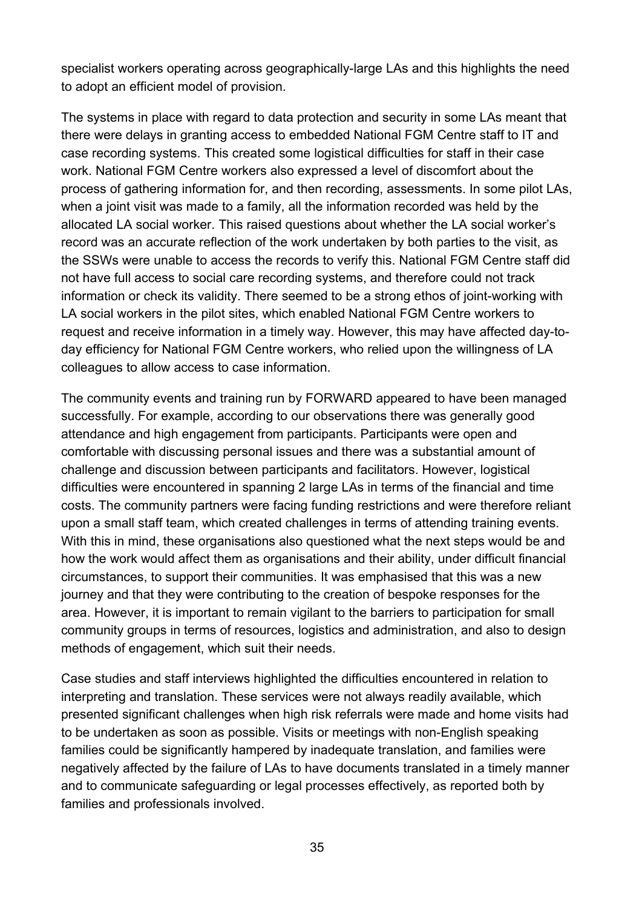specialist workers operating across geographically-large LAs and this highlights the need to adopt an efficient model of provision.

The systems in place with regard to data protection and security in some LAs meant that there were delays in granting access to embedded National FGM Centre staff to IT and case recording systems. This created some logistical difficulties for staff in their case work. National FGM Centre workers also expressed a level of discomfort about the process of gathering information for, and then recording, assessments. In some pilot LAs, when a joint visit was made to a family, all the information recorded was held by the allocated LA social worker. This raised questions about whether the LA social worker's record was an accurate reflection of the work undertaken by both parties to the visit, as the SSWs were unable to access the records to verify this. National FGM Centre staff did not have full access to social care recording systems, and therefore could not track information or check its validity. There seemed to be a strong ethos of joint-working with LA social workers in the pilot sites, which enabled National FGM Centre workers to request and receive information in a timely way. However, this may have affected day-to-day efficiency for National FGM Centre workers, who relied upon the willingness of LA colleagues to allow access to case information.

The community events and training run by FORWARD appeared to have been managed successfully. For example, according to our observations there was generally good attendance and high engagement from participants. Participants were open and comfortable with discussing personal issues and there was a substantial amount of challenge and discussion between participants and facilitators. However, logistical difficulties were encountered in spanning 2 large LAs in terms of the financial and time costs. The community partners were facing funding restrictions and were therefore reliant upon a small staff team, which created challenges in terms of attending training events. With this in mind, these organisations also questioned what the next steps would be and how the work would affect them as organisations and their ability, under difficult financial circumstances, to support their communities. It was emphasised that this was a new journey and that they were contributing to the creation of bespoke responses for the area. However, it is important to remain vigilant to the barriers to participation for small community groups in terms of resources, logistics and administration, and also to design methods of engagement, which suit their needs.

Case studies and staff interviews highlighted the difficulties encountered in relation to interpreting and translation. These services were not always readily available, which presented significant challenges when high risk referrals were made and home visits had to be undertaken as soon as possible. Visits or meetings with non-English speaking families could be significantly hampered by inadequate translation, and families were negatively affected by the failure of LAs to have documents translated in a timely manner and to communicate safeguarding or legal processes effectively, as reported both by families and professionals involved.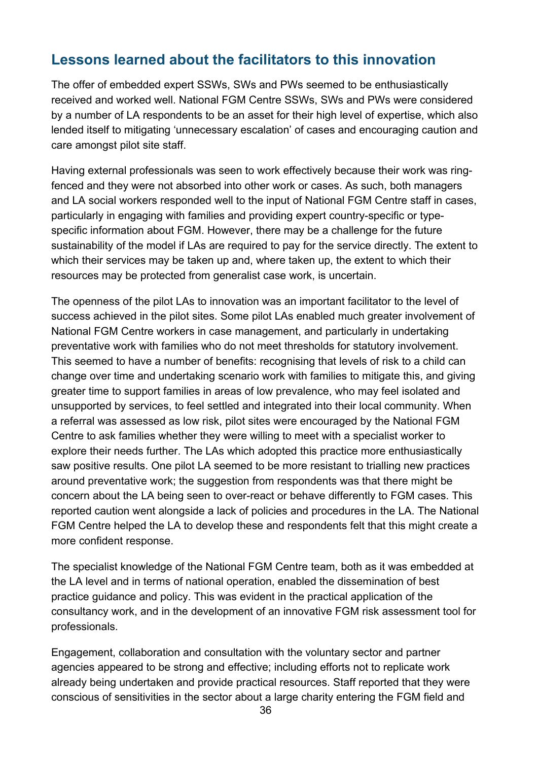## Lessons learned about the facilitators to this innovation

The offer of embedded expert SSWs, SWs and PWs seemed to be enthusiastically received and worked well. National FGM Centre SSWs, SWs and PWs were considered by a number of LA respondents to be an asset for their high level of expertise, which also lended itself to mitigating 'unnecessary escalation' of cases and encouraging caution and care amongst pilot site staff.

Having external professionals was seen to work effectively because their work was ring-fenced and they were not absorbed into other work or cases. As such, both managers and LA social workers responded well to the input of National FGM Centre staff in cases, particularly in engaging with families and providing expert country-specific or type-specific information about FGM. However, there may be a challenge for the future sustainability of the model if LAs are required to pay for the service directly. The extent to which their services may be taken up and, where taken up, the extent to which their resources may be protected from generalist case work, is uncertain.

The openness of the pilot LAs to innovation was an important facilitator to the level of success achieved in the pilot sites. Some pilot LAs enabled much greater involvement of National FGM Centre workers in case management, and particularly in undertaking preventative work with families who do not meet thresholds for statutory involvement. This seemed to have a number of benefits: recognising that levels of risk to a child can change over time and undertaking scenario work with families to mitigate this, and giving greater time to support families in areas of low prevalence, who may feel isolated and unsupported by services, to feel settled and integrated into their local community. When a referral was assessed as low risk, pilot sites were encouraged by the National FGM Centre to ask families whether they were willing to meet with a specialist worker to explore their needs further. The LAs which adopted this practice more enthusiastically saw positive results. One pilot LA seemed to be more resistant to trialling new practices around preventative work; the suggestion from respondents was that there might be concern about the LA being seen to over-react or behave differently to FGM cases. This reported caution went alongside a lack of policies and procedures in the LA. The National FGM Centre helped the LA to develop these and respondents felt that this might create a more confident response.

The specialist knowledge of the National FGM Centre team, both as it was embedded at the LA level and in terms of national operation, enabled the dissemination of best practice guidance and policy. This was evident in the practical application of the consultancy work, and in the development of an innovative FGM risk assessment tool for professionals.

Engagement, collaboration and consultation with the voluntary sector and partner agencies appeared to be strong and effective; including efforts not to replicate work already being undertaken and provide practical resources. Staff reported that they were conscious of sensitivities in the sector about a large charity entering the FGM field and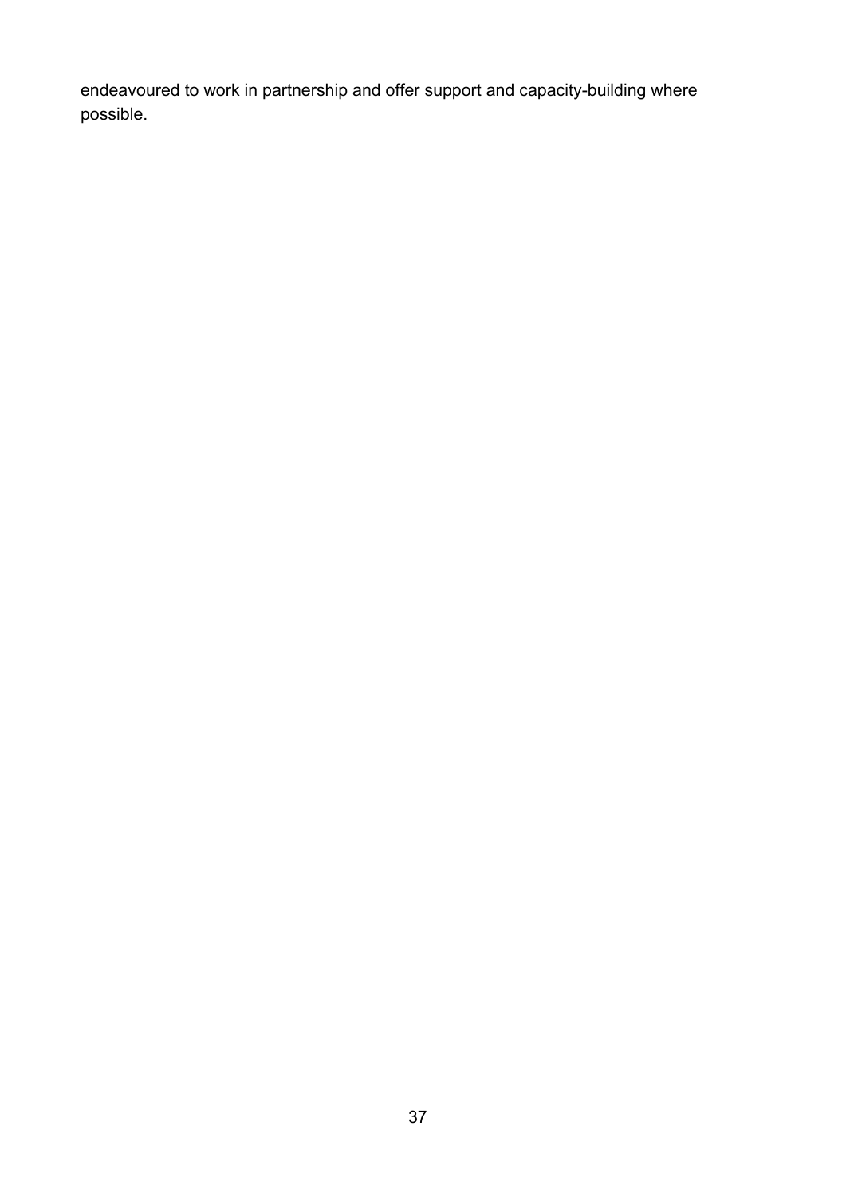endeavoured to work in partnership and offer support and capacity-building where possible.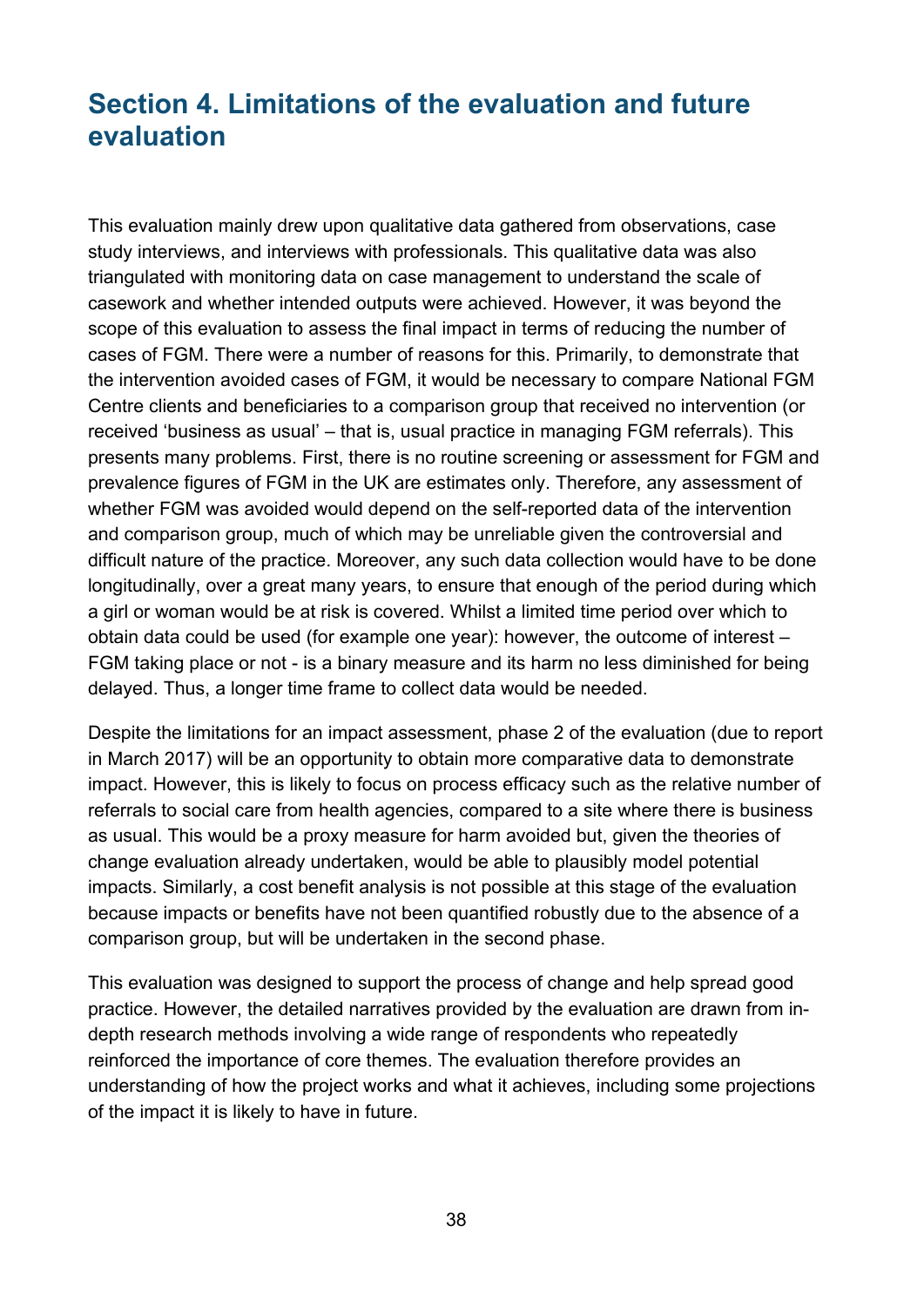## Section 4. Limitations of the evaluation and future evaluation

This evaluation mainly drew upon qualitative data gathered from observations, case study interviews, and interviews with professionals. This qualitative data was also triangulated with monitoring data on case management to understand the scale of casework and whether intended outputs were achieved. However, it was beyond the scope of this evaluation to assess the final impact in terms of reducing the number of cases of FGM. There were a number of reasons for this. Primarily, to demonstrate that the intervention avoided cases of FGM, it would be necessary to compare National FGM Centre clients and beneficiaries to a comparison group that received no intervention (or received 'business as usual' – that is, usual practice in managing FGM referrals). This presents many problems. First, there is no routine screening or assessment for FGM and prevalence figures of FGM in the UK are estimates only. Therefore, any assessment of whether FGM was avoided would depend on the self-reported data of the intervention and comparison group, much of which may be unreliable given the controversial and difficult nature of the practice. Moreover, any such data collection would have to be done longitudinally, over a great many years, to ensure that enough of the period during which a girl or woman would be at risk is covered. Whilst a limited time period over which to obtain data could be used (for example one year): however, the outcome of interest – FGM taking place or not - is a binary measure and its harm no less diminished for being delayed. Thus, a longer time frame to collect data would be needed.

Despite the limitations for an impact assessment, phase 2 of the evaluation (due to report in March 2017) will be an opportunity to obtain more comparative data to demonstrate impact. However, this is likely to focus on process efficacy such as the relative number of referrals to social care from health agencies, compared to a site where there is business as usual. This would be a proxy measure for harm avoided but, given the theories of change evaluation already undertaken, would be able to plausibly model potential impacts. Similarly, a cost benefit analysis is not possible at this stage of the evaluation because impacts or benefits have not been quantified robustly due to the absence of a comparison group, but will be undertaken in the second phase.

This evaluation was designed to support the process of change and help spread good practice. However, the detailed narratives provided by the evaluation are drawn from in-depth research methods involving a wide range of respondents who repeatedly reinforced the importance of core themes. The evaluation therefore provides an understanding of how the project works and what it achieves, including some projections of the impact it is likely to have in future.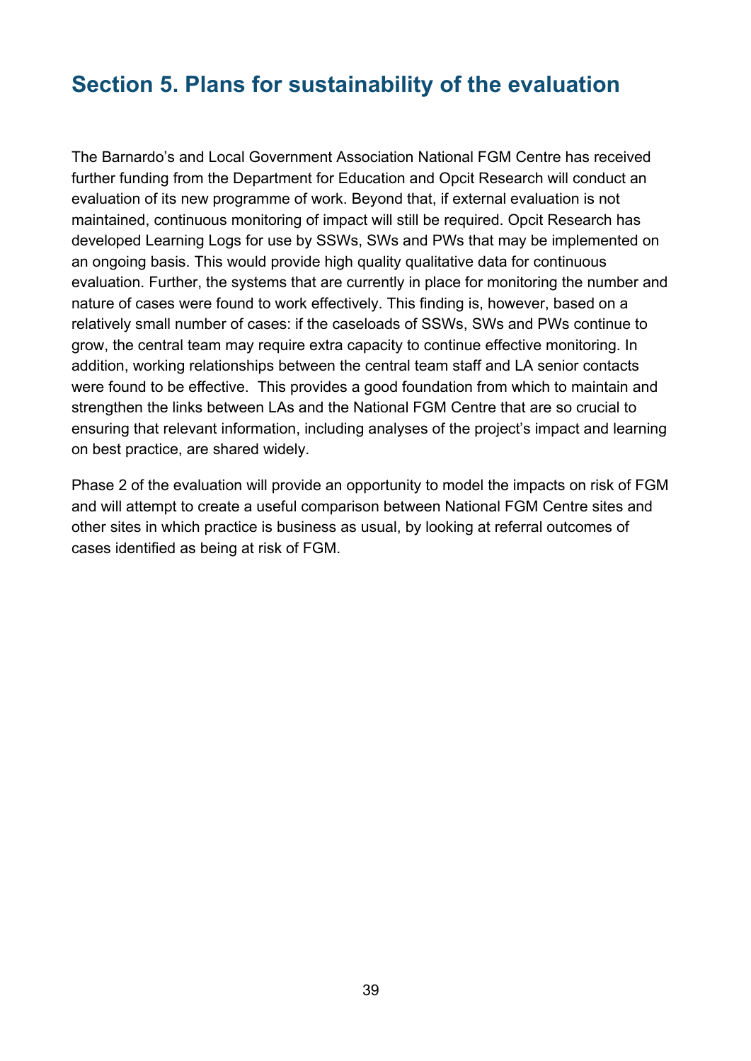## Section 5. Plans for sustainability of the evaluation

The Barnardo's and Local Government Association National FGM Centre has received further funding from the Department for Education and Opcit Research will conduct an evaluation of its new programme of work. Beyond that, if external evaluation is not maintained, continuous monitoring of impact will still be required. Opcit Research has developed Learning Logs for use by SSWs, SWs and PWs that may be implemented on an ongoing basis. This would provide high quality qualitative data for continuous evaluation. Further, the systems that are currently in place for monitoring the number and nature of cases were found to work effectively. This finding is, however, based on a relatively small number of cases: if the caseloads of SSWs, SWs and PWs continue to grow, the central team may require extra capacity to continue effective monitoring. In addition, working relationships between the central team staff and LA senior contacts were found to be effective. This provides a good foundation from which to maintain and strengthen the links between LAs and the National FGM Centre that are so crucial to ensuring that relevant information, including analyses of the project's impact and learning on best practice, are shared widely.

Phase 2 of the evaluation will provide an opportunity to model the impacts on risk of FGM and will attempt to create a useful comparison between National FGM Centre sites and other sites in which practice is business as usual, by looking at referral outcomes of cases identified as being at risk of FGM.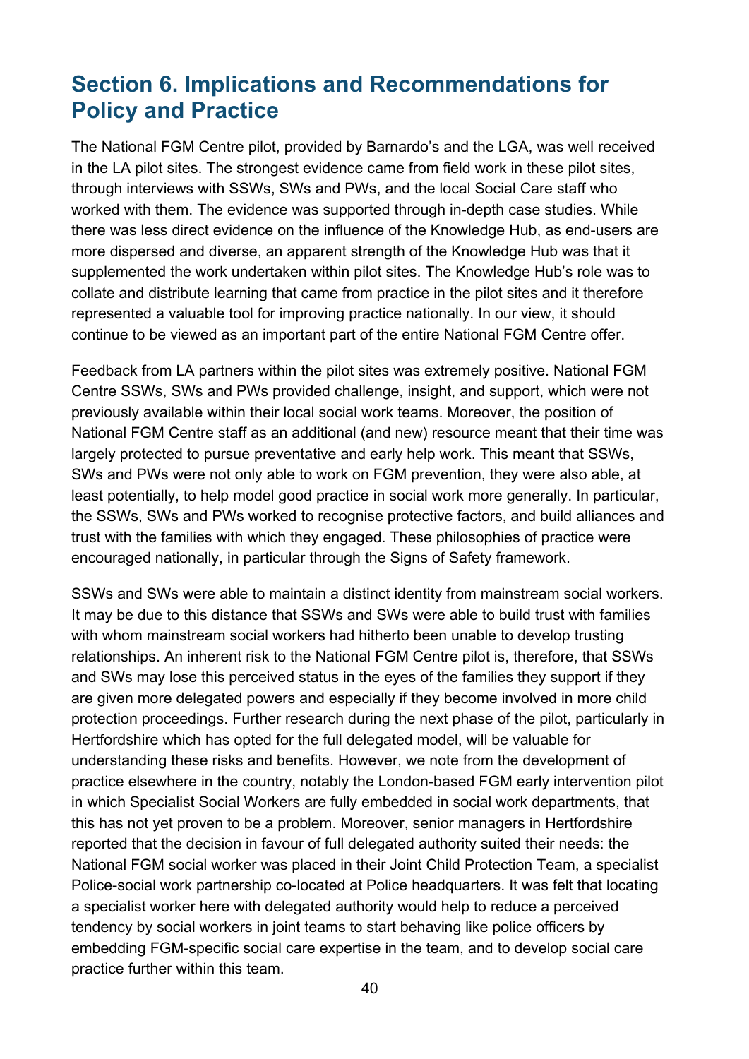# Section 6. Implications and Recommendations for Policy and Practice

The National FGM Centre pilot, provided by Barnardo's and the LGA, was well received in the LA pilot sites. The strongest evidence came from field work in these pilot sites, through interviews with SSWs, SWs and PWs, and the local Social Care staff who worked with them. The evidence was supported through in-depth case studies. While there was less direct evidence on the influence of the Knowledge Hub, as end-users are more dispersed and diverse, an apparent strength of the Knowledge Hub was that it supplemented the work undertaken within pilot sites. The Knowledge Hub's role was to collate and distribute learning that came from practice in the pilot sites and it therefore represented a valuable tool for improving practice nationally. In our view, it should continue to be viewed as an important part of the entire National FGM Centre offer.

Feedback from LA partners within the pilot sites was extremely positive. National FGM Centre SSWs, SWs and PWs provided challenge, insight, and support, which were not previously available within their local social work teams. Moreover, the position of National FGM Centre staff as an additional (and new) resource meant that their time was largely protected to pursue preventative and early help work. This meant that SSWs, SWs and PWs were not only able to work on FGM prevention, they were also able, at least potentially, to help model good practice in social work more generally. In particular, the SSWs, SWs and PWs worked to recognise protective factors, and build alliances and trust with the families with which they engaged. These philosophies of practice were encouraged nationally, in particular through the Signs of Safety framework.

SSWs and SWs were able to maintain a distinct identity from mainstream social workers. It may be due to this distance that SSWs and SWs were able to build trust with families with whom mainstream social workers had hitherto been unable to develop trusting relationships. An inherent risk to the National FGM Centre pilot is, therefore, that SSWs and SWs may lose this perceived status in the eyes of the families they support if they are given more delegated powers and especially if they become involved in more child protection proceedings. Further research during the next phase of the pilot, particularly in Hertfordshire which has opted for the full delegated model, will be valuable for understanding these risks and benefits. However, we note from the development of practice elsewhere in the country, notably the London-based FGM early intervention pilot in which Specialist Social Workers are fully embedded in social work departments, that this has not yet proven to be a problem. Moreover, senior managers in Hertfordshire reported that the decision in favour of full delegated authority suited their needs: the National FGM social worker was placed in their Joint Child Protection Team, a specialist Police-social work partnership co-located at Police headquarters. It was felt that locating a specialist worker here with delegated authority would help to reduce a perceived tendency by social workers in joint teams to start behaving like police officers by embedding FGM-specific social care expertise in the team, and to develop social care practice further within this team.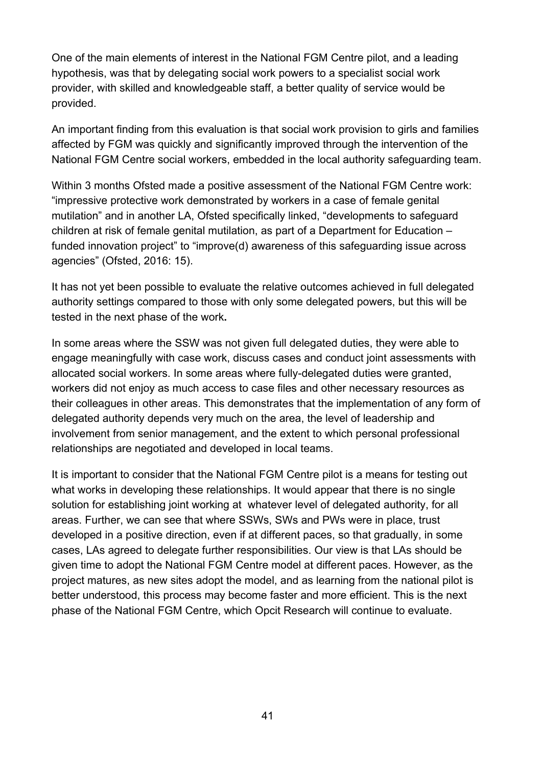One of the main elements of interest in the National FGM Centre pilot, and a leading hypothesis, was that by delegating social work powers to a specialist social work provider, with skilled and knowledgeable staff, a better quality of service would be provided.

An important finding from this evaluation is that social work provision to girls and families affected by FGM was quickly and significantly improved through the intervention of the National FGM Centre social workers, embedded in the local authority safeguarding team.

Within 3 months Ofsted made a positive assessment of the National FGM Centre work: "impressive protective work demonstrated by workers in a case of female genital mutilation" and in another LA, Ofsted specifically linked, "developments to safeguard children at risk of female genital mutilation, as part of a Department for Education – funded innovation project" to "improve(d) awareness of this safeguarding issue across agencies" (Ofsted, 2016: 15).

It has not yet been possible to evaluate the relative outcomes achieved in full delegated authority settings compared to those with only some delegated powers, but this will be tested in the next phase of the work**.**

In some areas where the SSW was not given full delegated duties, they were able to engage meaningfully with case work, discuss cases and conduct joint assessments with allocated social workers. In some areas where fully-delegated duties were granted, workers did not enjoy as much access to case files and other necessary resources as their colleagues in other areas. This demonstrates that the implementation of any form of delegated authority depends very much on the area, the level of leadership and involvement from senior management, and the extent to which personal professional relationships are negotiated and developed in local teams.

It is important to consider that the National FGM Centre pilot is a means for testing out what works in developing these relationships. It would appear that there is no single solution for establishing joint working at whatever level of delegated authority, for all areas. Further, we can see that where SSWs, SWs and PWs were in place, trust developed in a positive direction, even if at different paces, so that gradually, in some cases, LAs agreed to delegate further responsibilities. Our view is that LAs should be given time to adopt the National FGM Centre model at different paces. However, as the project matures, as new sites adopt the model, and as learning from the national pilot is better understood, this process may become faster and more efficient. This is the next phase of the National FGM Centre, which Opcit Research will continue to evaluate.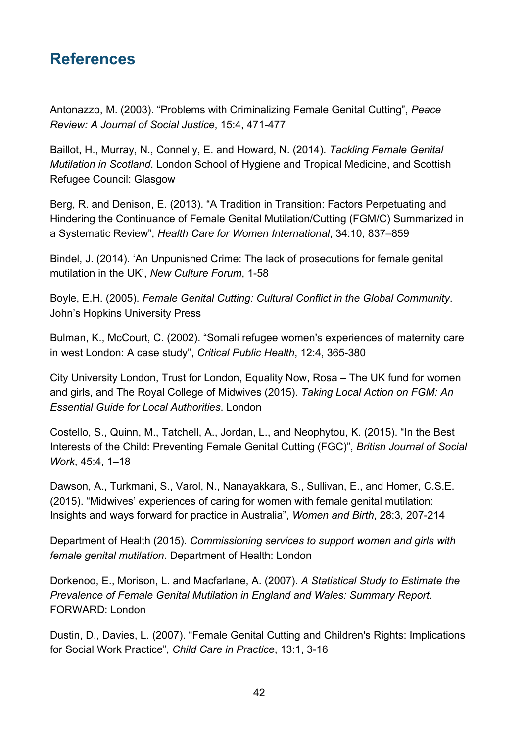## References

Antonazzo, M. (2003). “Problems with Criminalizing Female Genital Cutting”, *Peace Review: A Journal of Social Justice*, 15:4, 471-477

Baillot, H., Murray, N., Connelly, E. and Howard, N. (2014). *Tackling Female Genital Mutilation in Scotland*. London School of Hygiene and Tropical Medicine, and Scottish Refugee Council: Glasgow

Berg, R. and Denison, E. (2013). “A Tradition in Transition: Factors Perpetuating and Hindering the Continuance of Female Genital Mutilation/Cutting (FGM/C) Summarized in a Systematic Review”, *Health Care for Women International*, 34:10, 837–859

Bindel, J. (2014). ‘An Unpunished Crime: The lack of prosecutions for female genital mutilation in the UK’, *New Culture Forum*, 1-58

Boyle, E.H. (2005). *Female Genital Cutting: Cultural Conflict in the Global Community*. John’s Hopkins University Press

Bulman, K., McCourt, C. (2002). “Somali refugee women's experiences of maternity care in west London: A case study”, *Critical Public Health*, 12:4, 365-380

City University London, Trust for London, Equality Now, Rosa – The UK fund for women and girls, and The Royal College of Midwives (2015). *Taking Local Action on FGM: An Essential Guide for Local Authorities*. London

Costello, S., Quinn, M., Tatchell, A., Jordan, L., and Neophytou, K. (2015). “In the Best Interests of the Child: Preventing Female Genital Cutting (FGC)”, *British Journal of Social Work*, 45:4, 1–18

Dawson, A., Turkmani, S., Varol, N., Nanayakkara, S., Sullivan, E., and Homer, C.S.E. (2015). “Midwives’ experiences of caring for women with female genital mutilation: Insights and ways forward for practice in Australia”, *Women and Birth*, 28:3, 207-214

Department of Health (2015). *Commissioning services to support women and girls with female genital mutilation*. Department of Health: London

Dorkenoo, E., Morison, L. and Macfarlane, A. (2007). *A Statistical Study to Estimate the Prevalence of Female Genital Mutilation in England and Wales: Summary Report*. FORWARD: London

Dustin, D., Davies, L. (2007). “Female Genital Cutting and Children's Rights: Implications for Social Work Practice”, *Child Care in Practice*, 13:1, 3-16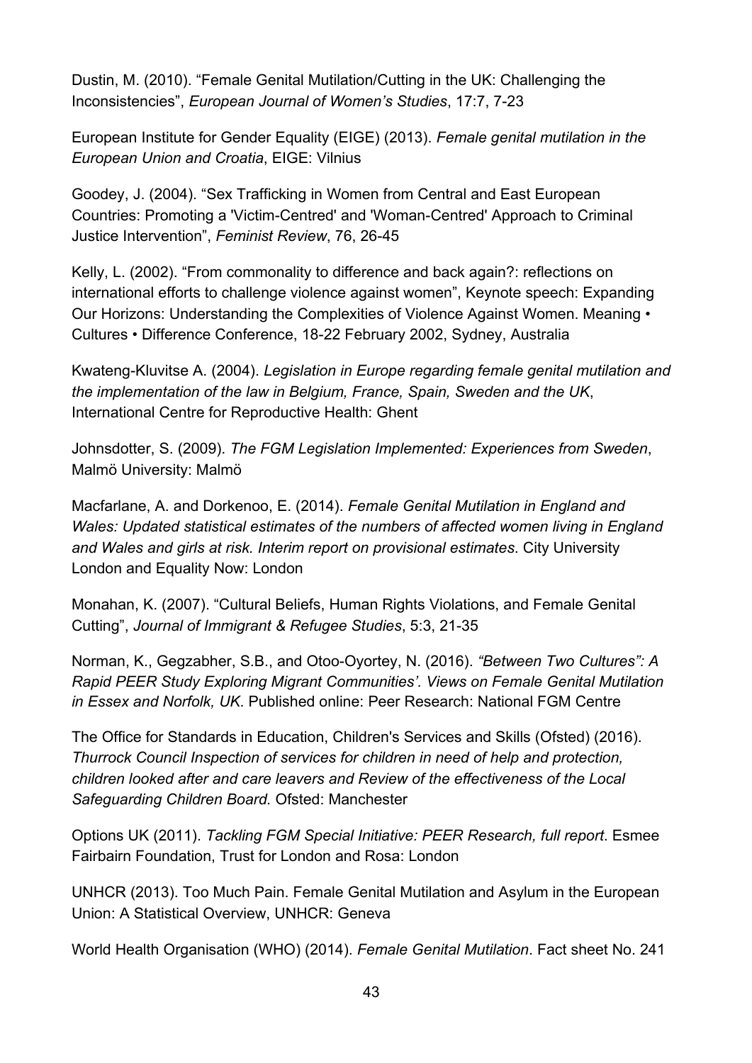Dustin, M. (2010). "Female Genital Mutilation/Cutting in the UK: Challenging the Inconsistencies", *European Journal of Women's Studies*, 17:7, 7-23

European Institute for Gender Equality (EIGE) (2013). *Female genital mutilation in the European Union and Croatia*, EIGE: Vilnius

Goodey, J. (2004). "Sex Trafficking in Women from Central and East European Countries: Promoting a 'Victim-Centred' and 'Woman-Centred' Approach to Criminal Justice Intervention", *Feminist Review*, 76, 26-45

Kelly, L. (2002). "From commonality to difference and back again?: reflections on international efforts to challenge violence against women", Keynote speech: Expanding Our Horizons: Understanding the Complexities of Violence Against Women. Meaning • Cultures • Difference Conference, 18-22 February 2002, Sydney, Australia

Kwateng-Kluvitse A. (2004). *Legislation in Europe regarding female genital mutilation and the implementation of the law in Belgium, France, Spain, Sweden and the UK*, International Centre for Reproductive Health: Ghent

Johnsdotter, S. (2009). *The FGM Legislation Implemented: Experiences from Sweden*, Malmö University: Malmö

Macfarlane, A. and Dorkenoo, E. (2014). *Female Genital Mutilation in England and Wales: Updated statistical estimates of the numbers of affected women living in England and Wales and girls at risk. Interim report on provisional estimates*. City University London and Equality Now: London

Monahan, K. (2007). "Cultural Beliefs, Human Rights Violations, and Female Genital Cutting", *Journal of Immigrant & Refugee Studies*, 5:3, 21-35

Norman, K., Gegzabher, S.B., and Otoo-Oyortey, N. (2016). *"Between Two Cultures": A Rapid PEER Study Exploring Migrant Communities'. Views on Female Genital Mutilation in Essex and Norfolk, UK*. Published online: Peer Research: National FGM Centre

The Office for Standards in Education, Children's Services and Skills (Ofsted) (2016). *Thurrock Council Inspection of services for children in need of help and protection, children looked after and care leavers and Review of the effectiveness of the Local Safeguarding Children Board.* Ofsted: Manchester

Options UK (2011). *Tackling FGM Special Initiative: PEER Research, full report*. Esmee Fairbairn Foundation, Trust for London and Rosa: London

UNHCR (2013). Too Much Pain. Female Genital Mutilation and Asylum in the European Union: A Statistical Overview, UNHCR: Geneva

World Health Organisation (WHO) (2014). *Female Genital Mutilation*. Fact sheet No. 241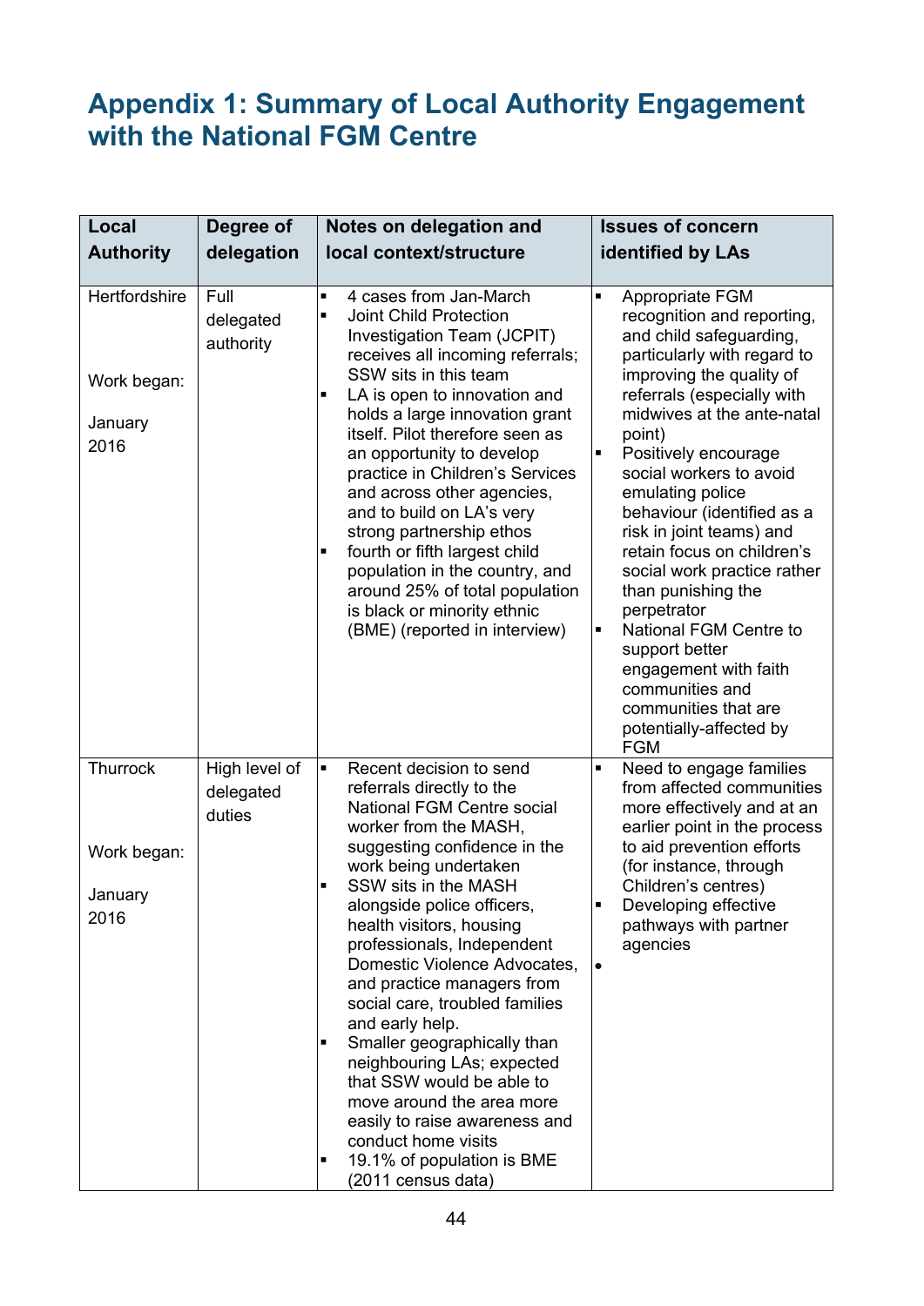# Appendix 1: Summary of Local Authority Engagement with the National FGM Centre

| Local Authority | Degree of delegation | Notes on delegation and local context/structure | Issues of concern identified by LAs |
|---|---|---|---|
| Hertfordshire<br><br>Work began:<br><br>January 2016 | Full delegated authority | ▪ 4 cases from Jan-March<br>▪ Joint Child Protection Investigation Team (JCPIT) receives all incoming referrals; SSW sits in this team<br>▪ LA is open to innovation and holds a large innovation grant itself. Pilot therefore seen as an opportunity to develop practice in Children's Services and across other agencies, and to build on LA's very strong partnership ethos<br>▪ fourth or fifth largest child population in the country, and around 25% of total population is black or minority ethnic (BME) (reported in interview) | ▪ Appropriate FGM recognition and reporting, and child safeguarding, particularly with regard to improving the quality of referrals (especially with midwives at the ante-natal point)<br>▪ Positively encourage social workers to avoid emulating police behaviour (identified as a risk in joint teams) and retain focus on children's social work practice rather than punishing the perpetrator<br>▪ National FGM Centre to support better engagement with faith communities and communities that are potentially-affected by FGM |
| Thurrock<br><br>Work began:<br><br>January 2016 | High level of delegated duties | ▪ Recent decision to send referrals directly to the National FGM Centre social worker from the MASH, suggesting confidence in the work being undertaken<br>▪ SSW sits in the MASH alongside police officers, health visitors, housing professionals, Independent Domestic Violence Advocates, and practice managers from social care, troubled families and early help.<br>▪ Smaller geographically than neighbouring LAs; expected that SSW would be able to move around the area more easily to raise awareness and conduct home visits<br>▪ 19.1% of population is BME (2011 census data) | ▪ Need to engage families from affected communities more effectively and at an earlier point in the process to aid prevention efforts (for instance, through Children's centres)<br>▪ Developing effective pathways with partner agencies<br>• |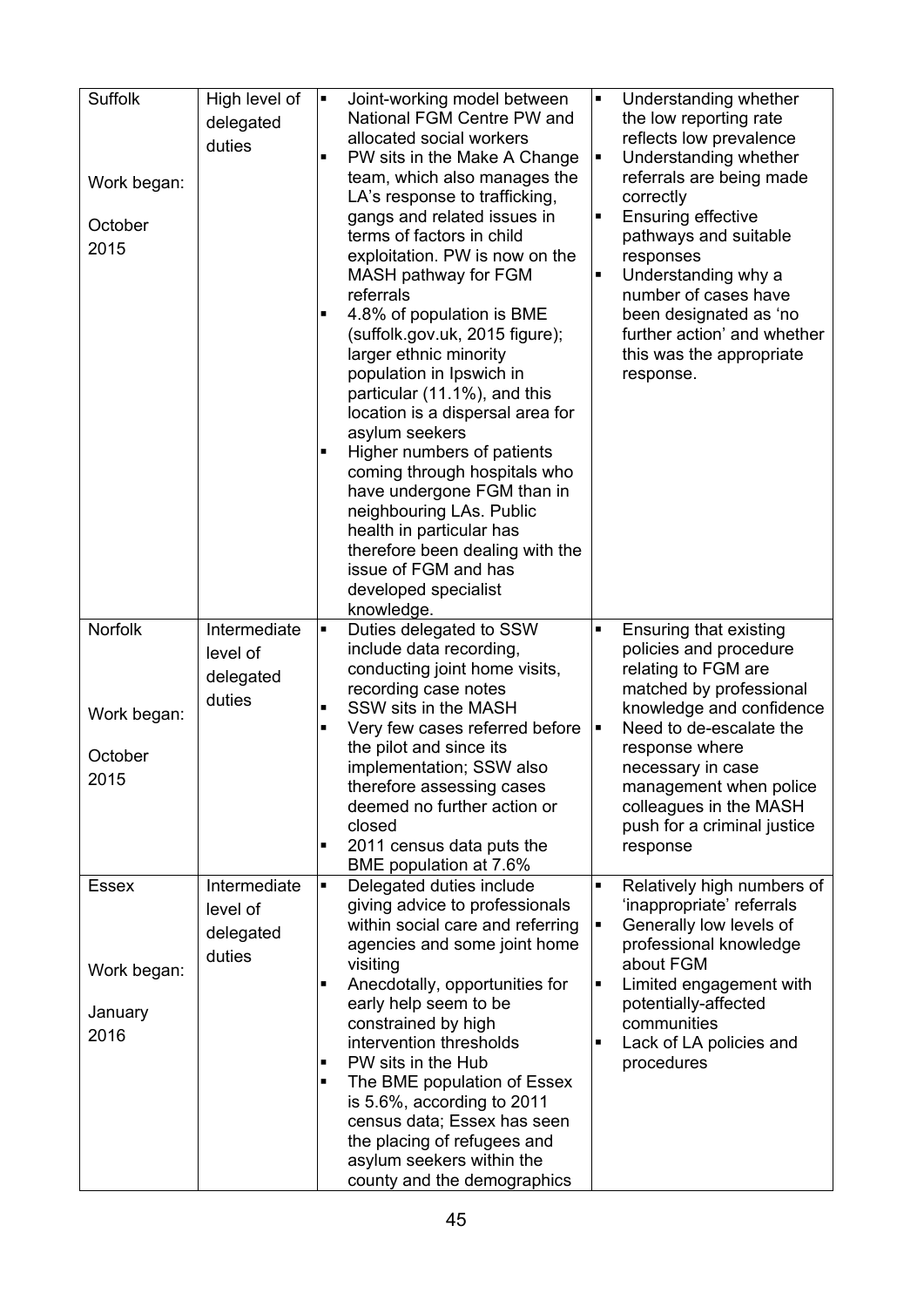| Suffolk<br><br>Work began:<br><br>October 2015 | High level of delegated duties | ▪ Joint-working model between National FGM Centre PW and allocated social workers<br>▪ PW sits in the Make A Change team, which also manages the LA's response to trafficking, gangs and related issues in terms of factors in child exploitation. PW is now on the MASH pathway for FGM referrals<br>▪ 4.8% of population is BME (suffolk.gov.uk, 2015 figure); larger ethnic minority population in Ipswich in particular (11.1%), and this location is a dispersal area for asylum seekers<br>▪ Higher numbers of patients coming through hospitals who have undergone FGM than in neighbouring LAs. Public health in particular has therefore been dealing with the issue of FGM and has developed specialist knowledge. | ▪ Understanding whether the low reporting rate reflects low prevalence<br>▪ Understanding whether referrals are being made correctly<br>▪ Ensuring effective pathways and suitable responses<br>▪ Understanding why a number of cases have been designated as 'no further action' and whether this was the appropriate response. |
|---|---|---|---|
| Norfolk<br><br>Work began:<br><br>October 2015 | Intermediate level of delegated duties | ▪ Duties delegated to SSW include data recording, conducting joint home visits, recording case notes<br>▪ SSW sits in the MASH<br>▪ Very few cases referred before the pilot and since its implementation; SSW also therefore assessing cases deemed no further action or closed<br>▪ 2011 census data puts the BME population at 7.6% | ▪ Ensuring that existing policies and procedure relating to FGM are matched by professional knowledge and confidence<br>▪ Need to de-escalate the response where necessary in case management when police colleagues in the MASH push for a criminal justice response |
| Essex<br><br>Work began:<br><br>January 2016 | Intermediate level of delegated duties | ▪ Delegated duties include giving advice to professionals within social care and referring agencies and some joint home visiting<br>▪ Anecdotally, opportunities for early help seem to be constrained by high intervention thresholds<br>▪ PW sits in the Hub<br>▪ The BME population of Essex is 5.6%, according to 2011 census data; Essex has seen the placing of refugees and asylum seekers within the county and the demographics | ▪ Relatively high numbers of 'inappropriate' referrals<br>▪ Generally low levels of professional knowledge about FGM<br>▪ Limited engagement with potentially-affected communities<br>▪ Lack of LA policies and procedures |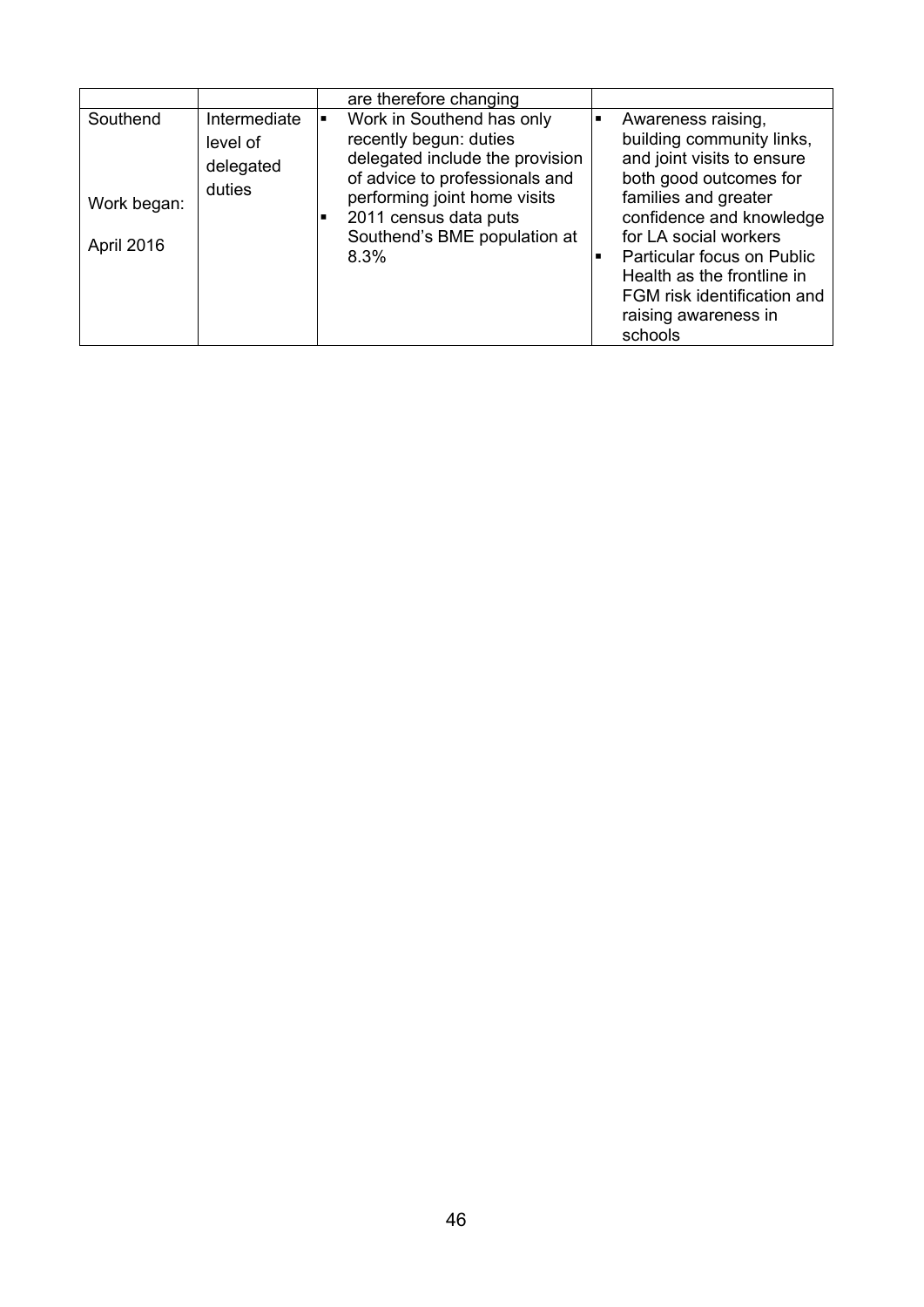| | | | |
|---|---|---|---|
| | | are therefore changing | |
| Southend<br><br>Work began:<br><br>April 2016 | Intermediate level of delegated duties | ▪ Work in Southend has only recently begun: duties delegated include the provision of advice to professionals and performing joint home visits<br>▪ 2011 census data puts Southend's BME population at 8.3% | ▪ Awareness raising, building community links, and joint visits to ensure both good outcomes for families and greater confidence and knowledge for LA social workers<br>▪ Particular focus on Public Health as the frontline in FGM risk identification and raising awareness in schools |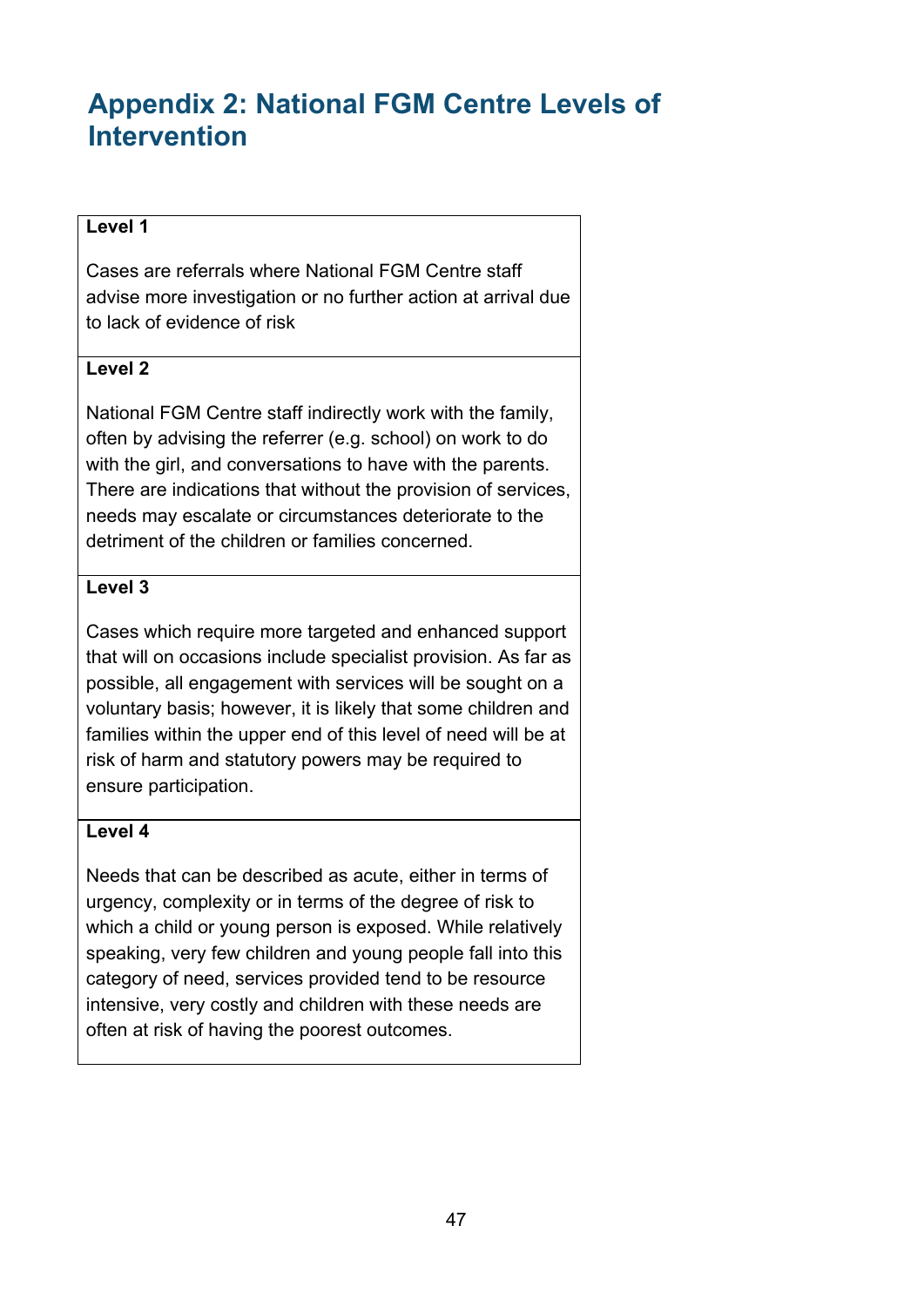# Appendix 2: National FGM Centre Levels of Intervention

| **Level 1** |
| --- |
| Cases are referrals where National FGM Centre staff advise more investigation or no further action at arrival due to lack of evidence of risk |
| **Level 2** |
| National FGM Centre staff indirectly work with the family, often by advising the referrer (e.g. school) on work to do with the girl, and conversations to have with the parents. There are indications that without the provision of services, needs may escalate or circumstances deteriorate to the detriment of the children or families concerned. |
| **Level 3** |
| Cases which require more targeted and enhanced support that will on occasions include specialist provision. As far as possible, all engagement with services will be sought on a voluntary basis; however, it is likely that some children and families within the upper end of this level of need will be at risk of harm and statutory powers may be required to ensure participation. |
| **Level 4** |
| Needs that can be described as acute, either in terms of urgency, complexity or in terms of the degree of risk to which a child or young person is exposed. While relatively speaking, very few children and young people fall into this category of need, services provided tend to be resource intensive, very costly and children with these needs are often at risk of having the poorest outcomes. |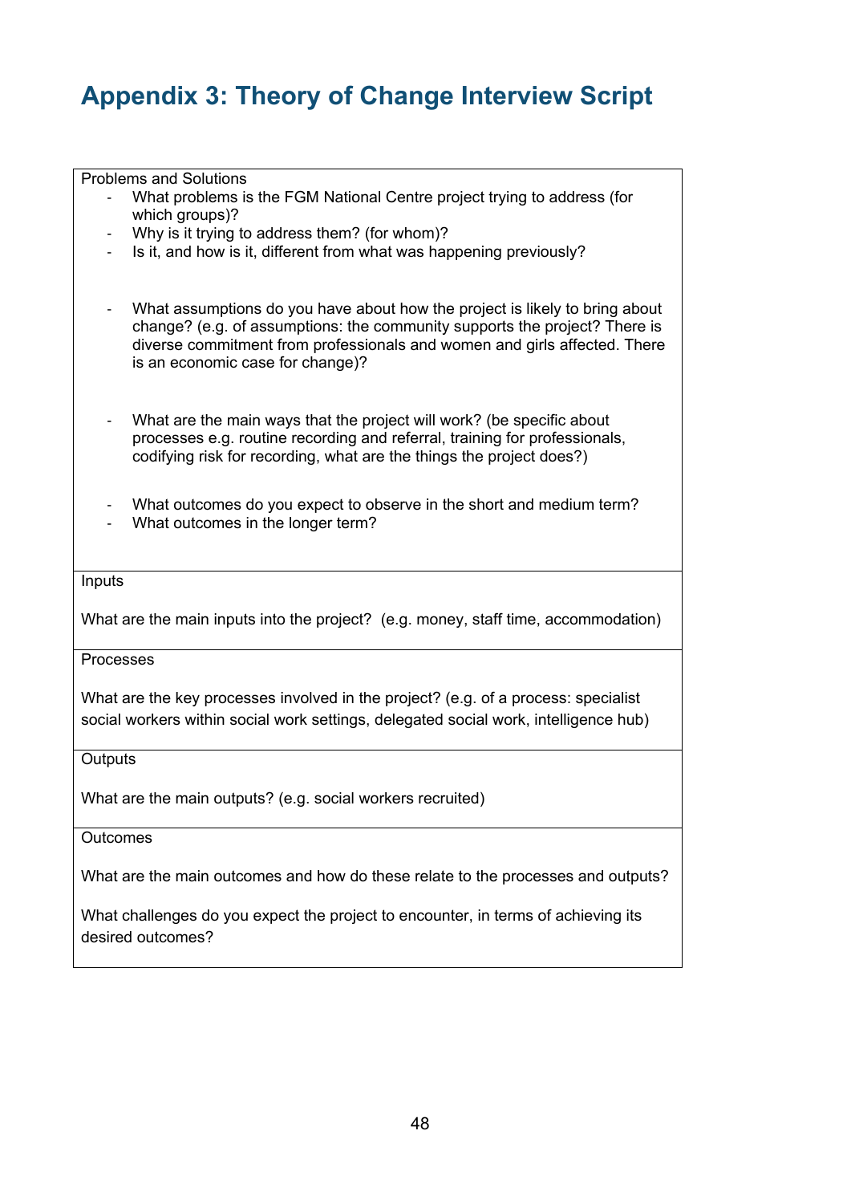# Appendix 3: Theory of Change Interview Script

Problems and Solutions

- What problems is the FGM National Centre project trying to address (for which groups)?
- Why is it trying to address them? (for whom)?
- Is it, and how is it, different from what was happening previously?

- What assumptions do you have about how the project is likely to bring about change? (e.g. of assumptions: the community supports the project? There is diverse commitment from professionals and women and girls affected. There is an economic case for change)?

- What are the main ways that the project will work? (be specific about processes e.g. routine recording and referral, training for professionals, codifying risk for recording, what are the things the project does?)

- What outcomes do you expect to observe in the short and medium term?
- What outcomes in the longer term?

Inputs

What are the main inputs into the project? (e.g. money, staff time, accommodation)

Processes

What are the key processes involved in the project? (e.g. of a process: specialist social workers within social work settings, delegated social work, intelligence hub)

Outputs

What are the main outputs? (e.g. social workers recruited)

Outcomes

What are the main outcomes and how do these relate to the processes and outputs?

What challenges do you expect the project to encounter, in terms of achieving its desired outcomes?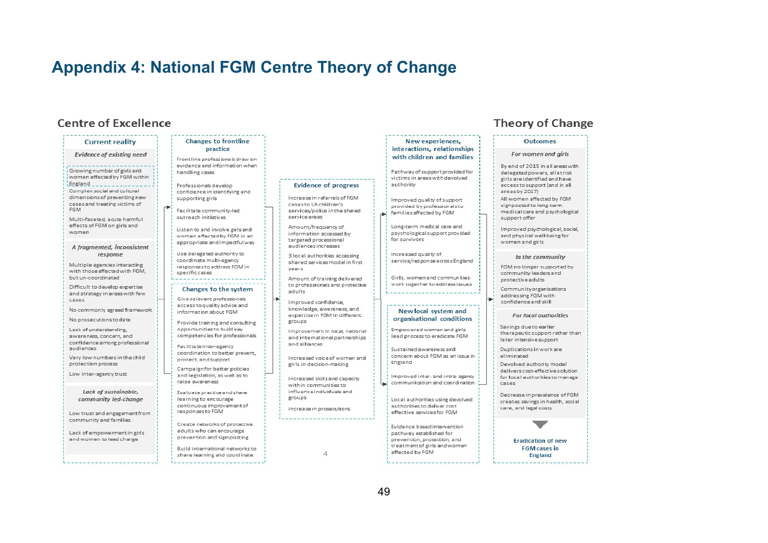# Appendix 4: National FGM Centre Theory of Change

## Centre of Excellence

### Current reality

*Evidence of existing need*

- Growing number of girls and women affected by FGM within England
- Complex social and cultural dimensions of preventing new cases and treating victims of FGM
- Multi-faceted, acute harmful effects of FGM on girls and women

*A fragmented, inconsistent response*

- Multiple agencies interacting with those affected with FGM, but un-coordinated
- Difficult to develop expertise and strategy in areas with few cases
- No commonly agreed framework
- No prosecutions to date
- Lack of understanding, awareness, concern, and confidence among professional audiences
- Very low numbers in the child protection process
- Low inter-agency trust

*Lack of sustainable, community led-change*

- Low trust and engagement from community and families
- Lack of empowerment in girls and women to lead change

### Changes to frontline practice

- Frontline professionals draw on evidence and information when handling cases
- Professionals develop confidence in identifying and supporting girls
- Facilitate community-led outreach initiatives
- Listen to and involve girls and women affected by FGM in an appropriate and impactful way
- Use delegated authority to coordinate multi-agency responses to address FGM in specific cases

### Changes to the system

- Give relevant professionals access to quality advice and information about FGM
- Provide training and consulting opportunities to build key competencies for professionals
- Facilitate inter-agency coordination to better prevent, protect, and support
- Campaign for better policies and legislation, as well as to raise awareness
- Evaluate practice and share learning to encourage continuous improvement of responses to FGM
- Create networks of protective adults who can encourage prevention and sign-posting
- Build international networks to share learning and coordinate

### Evidence of progress

- Increase in referrals of FGM cases to LA children's services/police in the shared service areas
- Amount/frequency of information accessed by targeted professional audiences increases
- 3 local authorities accessing shared services model in first years
- Amount of training delivered to professionals and protective adults
- Improved confidence, knowledge, awareness, and expertise in FGM in different groups
- Improvement in local, national and international partnerships and alliances
- Increased voice of women and girls in decision-making
- Increased skills and capacity within communities to influence individuals and groups
- Increase in prosecutions

4

### New experiences, interactions, relationships with children and families

- Pathway of support provided for victims in areas with devolved authority
- Improved quality of support provided by professionals to families affected by FGM
- Long-term medical care and psychological support provided for survivors
- Increased quality of service/response across England
- Girls, women and communities work together to address issues

### New local system and organisational conditions

- Empowered women and girls lead process to eradicate FGM
- Sustained awareness and concern about FGM as an issue in England
- Improved inter- and intra- agency communication and coordination
- Local authorities using devolved authorities to deliver cost effective services for FGM
- Evidence based intervention pathway established for prevention, protection, and treatment of girls and women affected by FGM

## Theory of Change

### Outcomes

*For women and girls*

- By end of 2015 in all areas with delegated powers, all at risk girls are identified and have access to support (and in all areas by 2017)
- All women affected by FGM signposted to long-term medical care and psychological support offer
- Improved psychological, social, and physical well-being for women and girls

*In the community*

- FGM no longer supported by community leaders and protective adults
- Community organisations addressing FGM with confidence and skill

*For local authorities*

- Savings due to earlier therapeutic support rather than later intensive support
- Duplications in work are eliminated
- Devolved authority model delivers cost-effective solution for local authorities to manage cases
- Decrease in prevalence of FGM creates savings in health, social care, and legal costs

**Eradication of new FGM cases in England**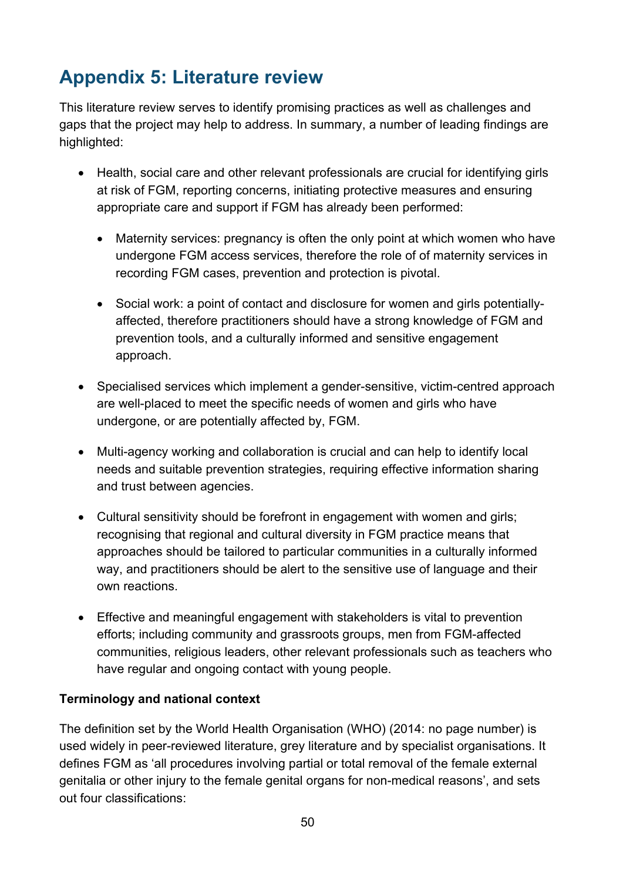# Appendix 5: Literature review

This literature review serves to identify promising practices as well as challenges and gaps that the project may help to address. In summary, a number of leading findings are highlighted:

- Health, social care and other relevant professionals are crucial for identifying girls at risk of FGM, reporting concerns, initiating protective measures and ensuring appropriate care and support if FGM has already been performed:
  - Maternity services: pregnancy is often the only point at which women who have undergone FGM access services, therefore the role of of maternity services in recording FGM cases, prevention and protection is pivotal.
  - Social work: a point of contact and disclosure for women and girls potentially-affected, therefore practitioners should have a strong knowledge of FGM and prevention tools, and a culturally informed and sensitive engagement approach.
- Specialised services which implement a gender-sensitive, victim-centred approach are well-placed to meet the specific needs of women and girls who have undergone, or are potentially affected by, FGM.
- Multi-agency working and collaboration is crucial and can help to identify local needs and suitable prevention strategies, requiring effective information sharing and trust between agencies.
- Cultural sensitivity should be forefront in engagement with women and girls; recognising that regional and cultural diversity in FGM practice means that approaches should be tailored to particular communities in a culturally informed way, and practitioners should be alert to the sensitive use of language and their own reactions.
- Effective and meaningful engagement with stakeholders is vital to prevention efforts; including community and grassroots groups, men from FGM-affected communities, religious leaders, other relevant professionals such as teachers who have regular and ongoing contact with young people.

**Terminology and national context**

The definition set by the World Health Organisation (WHO) (2014: no page number) is used widely in peer-reviewed literature, grey literature and by specialist organisations. It defines FGM as 'all procedures involving partial or total removal of the female external genitalia or other injury to the female genital organs for non-medical reasons', and sets out four classifications: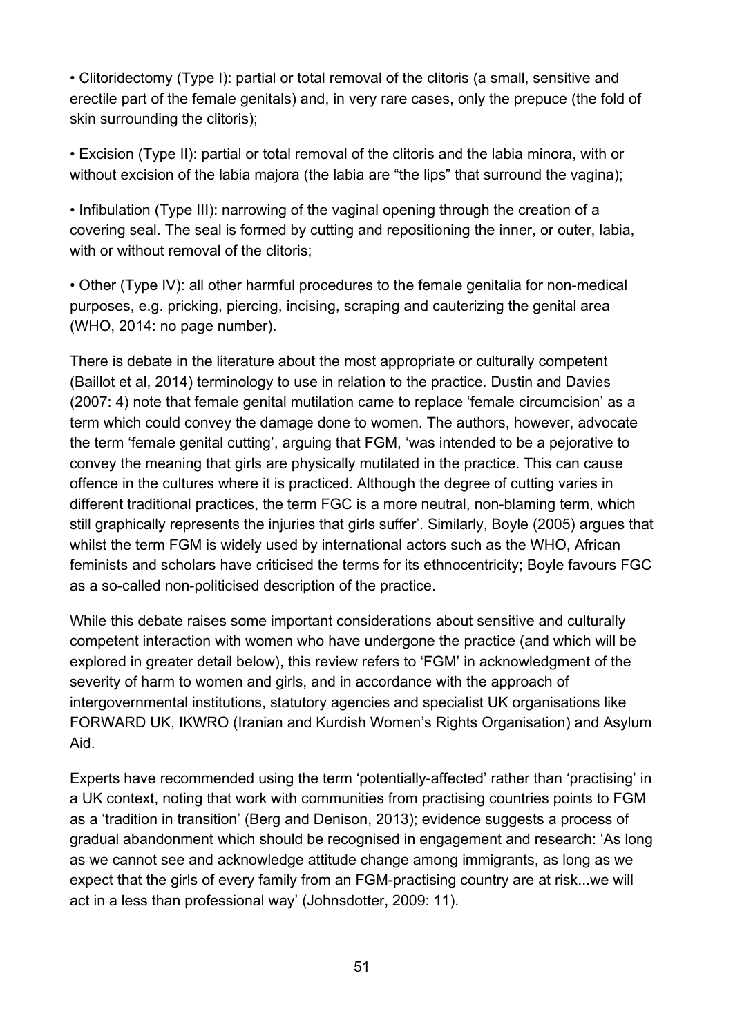- Clitoridectomy (Type I): partial or total removal of the clitoris (a small, sensitive and erectile part of the female genitals) and, in very rare cases, only the prepuce (the fold of skin surrounding the clitoris);

- Excision (Type II): partial or total removal of the clitoris and the labia minora, with or without excision of the labia majora (the labia are "the lips" that surround the vagina);

- Infibulation (Type III): narrowing of the vaginal opening through the creation of a covering seal. The seal is formed by cutting and repositioning the inner, or outer, labia, with or without removal of the clitoris;

- Other (Type IV): all other harmful procedures to the female genitalia for non-medical purposes, e.g. pricking, piercing, incising, scraping and cauterizing the genital area (WHO, 2014: no page number).

There is debate in the literature about the most appropriate or culturally competent (Baillot et al, 2014) terminology to use in relation to the practice. Dustin and Davies (2007: 4) note that female genital mutilation came to replace 'female circumcision' as a term which could convey the damage done to women. The authors, however, advocate the term 'female genital cutting', arguing that FGM, 'was intended to be a pejorative to convey the meaning that girls are physically mutilated in the practice. This can cause offence in the cultures where it is practiced. Although the degree of cutting varies in different traditional practices, the term FGC is a more neutral, non-blaming term, which still graphically represents the injuries that girls suffer'. Similarly, Boyle (2005) argues that whilst the term FGM is widely used by international actors such as the WHO, African feminists and scholars have criticised the terms for its ethnocentricity; Boyle favours FGC as a so-called non-politicised description of the practice.

While this debate raises some important considerations about sensitive and culturally competent interaction with women who have undergone the practice (and which will be explored in greater detail below), this review refers to 'FGM' in acknowledgment of the severity of harm to women and girls, and in accordance with the approach of intergovernmental institutions, statutory agencies and specialist UK organisations like FORWARD UK, IKWRO (Iranian and Kurdish Women's Rights Organisation) and Asylum Aid.

Experts have recommended using the term 'potentially-affected' rather than 'practising' in a UK context, noting that work with communities from practising countries points to FGM as a 'tradition in transition' (Berg and Denison, 2013); evidence suggests a process of gradual abandonment which should be recognised in engagement and research: 'As long as we cannot see and acknowledge attitude change among immigrants, as long as we expect that the girls of every family from an FGM-practising country are at risk...we will act in a less than professional way' (Johnsdotter, 2009: 11).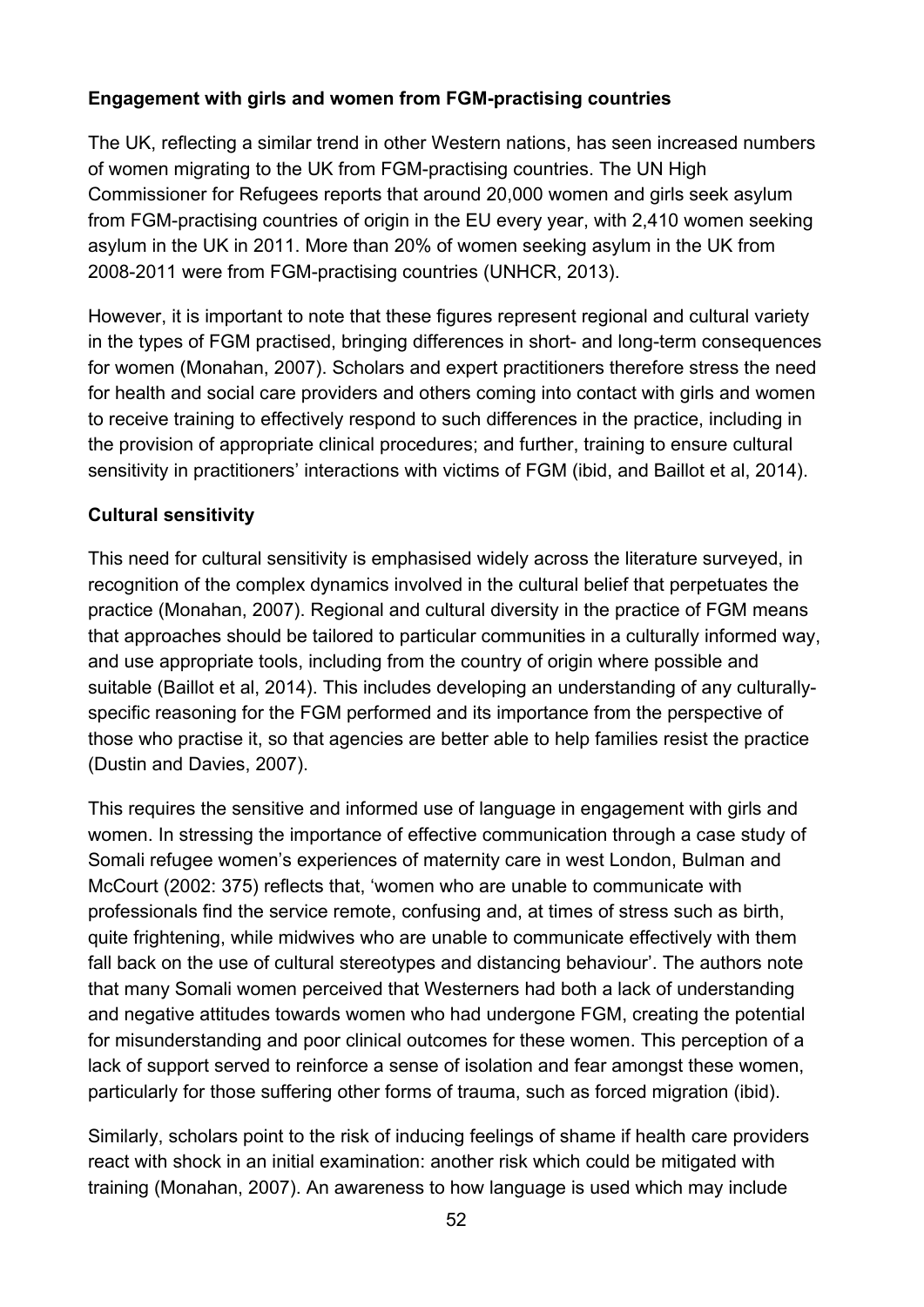**Engagement with girls and women from FGM-practising countries**

The UK, reflecting a similar trend in other Western nations, has seen increased numbers of women migrating to the UK from FGM-practising countries. The UN High Commissioner for Refugees reports that around 20,000 women and girls seek asylum from FGM-practising countries of origin in the EU every year, with 2,410 women seeking asylum in the UK in 2011. More than 20% of women seeking asylum in the UK from 2008-2011 were from FGM-practising countries (UNHCR, 2013).

However, it is important to note that these figures represent regional and cultural variety in the types of FGM practised, bringing differences in short- and long-term consequences for women (Monahan, 2007). Scholars and expert practitioners therefore stress the need for health and social care providers and others coming into contact with girls and women to receive training to effectively respond to such differences in the practice, including in the provision of appropriate clinical procedures; and further, training to ensure cultural sensitivity in practitioners' interactions with victims of FGM (ibid, and Baillot et al, 2014).

**Cultural sensitivity**

This need for cultural sensitivity is emphasised widely across the literature surveyed, in recognition of the complex dynamics involved in the cultural belief that perpetuates the practice (Monahan, 2007). Regional and cultural diversity in the practice of FGM means that approaches should be tailored to particular communities in a culturally informed way, and use appropriate tools, including from the country of origin where possible and suitable (Baillot et al, 2014). This includes developing an understanding of any culturally-specific reasoning for the FGM performed and its importance from the perspective of those who practise it, so that agencies are better able to help families resist the practice (Dustin and Davies, 2007).

This requires the sensitive and informed use of language in engagement with girls and women. In stressing the importance of effective communication through a case study of Somali refugee women's experiences of maternity care in west London, Bulman and McCourt (2002: 375) reflects that, 'women who are unable to communicate with professionals find the service remote, confusing and, at times of stress such as birth, quite frightening, while midwives who are unable to communicate effectively with them fall back on the use of cultural stereotypes and distancing behaviour'. The authors note that many Somali women perceived that Westerners had both a lack of understanding and negative attitudes towards women who had undergone FGM, creating the potential for misunderstanding and poor clinical outcomes for these women. This perception of a lack of support served to reinforce a sense of isolation and fear amongst these women, particularly for those suffering other forms of trauma, such as forced migration (ibid).

Similarly, scholars point to the risk of inducing feelings of shame if health care providers react with shock in an initial examination: another risk which could be mitigated with training (Monahan, 2007). An awareness to how language is used which may include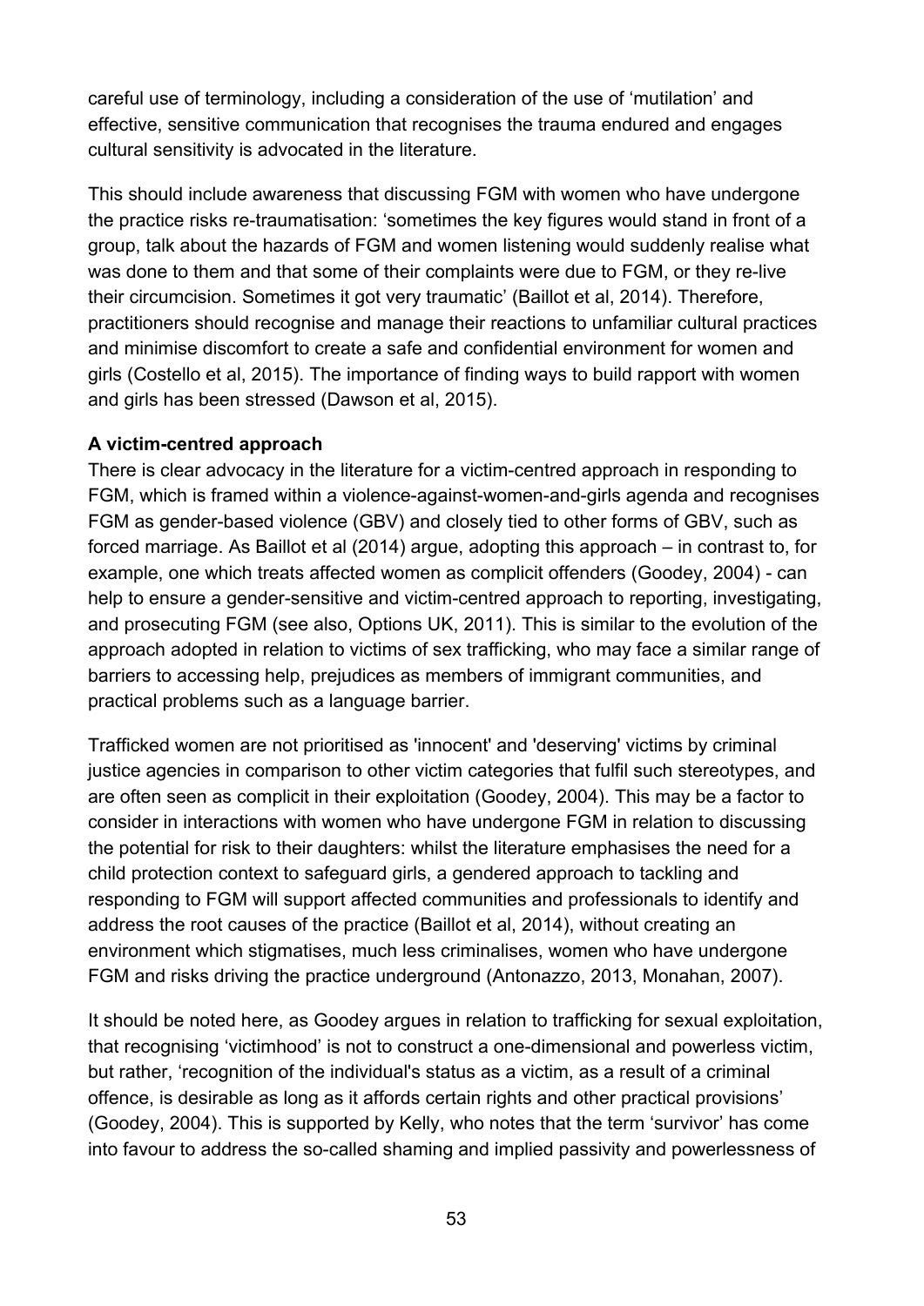careful use of terminology, including a consideration of the use of 'mutilation' and effective, sensitive communication that recognises the trauma endured and engages cultural sensitivity is advocated in the literature.

This should include awareness that discussing FGM with women who have undergone the practice risks re-traumatisation: 'sometimes the key figures would stand in front of a group, talk about the hazards of FGM and women listening would suddenly realise what was done to them and that some of their complaints were due to FGM, or they re-live their circumcision. Sometimes it got very traumatic' (Baillot et al, 2014). Therefore, practitioners should recognise and manage their reactions to unfamiliar cultural practices and minimise discomfort to create a safe and confidential environment for women and girls (Costello et al, 2015). The importance of finding ways to build rapport with women and girls has been stressed (Dawson et al, 2015).

**A victim-centred approach**

There is clear advocacy in the literature for a victim-centred approach in responding to FGM, which is framed within a violence-against-women-and-girls agenda and recognises FGM as gender-based violence (GBV) and closely tied to other forms of GBV, such as forced marriage. As Baillot et al (2014) argue, adopting this approach – in contrast to, for example, one which treats affected women as complicit offenders (Goodey, 2004) - can help to ensure a gender-sensitive and victim-centred approach to reporting, investigating, and prosecuting FGM (see also, Options UK, 2011). This is similar to the evolution of the approach adopted in relation to victims of sex trafficking, who may face a similar range of barriers to accessing help, prejudices as members of immigrant communities, and practical problems such as a language barrier.

Trafficked women are not prioritised as 'innocent' and 'deserving' victims by criminal justice agencies in comparison to other victim categories that fulfil such stereotypes, and are often seen as complicit in their exploitation (Goodey, 2004). This may be a factor to consider in interactions with women who have undergone FGM in relation to discussing the potential for risk to their daughters: whilst the literature emphasises the need for a child protection context to safeguard girls, a gendered approach to tackling and responding to FGM will support affected communities and professionals to identify and address the root causes of the practice (Baillot et al, 2014), without creating an environment which stigmatises, much less criminalises, women who have undergone FGM and risks driving the practice underground (Antonazzo, 2013, Monahan, 2007).

It should be noted here, as Goodey argues in relation to trafficking for sexual exploitation, that recognising 'victimhood' is not to construct a one-dimensional and powerless victim, but rather, 'recognition of the individual's status as a victim, as a result of a criminal offence, is desirable as long as it affords certain rights and other practical provisions' (Goodey, 2004). This is supported by Kelly, who notes that the term 'survivor' has come into favour to address the so-called shaming and implied passivity and powerlessness of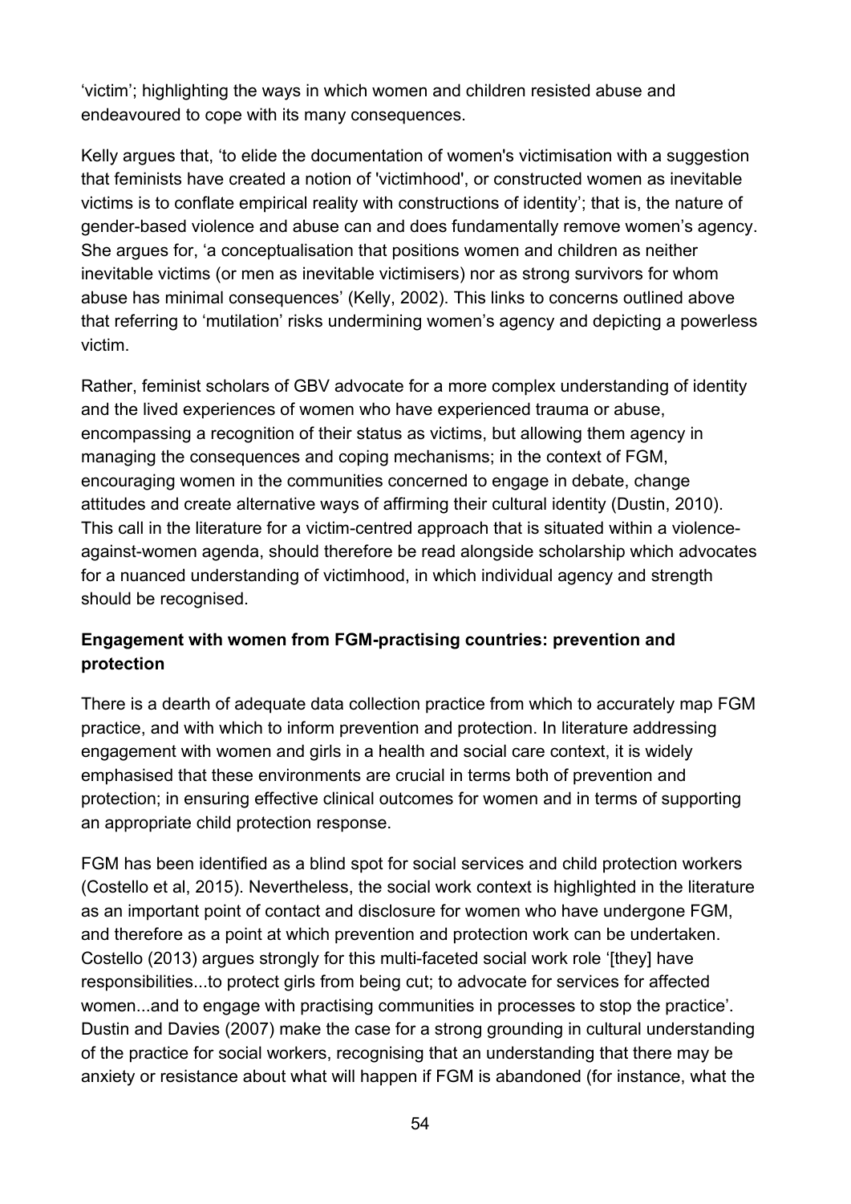'victim'; highlighting the ways in which women and children resisted abuse and endeavoured to cope with its many consequences.

Kelly argues that, 'to elide the documentation of women's victimisation with a suggestion that feminists have created a notion of 'victimhood', or constructed women as inevitable victims is to conflate empirical reality with constructions of identity'; that is, the nature of gender-based violence and abuse can and does fundamentally remove women's agency. She argues for, 'a conceptualisation that positions women and children as neither inevitable victims (or men as inevitable victimisers) nor as strong survivors for whom abuse has minimal consequences' (Kelly, 2002). This links to concerns outlined above that referring to 'mutilation' risks undermining women's agency and depicting a powerless victim.

Rather, feminist scholars of GBV advocate for a more complex understanding of identity and the lived experiences of women who have experienced trauma or abuse, encompassing a recognition of their status as victims, but allowing them agency in managing the consequences and coping mechanisms; in the context of FGM, encouraging women in the communities concerned to engage in debate, change attitudes and create alternative ways of affirming their cultural identity (Dustin, 2010). This call in the literature for a victim-centred approach that is situated within a violence-against-women agenda, should therefore be read alongside scholarship which advocates for a nuanced understanding of victimhood, in which individual agency and strength should be recognised.

**Engagement with women from FGM-practising countries: prevention and protection**

There is a dearth of adequate data collection practice from which to accurately map FGM practice, and with which to inform prevention and protection. In literature addressing engagement with women and girls in a health and social care context, it is widely emphasised that these environments are crucial in terms both of prevention and protection; in ensuring effective clinical outcomes for women and in terms of supporting an appropriate child protection response.

FGM has been identified as a blind spot for social services and child protection workers (Costello et al, 2015). Nevertheless, the social work context is highlighted in the literature as an important point of contact and disclosure for women who have undergone FGM, and therefore as a point at which prevention and protection work can be undertaken. Costello (2013) argues strongly for this multi-faceted social work role '[they] have responsibilities...to protect girls from being cut; to advocate for services for affected women...and to engage with practising communities in processes to stop the practice'. Dustin and Davies (2007) make the case for a strong grounding in cultural understanding of the practice for social workers, recognising that an understanding that there may be anxiety or resistance about what will happen if FGM is abandoned (for instance, what the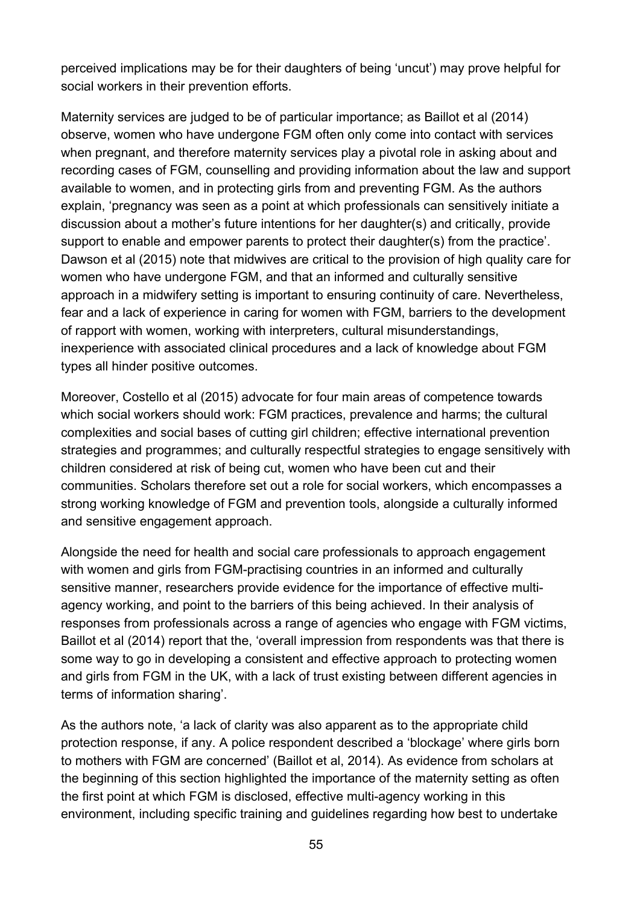perceived implications may be for their daughters of being 'uncut') may prove helpful for social workers in their prevention efforts.

Maternity services are judged to be of particular importance; as Baillot et al (2014) observe, women who have undergone FGM often only come into contact with services when pregnant, and therefore maternity services play a pivotal role in asking about and recording cases of FGM, counselling and providing information about the law and support available to women, and in protecting girls from and preventing FGM. As the authors explain, 'pregnancy was seen as a point at which professionals can sensitively initiate a discussion about a mother's future intentions for her daughter(s) and critically, provide support to enable and empower parents to protect their daughter(s) from the practice'. Dawson et al (2015) note that midwives are critical to the provision of high quality care for women who have undergone FGM, and that an informed and culturally sensitive approach in a midwifery setting is important to ensuring continuity of care. Nevertheless, fear and a lack of experience in caring for women with FGM, barriers to the development of rapport with women, working with interpreters, cultural misunderstandings, inexperience with associated clinical procedures and a lack of knowledge about FGM types all hinder positive outcomes.

Moreover, Costello et al (2015) advocate for four main areas of competence towards which social workers should work: FGM practices, prevalence and harms; the cultural complexities and social bases of cutting girl children; effective international prevention strategies and programmes; and culturally respectful strategies to engage sensitively with children considered at risk of being cut, women who have been cut and their communities. Scholars therefore set out a role for social workers, which encompasses a strong working knowledge of FGM and prevention tools, alongside a culturally informed and sensitive engagement approach.

Alongside the need for health and social care professionals to approach engagement with women and girls from FGM-practising countries in an informed and culturally sensitive manner, researchers provide evidence for the importance of effective multi-agency working, and point to the barriers of this being achieved. In their analysis of responses from professionals across a range of agencies who engage with FGM victims, Baillot et al (2014) report that the, 'overall impression from respondents was that there is some way to go in developing a consistent and effective approach to protecting women and girls from FGM in the UK, with a lack of trust existing between different agencies in terms of information sharing'.

As the authors note, 'a lack of clarity was also apparent as to the appropriate child protection response, if any. A police respondent described a 'blockage' where girls born to mothers with FGM are concerned' (Baillot et al, 2014). As evidence from scholars at the beginning of this section highlighted the importance of the maternity setting as often the first point at which FGM is disclosed, effective multi-agency working in this environment, including specific training and guidelines regarding how best to undertake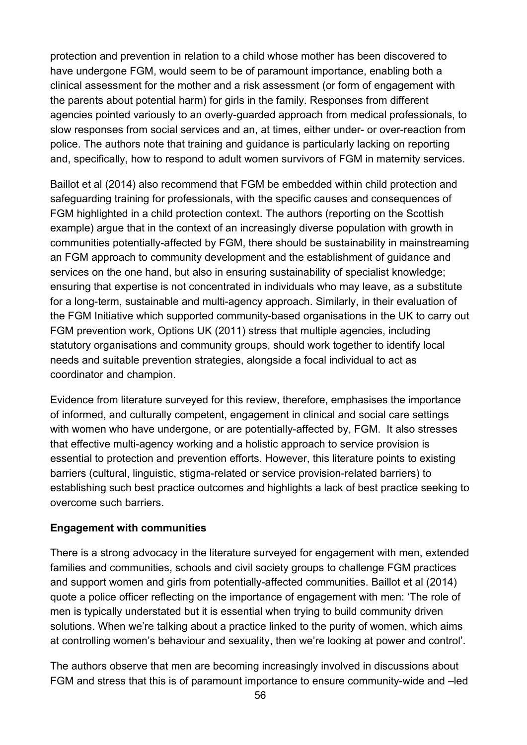protection and prevention in relation to a child whose mother has been discovered to have undergone FGM, would seem to be of paramount importance, enabling both a clinical assessment for the mother and a risk assessment (or form of engagement with the parents about potential harm) for girls in the family. Responses from different agencies pointed variously to an overly-guarded approach from medical professionals, to slow responses from social services and an, at times, either under- or over-reaction from police. The authors note that training and guidance is particularly lacking on reporting and, specifically, how to respond to adult women survivors of FGM in maternity services.

Baillot et al (2014) also recommend that FGM be embedded within child protection and safeguarding training for professionals, with the specific causes and consequences of FGM highlighted in a child protection context. The authors (reporting on the Scottish example) argue that in the context of an increasingly diverse population with growth in communities potentially-affected by FGM, there should be sustainability in mainstreaming an FGM approach to community development and the establishment of guidance and services on the one hand, but also in ensuring sustainability of specialist knowledge; ensuring that expertise is not concentrated in individuals who may leave, as a substitute for a long-term, sustainable and multi-agency approach. Similarly, in their evaluation of the FGM Initiative which supported community-based organisations in the UK to carry out FGM prevention work, Options UK (2011) stress that multiple agencies, including statutory organisations and community groups, should work together to identify local needs and suitable prevention strategies, alongside a focal individual to act as coordinator and champion.

Evidence from literature surveyed for this review, therefore, emphasises the importance of informed, and culturally competent, engagement in clinical and social care settings with women who have undergone, or are potentially-affected by, FGM. It also stresses that effective multi-agency working and a holistic approach to service provision is essential to protection and prevention efforts. However, this literature points to existing barriers (cultural, linguistic, stigma-related or service provision-related barriers) to establishing such best practice outcomes and highlights a lack of best practice seeking to overcome such barriers.

**Engagement with communities**

There is a strong advocacy in the literature surveyed for engagement with men, extended families and communities, schools and civil society groups to challenge FGM practices and support women and girls from potentially-affected communities. Baillot et al (2014) quote a police officer reflecting on the importance of engagement with men: 'The role of men is typically understated but it is essential when trying to build community driven solutions. When we're talking about a practice linked to the purity of women, which aims at controlling women's behaviour and sexuality, then we're looking at power and control'.

The authors observe that men are becoming increasingly involved in discussions about FGM and stress that this is of paramount importance to ensure community-wide and –led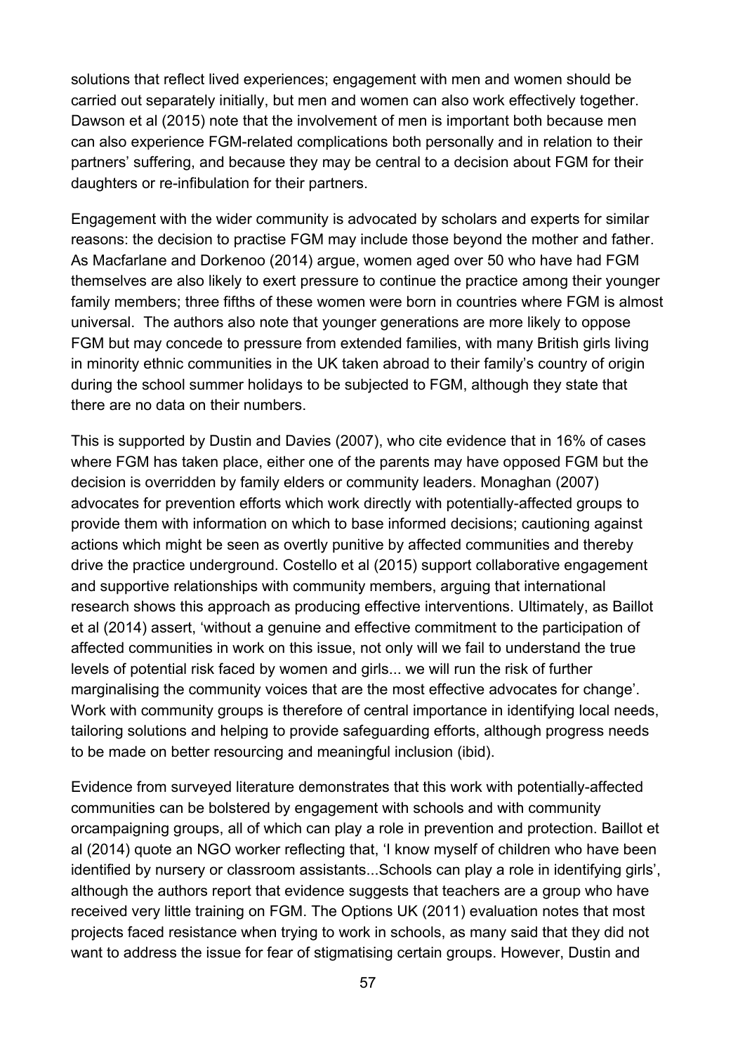solutions that reflect lived experiences; engagement with men and women should be carried out separately initially, but men and women can also work effectively together. Dawson et al (2015) note that the involvement of men is important both because men can also experience FGM-related complications both personally and in relation to their partners' suffering, and because they may be central to a decision about FGM for their daughters or re-infibulation for their partners.

Engagement with the wider community is advocated by scholars and experts for similar reasons: the decision to practise FGM may include those beyond the mother and father. As Macfarlane and Dorkenoo (2014) argue, women aged over 50 who have had FGM themselves are also likely to exert pressure to continue the practice among their younger family members; three fifths of these women were born in countries where FGM is almost universal. The authors also note that younger generations are more likely to oppose FGM but may concede to pressure from extended families, with many British girls living in minority ethnic communities in the UK taken abroad to their family's country of origin during the school summer holidays to be subjected to FGM, although they state that there are no data on their numbers.

This is supported by Dustin and Davies (2007), who cite evidence that in 16% of cases where FGM has taken place, either one of the parents may have opposed FGM but the decision is overridden by family elders or community leaders. Monaghan (2007) advocates for prevention efforts which work directly with potentially-affected groups to provide them with information on which to base informed decisions; cautioning against actions which might be seen as overtly punitive by affected communities and thereby drive the practice underground. Costello et al (2015) support collaborative engagement and supportive relationships with community members, arguing that international research shows this approach as producing effective interventions. Ultimately, as Baillot et al (2014) assert, 'without a genuine and effective commitment to the participation of affected communities in work on this issue, not only will we fail to understand the true levels of potential risk faced by women and girls... we will run the risk of further marginalising the community voices that are the most effective advocates for change'. Work with community groups is therefore of central importance in identifying local needs, tailoring solutions and helping to provide safeguarding efforts, although progress needs to be made on better resourcing and meaningful inclusion (ibid).

Evidence from surveyed literature demonstrates that this work with potentially-affected communities can be bolstered by engagement with schools and with community orcampaigning groups, all of which can play a role in prevention and protection. Baillot et al (2014) quote an NGO worker reflecting that, 'I know myself of children who have been identified by nursery or classroom assistants...Schools can play a role in identifying girls', although the authors report that evidence suggests that teachers are a group who have received very little training on FGM. The Options UK (2011) evaluation notes that most projects faced resistance when trying to work in schools, as many said that they did not want to address the issue for fear of stigmatising certain groups. However, Dustin and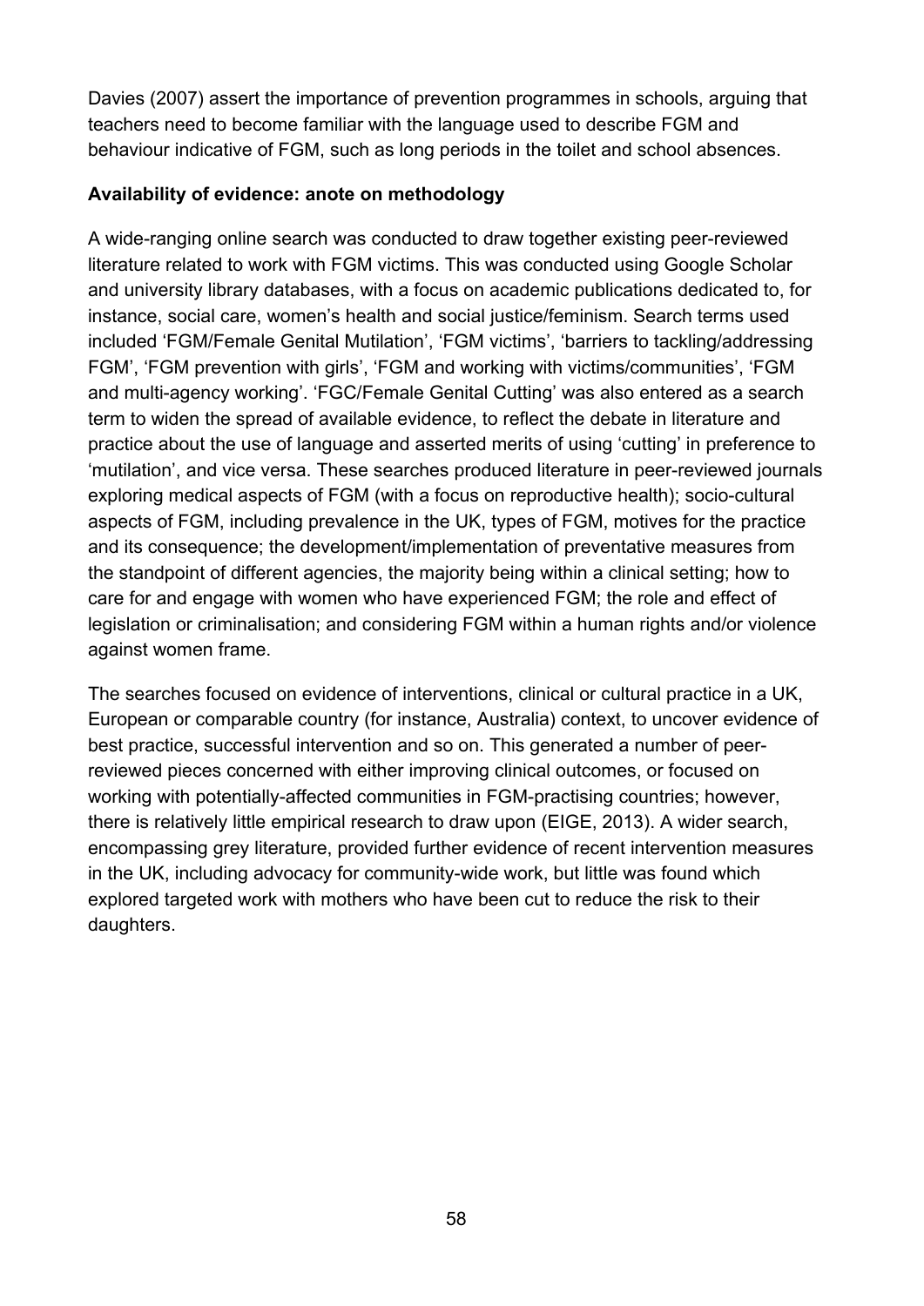Davies (2007) assert the importance of prevention programmes in schools, arguing that teachers need to become familiar with the language used to describe FGM and behaviour indicative of FGM, such as long periods in the toilet and school absences.

**Availability of evidence: anote on methodology**

A wide-ranging online search was conducted to draw together existing peer-reviewed literature related to work with FGM victims. This was conducted using Google Scholar and university library databases, with a focus on academic publications dedicated to, for instance, social care, women's health and social justice/feminism. Search terms used included 'FGM/Female Genital Mutilation', 'FGM victims', 'barriers to tackling/addressing FGM', 'FGM prevention with girls', 'FGM and working with victims/communities', 'FGM and multi-agency working'. 'FGC/Female Genital Cutting' was also entered as a search term to widen the spread of available evidence, to reflect the debate in literature and practice about the use of language and asserted merits of using 'cutting' in preference to 'mutilation', and vice versa. These searches produced literature in peer-reviewed journals exploring medical aspects of FGM (with a focus on reproductive health); socio-cultural aspects of FGM, including prevalence in the UK, types of FGM, motives for the practice and its consequence; the development/implementation of preventative measures from the standpoint of different agencies, the majority being within a clinical setting; how to care for and engage with women who have experienced FGM; the role and effect of legislation or criminalisation; and considering FGM within a human rights and/or violence against women frame.

The searches focused on evidence of interventions, clinical or cultural practice in a UK, European or comparable country (for instance, Australia) context, to uncover evidence of best practice, successful intervention and so on. This generated a number of peer-reviewed pieces concerned with either improving clinical outcomes, or focused on working with potentially-affected communities in FGM-practising countries; however, there is relatively little empirical research to draw upon (EIGE, 2013). A wider search, encompassing grey literature, provided further evidence of recent intervention measures in the UK, including advocacy for community-wide work, but little was found which explored targeted work with mothers who have been cut to reduce the risk to their daughters.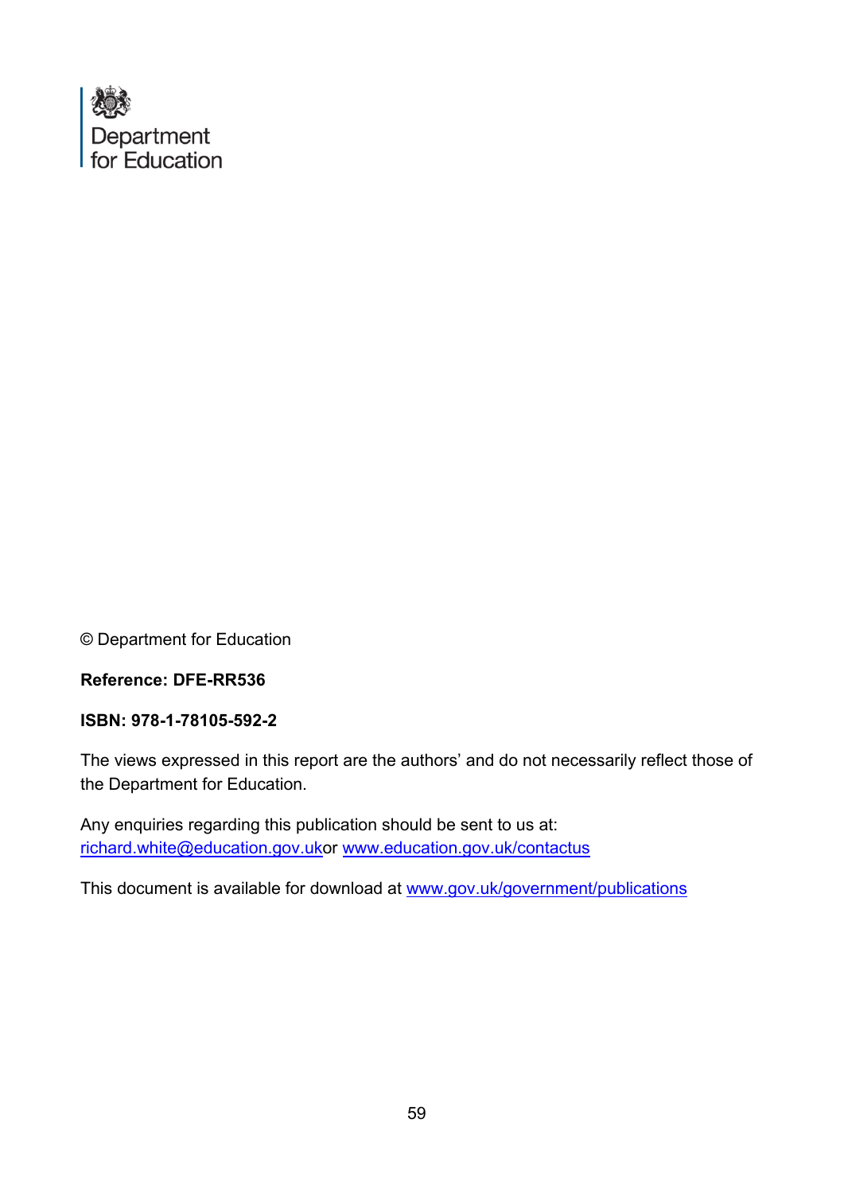Department
for Education

© Department for Education

**Reference: DFE-RR536**

**ISBN: 978-1-78105-592-2**

The views expressed in this report are the authors' and do not necessarily reflect those of the Department for Education.

Any enquiries regarding this publication should be sent to us at: richard.white@education.gov.ukor www.education.gov.uk/contactus

This document is available for download at www.gov.uk/government/publications